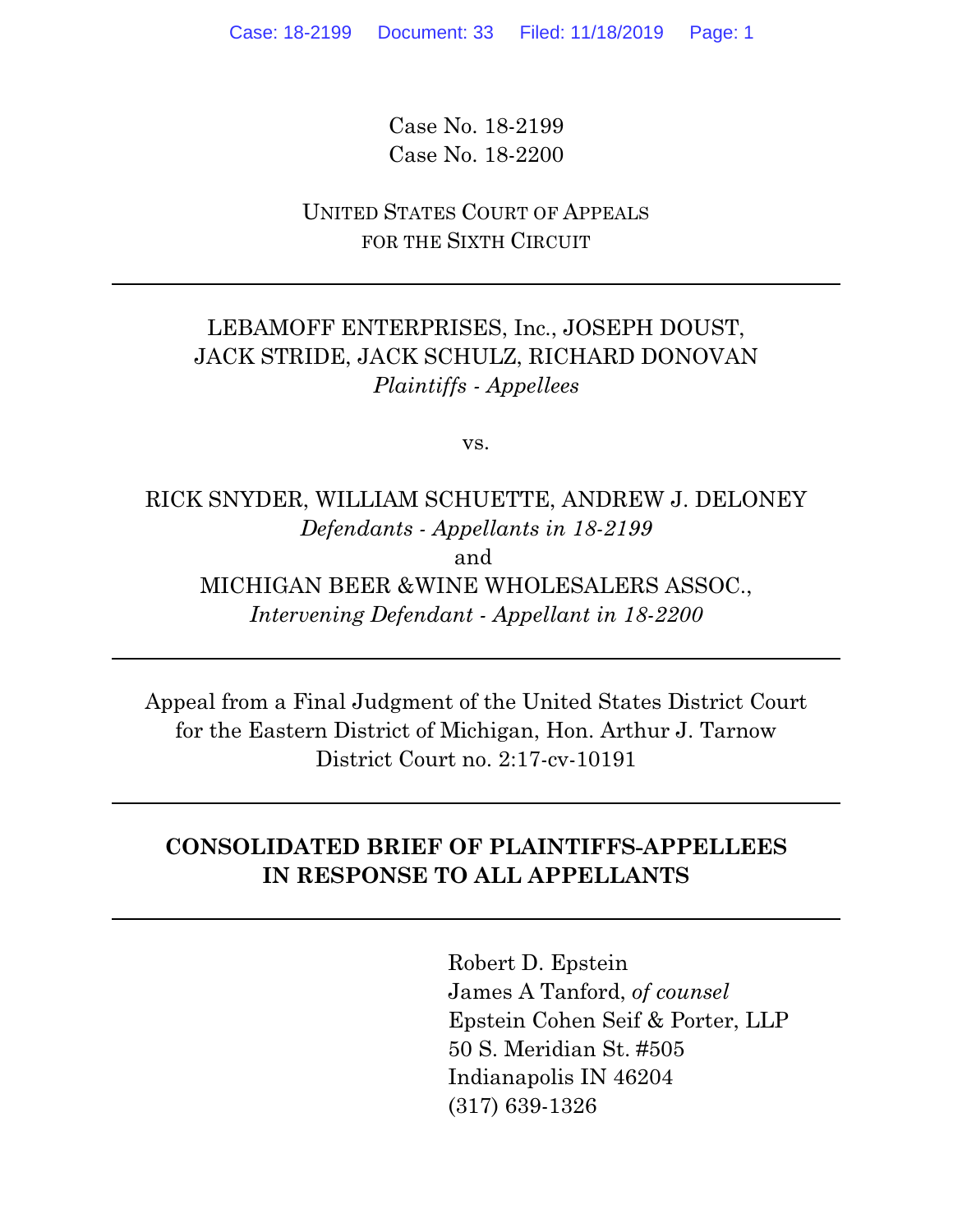Case No. 18-2199
Case No. 18-2200

UNITED STATES COURT OF APPEALS
FOR THE SIXTH CIRCUIT

---

LEBAMOFF ENTERPRISES, Inc., JOSEPH DOUST, JACK STRIDE, JACK SCHULZ, RICHARD DONOVAN
*Plaintiffs - Appellees*

vs.

RICK SNYDER, WILLIAM SCHUETTE, ANDREW J. DELONEY
*Defendants - Appellants in 18-2199*
and
MICHIGAN BEER &WINE WHOLESALERS ASSOC.,
*Intervening Defendant - Appellant in 18-2200*

---

Appeal from a Final Judgment of the United States District Court for the Eastern District of Michigan, Hon. Arthur J. Tarnow
District Court no. 2:17-cv-10191

---

**CONSOLIDATED BRIEF OF PLAINTIFFS-APPELLEES IN RESPONSE TO ALL APPELLANTS**

---

Robert D. Epstein
James A Tanford, *of counsel*
Epstein Cohen Seif & Porter, LLP
50 S. Meridian St. #505
Indianapolis IN 46204
(317) 639-1326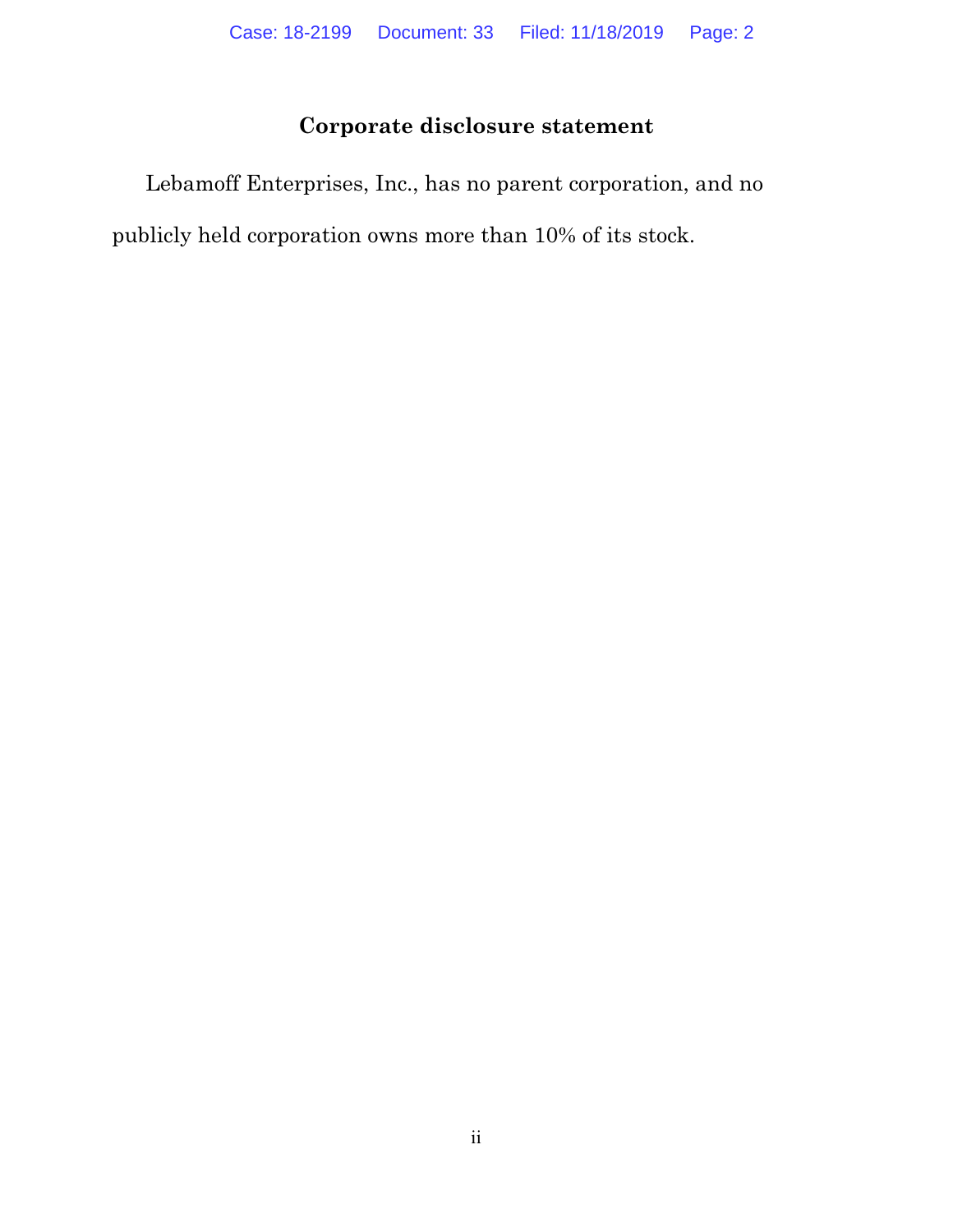## Corporate disclosure statement

Lebamoff Enterprises, Inc., has no parent corporation, and no publicly held corporation owns more than 10% of its stock.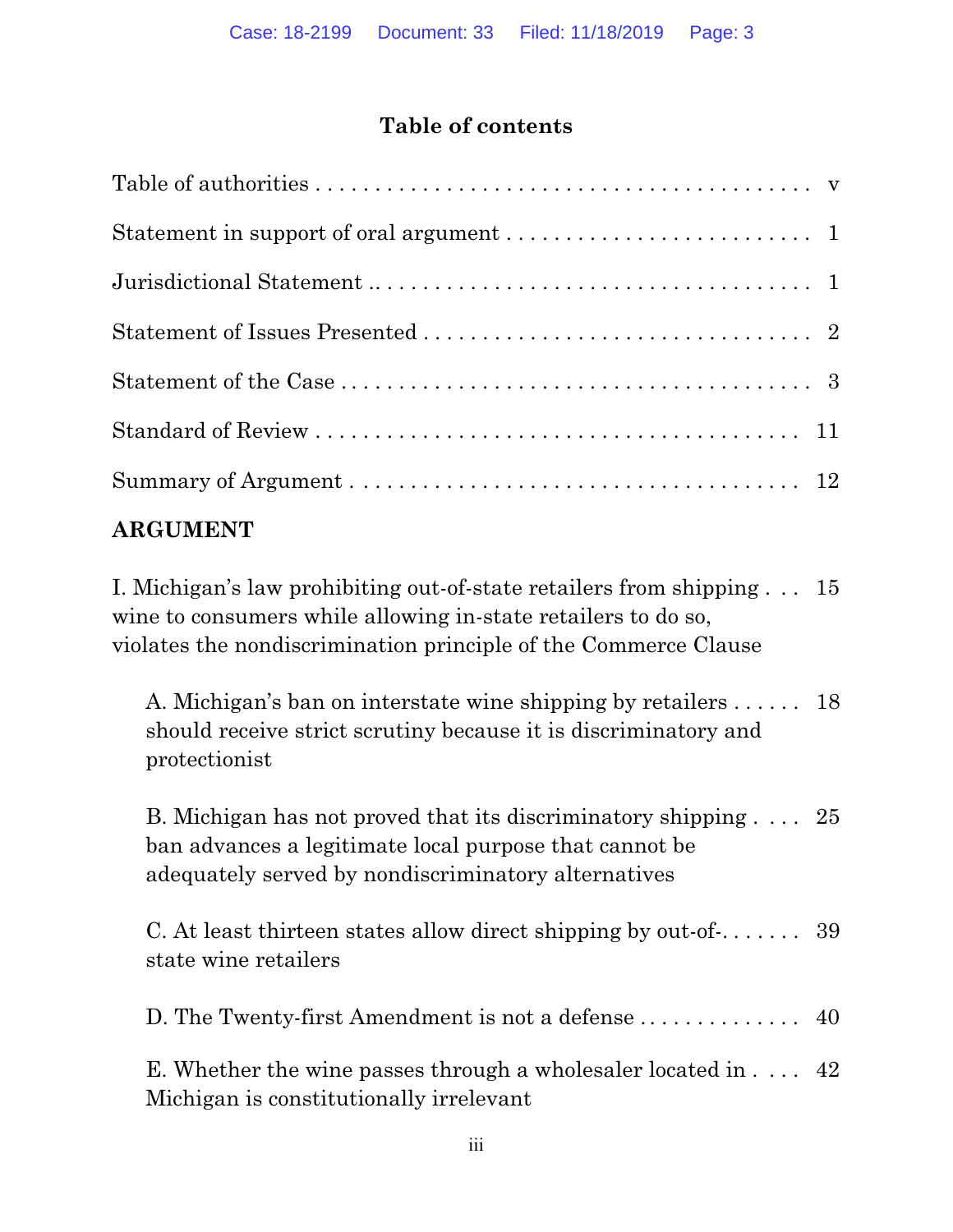## Table of contents

Table of authorities . . . . . . . . . . . . . . . . . . . . . . . . . . . . . . . . . . . . . . . . . . . . . v

Statement in support of oral argument . . . . . . . . . . . . . . . . . . . . . . . . . . 1

Jurisdictional Statement .. . . . . . . . . . . . . . . . . . . . . . . . . . . . . . . . . . . . . 1

Statement of Issues Presented . . . . . . . . . . . . . . . . . . . . . . . . . . . . . . . . 2

Statement of the Case . . . . . . . . . . . . . . . . . . . . . . . . . . . . . . . . . . . . . . . 3

Standard of Review . . . . . . . . . . . . . . . . . . . . . . . . . . . . . . . . . . . . . . . . 11

Summary of Argument . . . . . . . . . . . . . . . . . . . . . . . . . . . . . . . . . . . . . 12

**ARGUMENT**

I. Michigan's law prohibiting out-of-state retailers from shipping wine to consumers while allowing in-state retailers to do so, violates the nondiscrimination principle of the Commerce Clause . . . 15

A. Michigan's ban on interstate wine shipping by retailers should receive strict scrutiny because it is discriminatory and protectionist . . . . . . 18

B. Michigan has not proved that its discriminatory shipping ban advances a legitimate local purpose that cannot be adequately served by nondiscriminatory alternatives . . . . 25

C. At least thirteen states allow direct shipping by out-of-state wine retailers . . . . . . . 39

D. The Twenty-first Amendment is not a defense . . . . . . . . . . . . . . 40

E. Whether the wine passes through a wholesaler located in Michigan is constitutionally irrelevant . . . . 42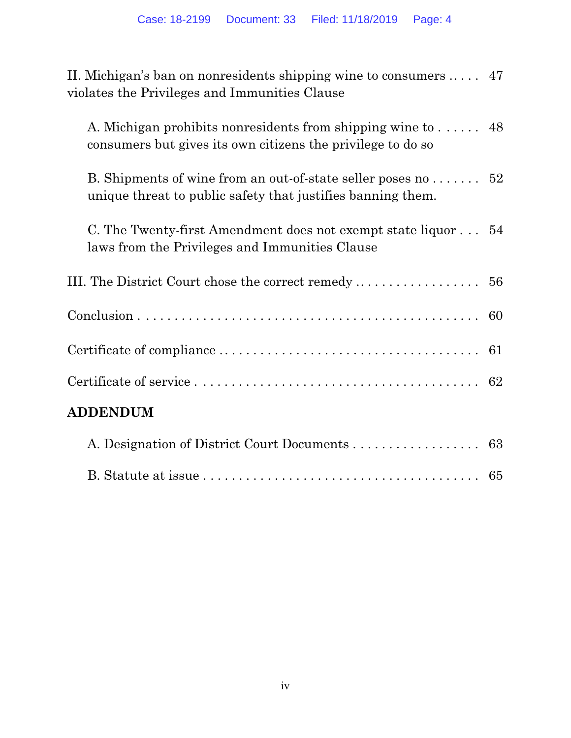II. Michigan's ban on nonresidents shipping wine to consumers violates the Privileges and Immunities Clause ..... 47

- A. Michigan prohibits nonresidents from shipping wine to consumers but gives its own citizens the privilege to do so ...... 48
- B. Shipments of wine from an out-of-state seller poses no unique threat to public safety that justifies banning them. ....... 52
- C. The Twenty-first Amendment does not exempt state liquor laws from the Privileges and Immunities Clause ... 54

III. The District Court chose the correct remedy .................. 56

Conclusion ................................................ 60

Certificate of compliance .................................... 61

Certificate of service ....................................... 62

**ADDENDUM**

- A. Designation of District Court Documents .................. 63
- B. Statute at issue ........................................ 65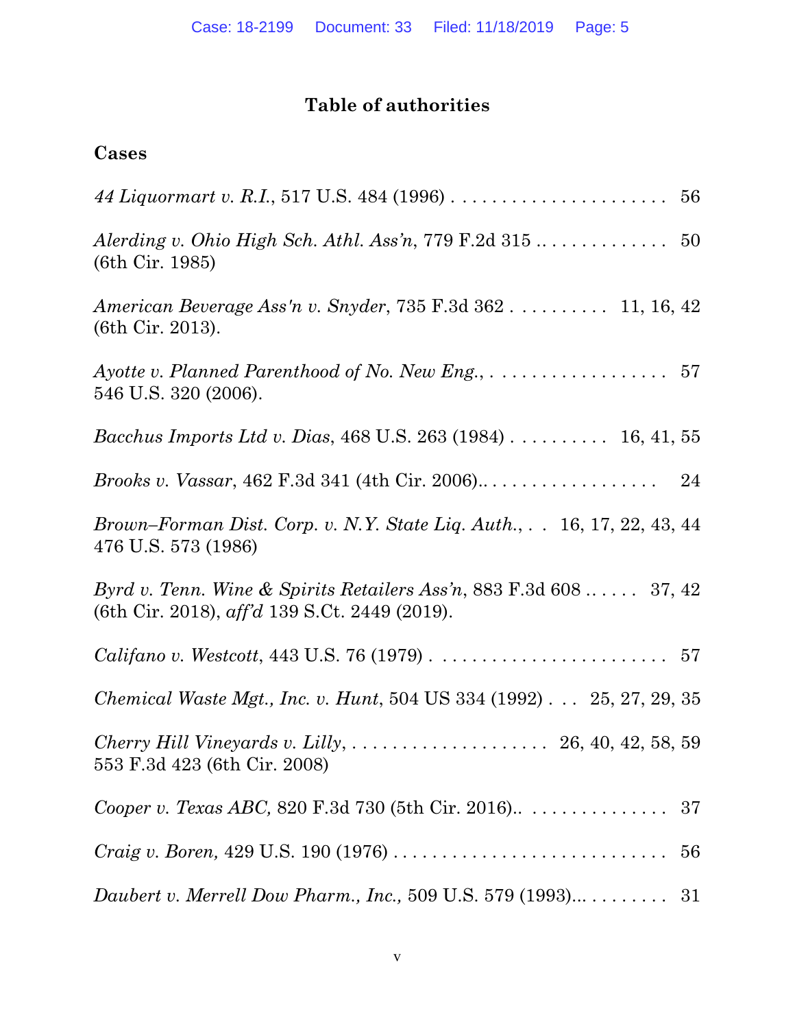## Table of authorities

### Cases

*44 Liquormart v. R.I.*, 517 U.S. 484 (1996) . . . . . . . . . . . . . . . . . . . . . . . 56

*Alerding v. Ohio High Sch. Athl. Ass'n*, 779 F.2d 315 .. . . . . . . . . . . . . . 50
(6th Cir. 1985)

*American Beverage Ass'n v. Snyder*, 735 F.3d 362 . . . . . . . . . . 11, 16, 42
(6th Cir. 2013).

*Ayotte v. Planned Parenthood of No. New Eng.*, . . . . . . . . . . . . . . . . . . 57
546 U.S. 320 (2006).

*Bacchus Imports Ltd v. Dias*, 468 U.S. 263 (1984) . . . . . . . . . . 16, 41, 55

*Brooks v. Vassar*, 462 F.3d 341 (4th Cir. 2006).. . . . . . . . . . . . . . . . . . 24

*Brown–Forman Dist. Corp. v. N.Y. State Liq. Auth.*, . . 16, 17, 22, 43, 44
476 U.S. 573 (1986)

*Byrd v. Tenn. Wine & Spirits Retailers Ass'n*, 883 F.3d 608 .. . . . . 37, 42
(6th Cir. 2018), *aff'd* 139 S.Ct. 2449 (2019).

*Califano v. Westcott*, 443 U.S. 76 (1979) . . . . . . . . . . . . . . . . . . . . . . . 57

*Chemical Waste Mgt., Inc. v. Hunt*, 504 US 334 (1992) . . . 25, 27, 29, 35

*Cherry Hill Vineyards v. Lilly*, . . . . . . . . . . . . . . . . . . . . 26, 40, 42, 58, 59
553 F.3d 423 (6th Cir. 2008)

*Cooper v. Texas ABC,* 820 F.3d 730 (5th Cir. 2016).. . . . . . . . . . . . . . . 37

*Craig v. Boren,* 429 U.S. 190 (1976) . . . . . . . . . . . . . . . . . . . . . . . . . . 56

*Daubert v. Merrell Dow Pharm., Inc.,* 509 U.S. 579 (1993)... . . . . . . . . 31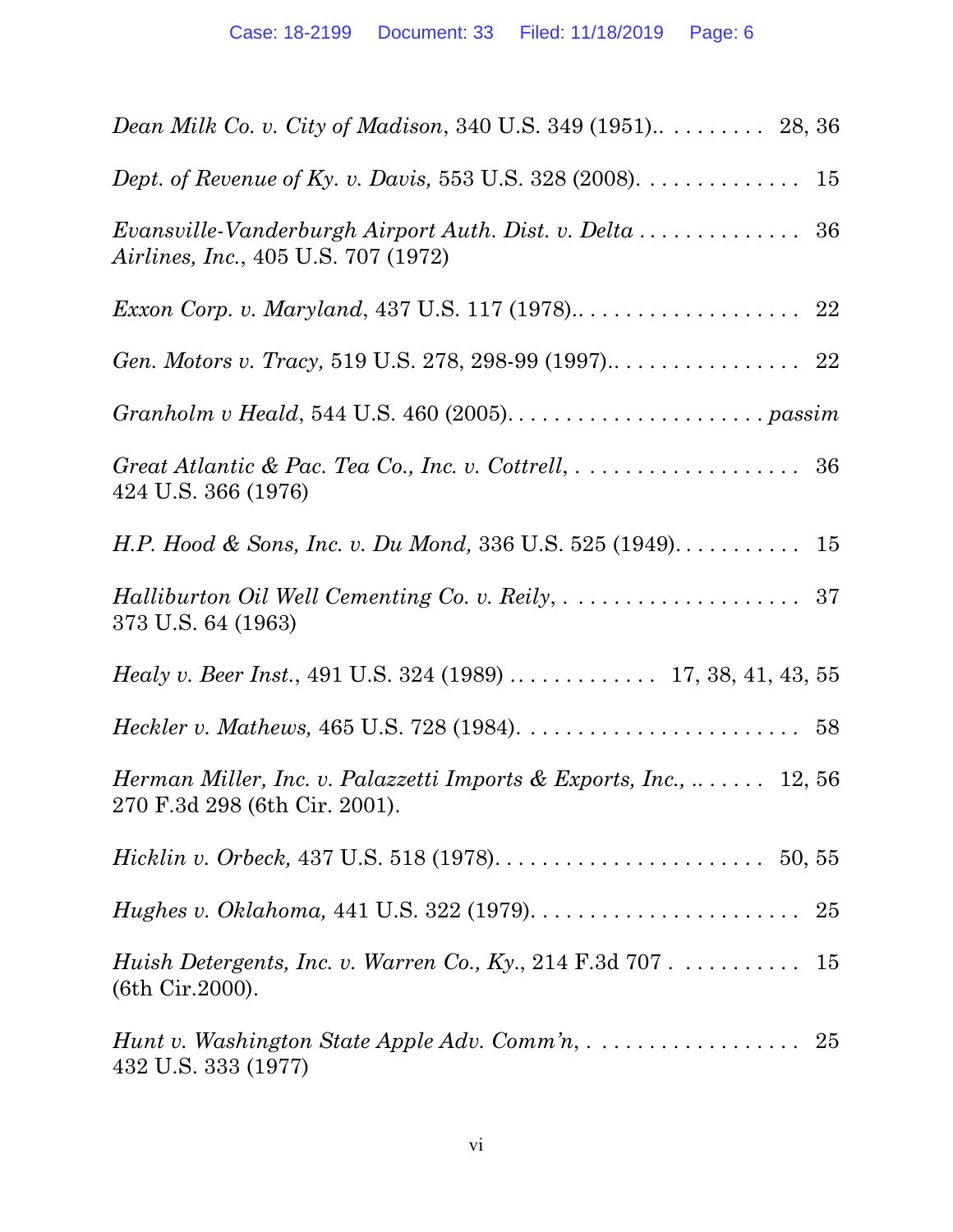*Dean Milk Co. v. City of Madison*, 340 U.S. 349 (1951).. . . . . . . . . 28, 36

*Dept. of Revenue of Ky. v. Davis,* 553 U.S. 328 (2008). . . . . . . . . . . . . . 15

*Evansville-Vanderburgh Airport Auth. Dist. v. Delta Airlines, Inc.*, 405 U.S. 707 (1972) . . . . . . . . . . . . . . 36

*Exxon Corp. v. Maryland*, 437 U.S. 117 (1978).. . . . . . . . . . . . . . . . . . . 22

*Gen. Motors v. Tracy,* 519 U.S. 278, 298-99 (1997).. . . . . . . . . . . . . . . . . 22

*Granholm v Heald*, 544 U.S. 460 (2005). . . . . . . . . . . . . . . . . . . . . . *passim*

*Great Atlantic & Pac. Tea Co., Inc. v. Cottrell*, 424 U.S. 366 (1976) . . . . . . . . . . . . . . . . . . . . 36

*H.P. Hood & Sons, Inc. v. Du Mond,* 336 U.S. 525 (1949). . . . . . . . . . . 15

*Halliburton Oil Well Cementing Co. v. Reily*, 373 U.S. 64 (1963) . . . . . . . . . . . . . . . . . . . . . 37

*Healy v. Beer Inst.*, 491 U.S. 324 (1989) . . . . . . . . . . . . . 17, 38, 41, 43, 55

*Heckler v. Mathews,* 465 U.S. 728 (1984). . . . . . . . . . . . . . . . . . . . . . . . 58

*Herman Miller, Inc. v. Palazzetti Imports & Exports, Inc.,* 270 F.3d 298 (6th Cir. 2001). . . . . . . . 12, 56

*Hicklin v. Orbeck,* 437 U.S. 518 (1978). . . . . . . . . . . . . . . . . . . . . . . 50, 55

*Hughes v. Oklahoma,* 441 U.S. 322 (1979). . . . . . . . . . . . . . . . . . . . . . . 25

*Huish Detergents, Inc. v. Warren Co., Ky.*, 214 F.3d 707 (6th Cir.2000). . . . . . . . . . . 15

*Hunt v. Washington State Apple Adv. Comm'n*, 432 U.S. 333 (1977) . . . . . . . . . . . . . . . . . . 25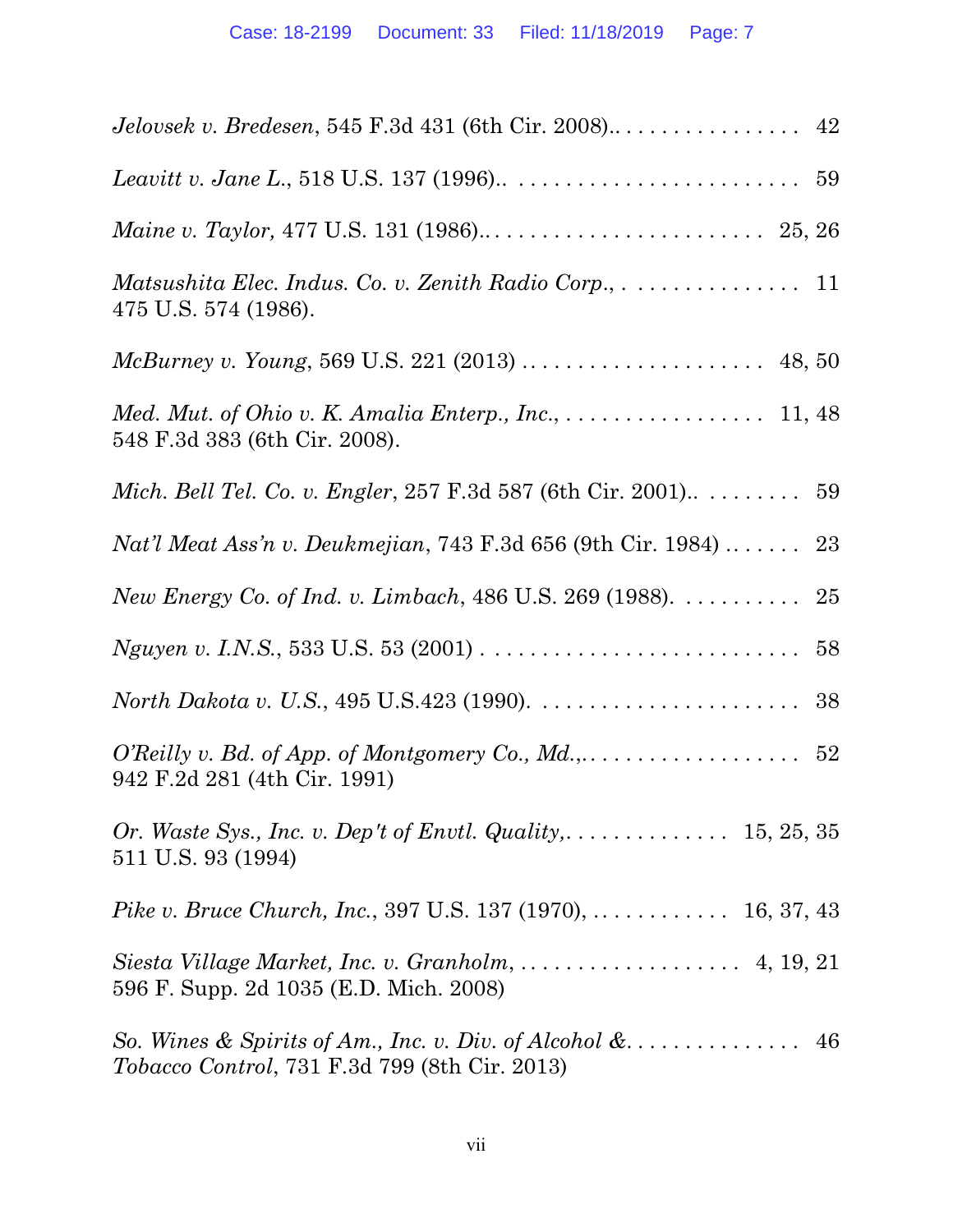*Jelovsek v. Bredesen*, 545 F.3d 431 (6th Cir. 2008).. . . . . . . . . . . . . . . . 42

*Leavitt v. Jane L.*, 518 U.S. 137 (1996).. . . . . . . . . . . . . . . . . . . . . . . . . 59

*Maine v. Taylor,* 477 U.S. 131 (1986).. . . . . . . . . . . . . . . . . . . . . . . . 25, 26

*Matsushita Elec. Indus. Co. v. Zenith Radio Corp.*, . . . . . . . . . . . . . . . 11
475 U.S. 574 (1986).

*McBurney v. Young*, 569 U.S. 221 (2013) . . . . . . . . . . . . . . . . . . . . . 48, 50

*Med. Mut. of Ohio v. K. Amalia Enterp., Inc.*, . . . . . . . . . . . . . . . . . . 11, 48
548 F.3d 383 (6th Cir. 2008).

*Mich. Bell Tel. Co. v. Engler*, 257 F.3d 587 (6th Cir. 2001).. . . . . . . . . 59

*Nat'l Meat Ass'n v. Deukmejian*, 743 F.3d 656 (9th Cir. 1984) . . . . . . . 23

*New Energy Co. of Ind. v. Limbach*, 486 U.S. 269 (1988). . . . . . . . . . . 25

*Nguyen v. I.N.S.*, 533 U.S. 53 (2001) . . . . . . . . . . . . . . . . . . . . . . . . . . 58

*North Dakota v. U.S.*, 495 U.S.423 (1990). . . . . . . . . . . . . . . . . . . . . . . 38

*O'Reilly v. Bd. of App. of Montgomery Co., Md.*,. . . . . . . . . . . . . . . . . . . 52
942 F.2d 281 (4th Cir. 1991)

*Or. Waste Sys., Inc. v. Dep't of Envtl. Quality*,. . . . . . . . . . . . . . 15, 25, 35
511 U.S. 93 (1994)

*Pike v. Bruce Church, Inc.*, 397 U.S. 137 (1970), . . . . . . . . . . . . 16, 37, 43

*Siesta Village Market, Inc. v. Granholm*, . . . . . . . . . . . . . . . . . . . 4, 19, 21
596 F. Supp. 2d 1035 (E.D. Mich. 2008)

*So. Wines & Spirits of Am., Inc. v. Div. of Alcohol &*. . . . . . . . . . . . . . . 46
*Tobacco Control*, 731 F.3d 799 (8th Cir. 2013)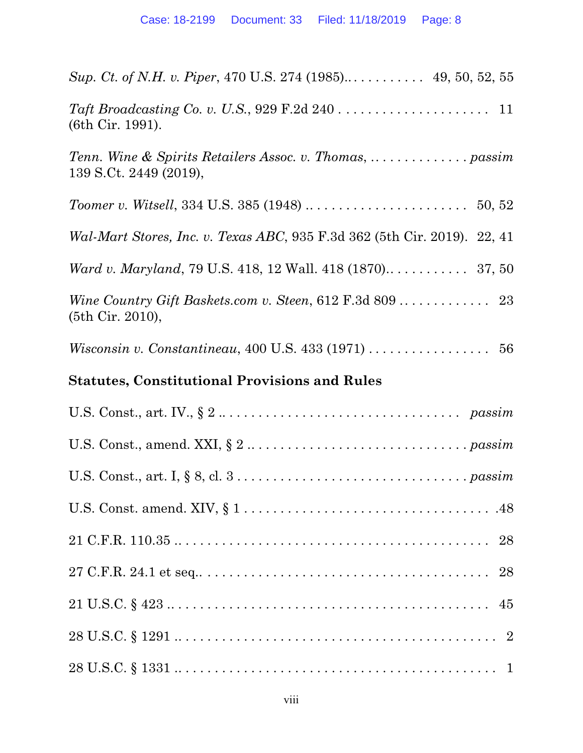*Sup. Ct. of N.H. v. Piper*, 470 U.S. 274 (1985).. . . . . . . . . . . 49, 50, 52, 55

*Taft Broadcasting Co. v. U.S.*, 929 F.2d 240 . . . . . . . . . . . . . . . . . . . . . . 11
(6th Cir. 1991).

*Tenn. Wine & Spirits Retailers Assoc. v. Thomas*, . . . . . . . . . . . . . . . *passim*
139 S.Ct. 2449 (2019),

*Toomer v. Witsell*, 334 U.S. 385 (1948) . . . . . . . . . . . . . . . . . . . . . . . 50, 52

*Wal-Mart Stores, Inc. v. Texas ABC*, 935 F.3d 362 (5th Cir. 2019). 22, 41

*Ward v. Maryland*, 79 U.S. 418, 12 Wall. 418 (1870).. . . . . . . . . . . . 37, 50

*Wine Country Gift Baskets.com v. Steen*, 612 F.3d 809 . . . . . . . . . . . . . 23
(5th Cir. 2010),

*Wisconsin v. Constantineau*, 400 U.S. 433 (1971) . . . . . . . . . . . . . . . . . 56

**Statutes, Constitutional Provisions and Rules**

U.S. Const., art. IV., § 2 .. . . . . . . . . . . . . . . . . . . . . . . . . . . . . . . . . *passim*

U.S. Const., amend. XXI, § 2 .. . . . . . . . . . . . . . . . . . . . . . . . . . . . *passim*

U.S. Const., art. I, § 8, cl. 3 . . . . . . . . . . . . . . . . . . . . . . . . . . . . . . *passim*

U.S. Const. amend. XIV, § 1 . . . . . . . . . . . . . . . . . . . . . . . . . . . . . . . . .48

21 C.F.R. 110.35 .. . . . . . . . . . . . . . . . . . . . . . . . . . . . . . . . . . . . . . . . 28

27 C.F.R. 24.1 et seq.. . . . . . . . . . . . . . . . . . . . . . . . . . . . . . . . . . . . . . 28

21 U.S.C. § 423 .. . . . . . . . . . . . . . . . . . . . . . . . . . . . . . . . . . . . . . . . 45

28 U.S.C. § 1291 .. . . . . . . . . . . . . . . . . . . . . . . . . . . . . . . . . . . . . . . . 2

28 U.S.C. § 1331 .. . . . . . . . . . . . . . . . . . . . . . . . . . . . . . . . . . . . . . . . 1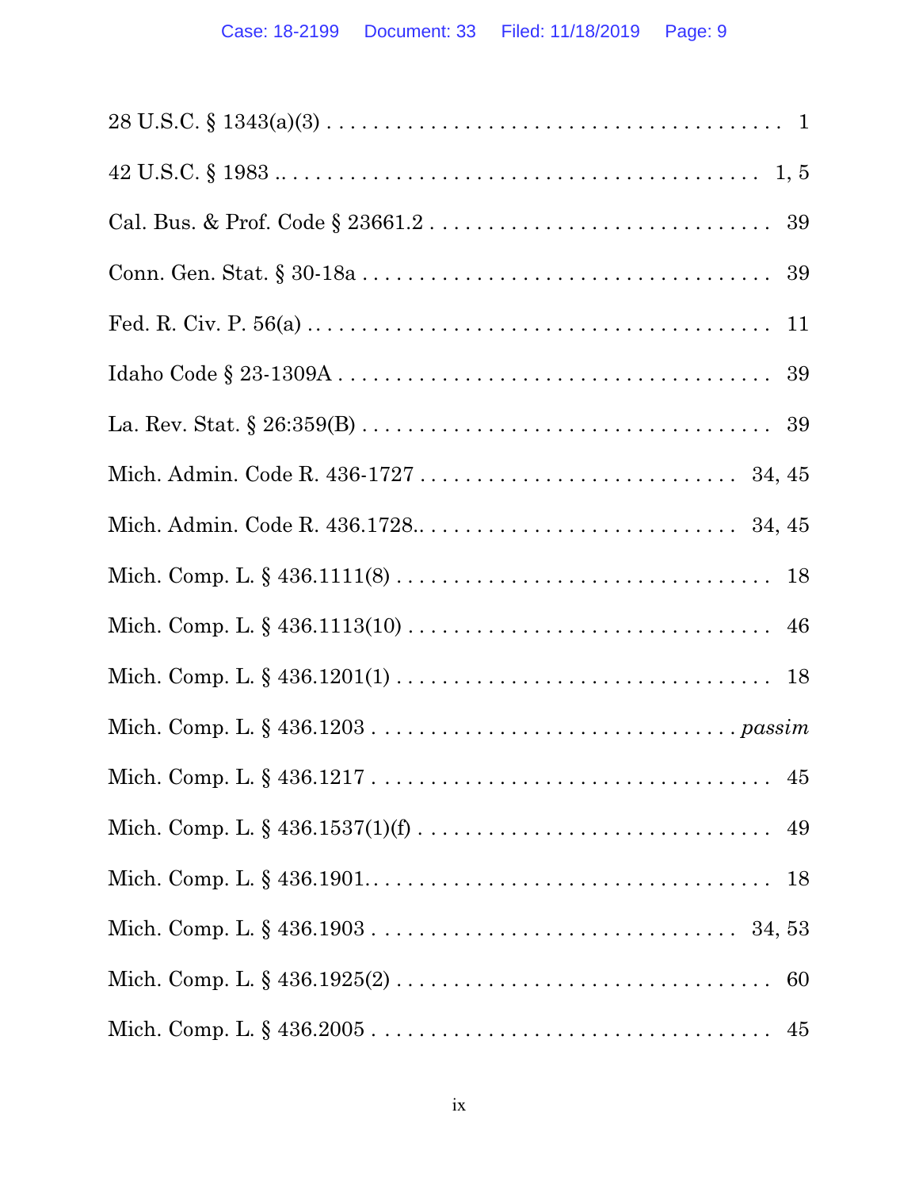28 U.S.C. § 1343(a)(3) . . . . . . . . . . . . . . . . . . . . . . . . . . . . . . . . . . . . . . . . 1

42 U.S.C. § 1983 .. . . . . . . . . . . . . . . . . . . . . . . . . . . . . . . . . . . . . . . . . . 1, 5

Cal. Bus. & Prof. Code § 23661.2 . . . . . . . . . . . . . . . . . . . . . . . . . . . . . . 39

Conn. Gen. Stat. § 30-18a . . . . . . . . . . . . . . . . . . . . . . . . . . . . . . . . . . . 39

Fed. R. Civ. P. 56(a) . . . . . . . . . . . . . . . . . . . . . . . . . . . . . . . . . . . . . . . 11

Idaho Code § 23-1309A . . . . . . . . . . . . . . . . . . . . . . . . . . . . . . . . . . . . . 39

La. Rev. Stat. § 26:359(B) . . . . . . . . . . . . . . . . . . . . . . . . . . . . . . . . . . . 39

Mich. Admin. Code R. 436-1727 . . . . . . . . . . . . . . . . . . . . . . . . . . . 34, 45

Mich. Admin. Code R. 436.1728.. . . . . . . . . . . . . . . . . . . . . . . . . . . 34, 45

Mich. Comp. L. § 436.1111(8) . . . . . . . . . . . . . . . . . . . . . . . . . . . . . . . . 18

Mich. Comp. L. § 436.1113(10) . . . . . . . . . . . . . . . . . . . . . . . . . . . . . . . 46

Mich. Comp. L. § 436.1201(1) . . . . . . . . . . . . . . . . . . . . . . . . . . . . . . . . 18

Mich. Comp. L. § 436.1203 . . . . . . . . . . . . . . . . . . . . . . . . . . . . . . . . *passim*

Mich. Comp. L. § 436.1217 . . . . . . . . . . . . . . . . . . . . . . . . . . . . . . . . . . 45

Mich. Comp. L. § 436.1537(1)(f) . . . . . . . . . . . . . . . . . . . . . . . . . . . . . . 49

Mich. Comp. L. § 436.1901. . . . . . . . . . . . . . . . . . . . . . . . . . . . . . . . . . . 18

Mich. Comp. L. § 436.1903 . . . . . . . . . . . . . . . . . . . . . . . . . . . . . . . 34, 53

Mich. Comp. L. § 436.1925(2) . . . . . . . . . . . . . . . . . . . . . . . . . . . . . . . . 60

Mich. Comp. L. § 436.2005 . . . . . . . . . . . . . . . . . . . . . . . . . . . . . . . . . . 45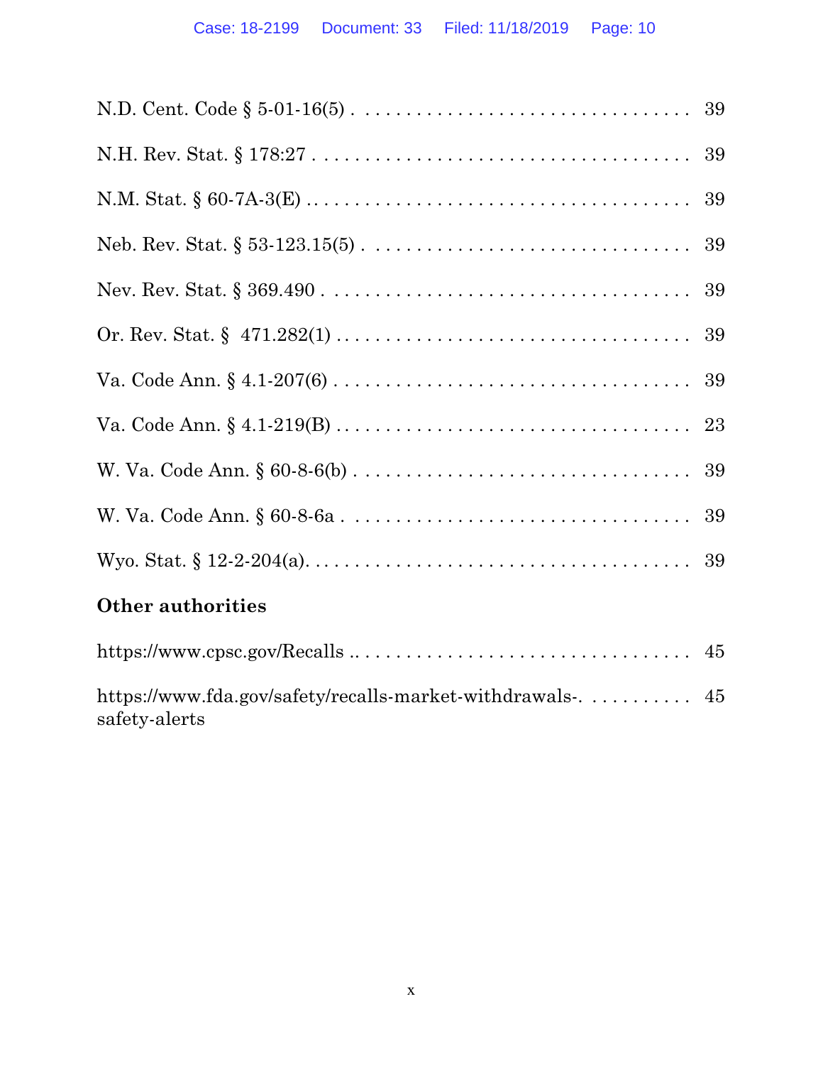N.D. Cent. Code § 5-01-16(5) . . . . . . . . . . . . . . . . . . . . . . . . . . . . . . . . 39

N.H. Rev. Stat. § 178:27 . . . . . . . . . . . . . . . . . . . . . . . . . . . . . . . . . . . . 39

N.M. Stat. § 60-7A-3(E) . . . . . . . . . . . . . . . . . . . . . . . . . . . . . . . . . . . 39

Neb. Rev. Stat. § 53-123.15(5) . . . . . . . . . . . . . . . . . . . . . . . . . . . . . . 39

Nev. Rev. Stat. § 369.490 . . . . . . . . . . . . . . . . . . . . . . . . . . . . . . . . . . 39

Or. Rev. Stat. § 471.282(1) . . . . . . . . . . . . . . . . . . . . . . . . . . . . . . . . 39

Va. Code Ann. § 4.1-207(6) . . . . . . . . . . . . . . . . . . . . . . . . . . . . . . . . 39

Va. Code Ann. § 4.1-219(B) . . . . . . . . . . . . . . . . . . . . . . . . . . . . . . . . 23

W. Va. Code Ann. § 60-8-6(b) . . . . . . . . . . . . . . . . . . . . . . . . . . . . . . 39

W. Va. Code Ann. § 60-8-6a . . . . . . . . . . . . . . . . . . . . . . . . . . . . . . . . 39

Wyo. Stat. § 12-2-204(a). . . . . . . . . . . . . . . . . . . . . . . . . . . . . . . . . . . 39

**Other authorities**

https://www.cpsc.gov/Recalls .. . . . . . . . . . . . . . . . . . . . . . . . . . . . . . . 45

https://www.fda.gov/safety/recalls-market-withdrawals-safety-alerts . . . . . . . . . . . 45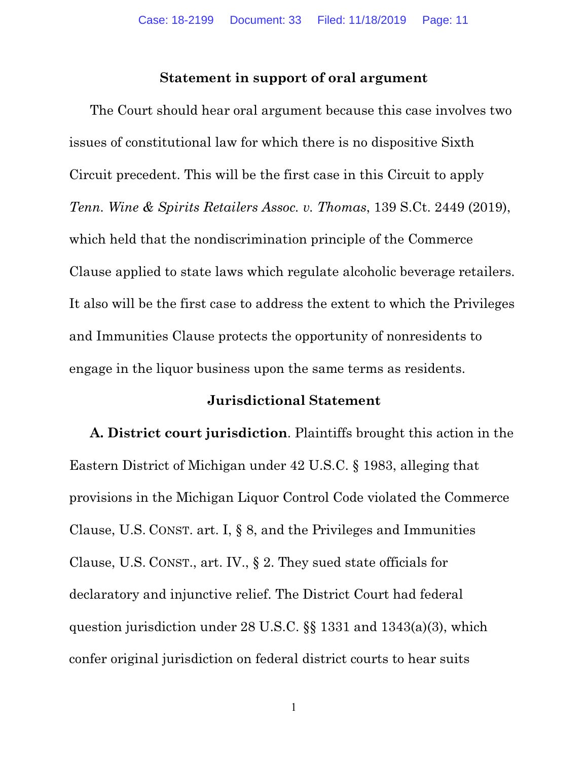## Statement in support of oral argument

The Court should hear oral argument because this case involves two issues of constitutional law for which there is no dispositive Sixth Circuit precedent. This will be the first case in this Circuit to apply *Tenn. Wine & Spirits Retailers Assoc. v. Thomas*, 139 S.Ct. 2449 (2019), which held that the nondiscrimination principle of the Commerce Clause applied to state laws which regulate alcoholic beverage retailers. It also will be the first case to address the extent to which the Privileges and Immunities Clause protects the opportunity of nonresidents to engage in the liquor business upon the same terms as residents.

## Jurisdictional Statement

**A. District court jurisdiction**. Plaintiffs brought this action in the Eastern District of Michigan under 42 U.S.C. § 1983, alleging that provisions in the Michigan Liquor Control Code violated the Commerce Clause, U.S. CONST. art. I, § 8, and the Privileges and Immunities Clause, U.S. CONST., art. IV., § 2. They sued state officials for declaratory and injunctive relief. The District Court had federal question jurisdiction under 28 U.S.C. §§ 1331 and 1343(a)(3), which confer original jurisdiction on federal district courts to hear suits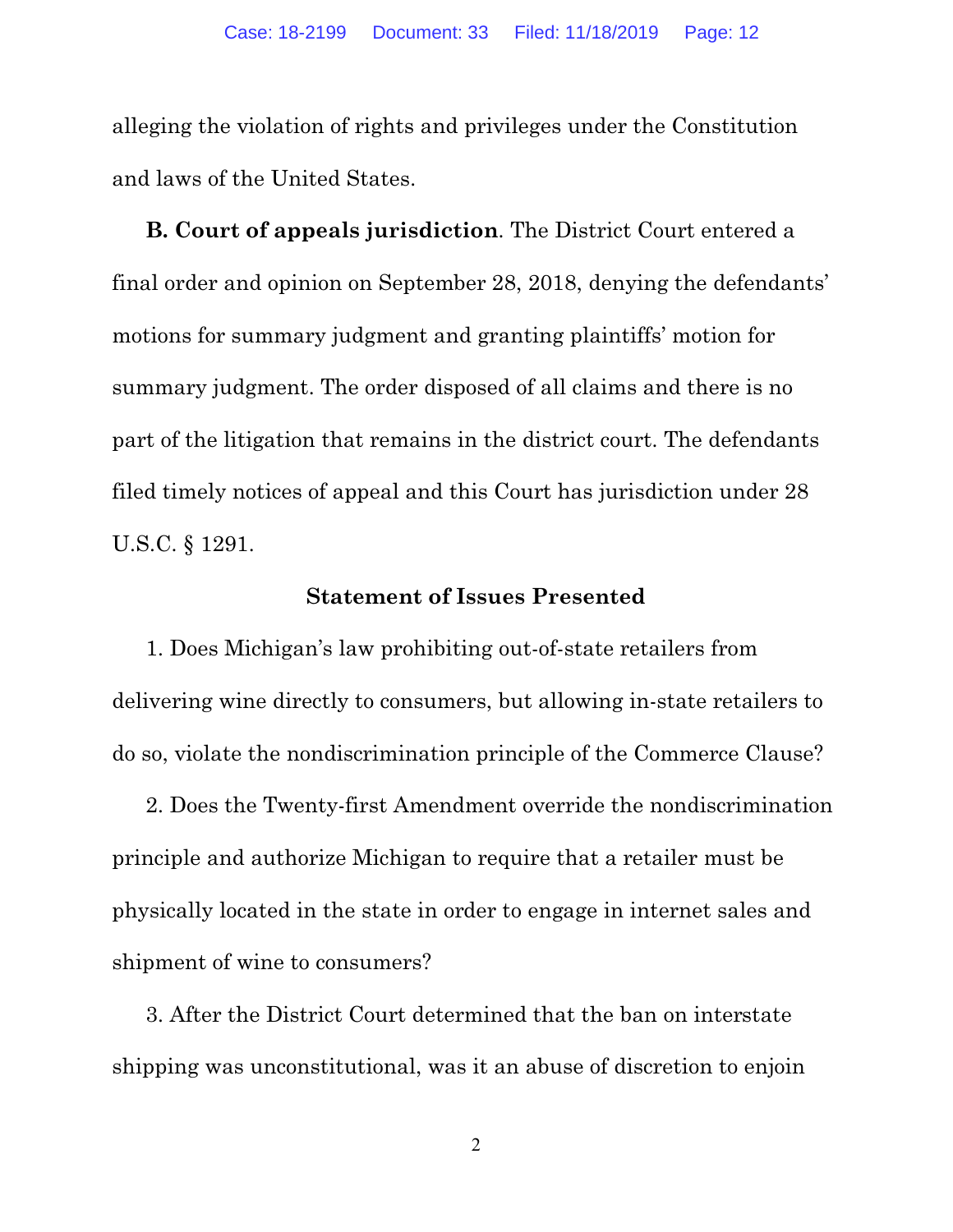alleging the violation of rights and privileges under the Constitution and laws of the United States.

**B. Court of appeals jurisdiction**. The District Court entered a final order and opinion on September 28, 2018, denying the defendants' motions for summary judgment and granting plaintiffs' motion for summary judgment. The order disposed of all claims and there is no part of the litigation that remains in the district court. The defendants filed timely notices of appeal and this Court has jurisdiction under 28 U.S.C. § 1291.

## Statement of Issues Presented

1. Does Michigan's law prohibiting out-of-state retailers from delivering wine directly to consumers, but allowing in-state retailers to do so, violate the nondiscrimination principle of the Commerce Clause?

2. Does the Twenty-first Amendment override the nondiscrimination principle and authorize Michigan to require that a retailer must be physically located in the state in order to engage in internet sales and shipment of wine to consumers?

3. After the District Court determined that the ban on interstate shipping was unconstitutional, was it an abuse of discretion to enjoin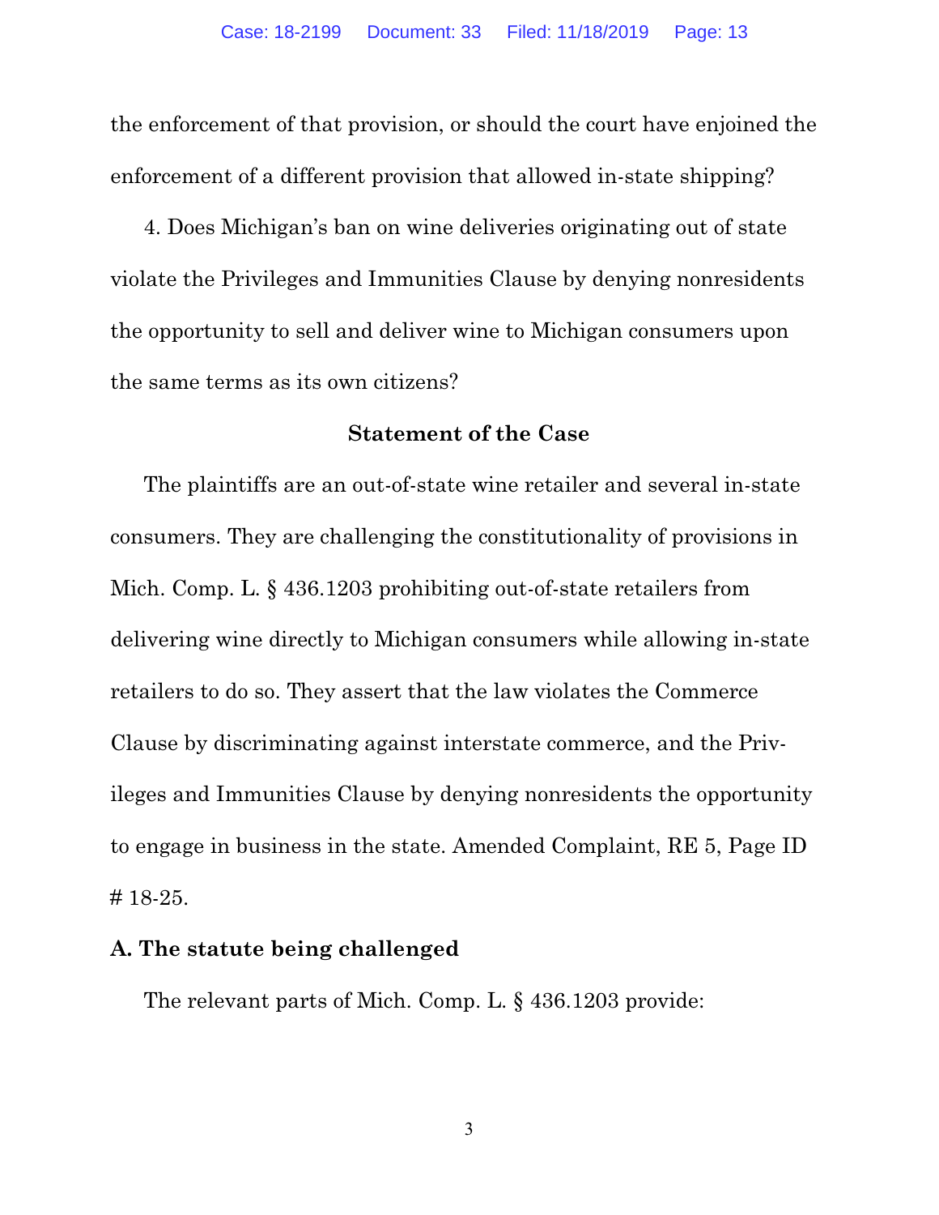the enforcement of that provision, or should the court have enjoined the enforcement of a different provision that allowed in-state shipping?

4. Does Michigan's ban on wine deliveries originating out of state violate the Privileges and Immunities Clause by denying nonresidents the opportunity to sell and deliver wine to Michigan consumers upon the same terms as its own citizens?

## Statement of the Case

The plaintiffs are an out-of-state wine retailer and several in-state consumers. They are challenging the constitutionality of provisions in Mich. Comp. L. § 436.1203 prohibiting out-of-state retailers from delivering wine directly to Michigan consumers while allowing in-state retailers to do so. They assert that the law violates the Commerce Clause by discriminating against interstate commerce, and the Privileges and Immunities Clause by denying nonresidents the opportunity to engage in business in the state. Amended Complaint, RE 5, Page ID # 18-25.

### A. The statute being challenged

The relevant parts of Mich. Comp. L. § 436.1203 provide: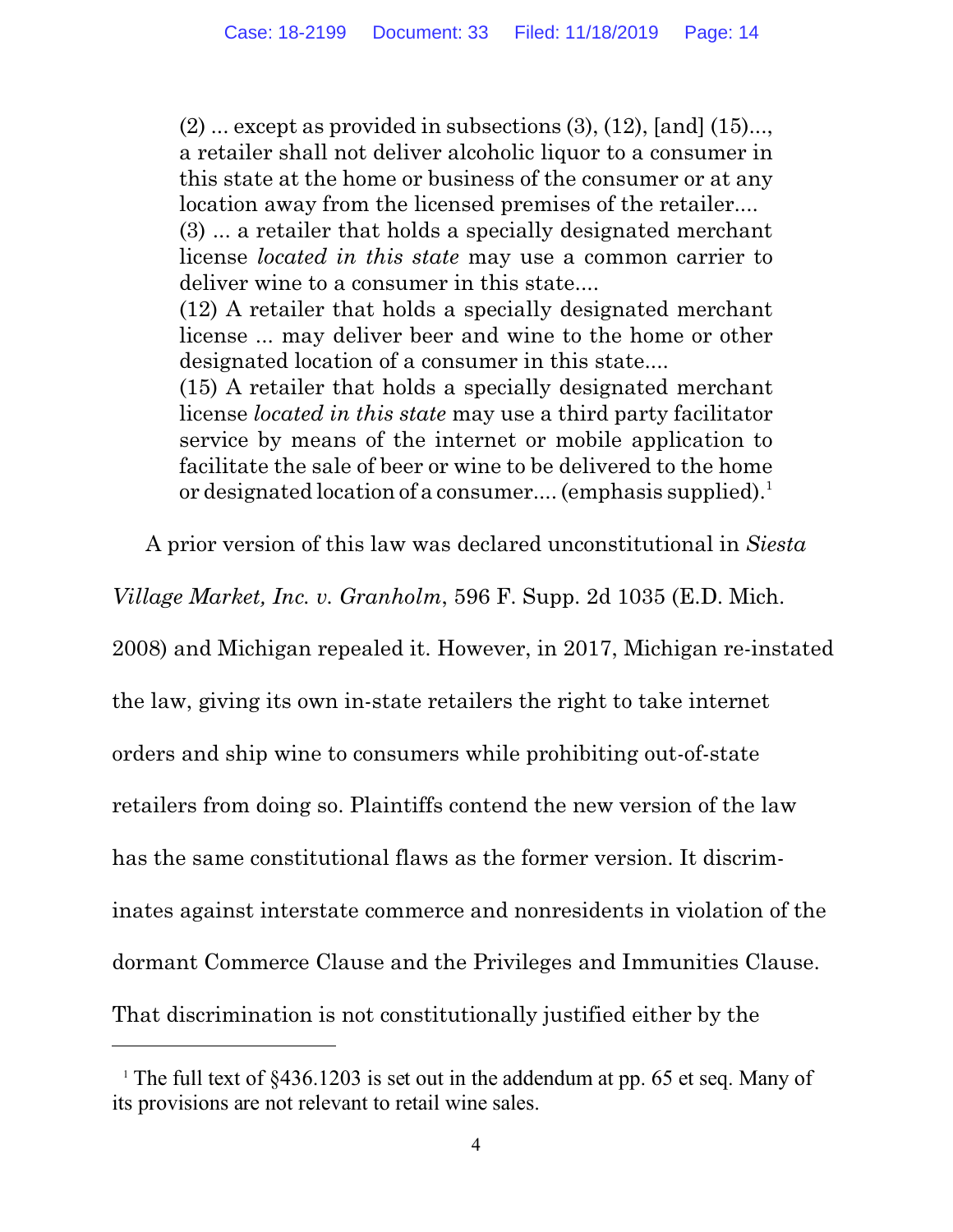> (2) ... except as provided in subsections (3), (12), [and] (15)..., a retailer shall not deliver alcoholic liquor to a consumer in this state at the home or business of the consumer or at any location away from the licensed premises of the retailer....
> (3) ... a retailer that holds a specially designated merchant license *located in this state* may use a common carrier to deliver wine to a consumer in this state....
> (12) A retailer that holds a specially designated merchant license ... may deliver beer and wine to the home or other designated location of a consumer in this state....
> (15) A retailer that holds a specially designated merchant license *located in this state* may use a third party facilitator service by means of the internet or mobile application to facilitate the sale of beer or wine to be delivered to the home or designated location of a consumer.... (emphasis supplied).[1]

A prior version of this law was declared unconstitutional in *Siesta Village Market, Inc. v. Granholm*, 596 F. Supp. 2d 1035 (E.D. Mich. 2008) and Michigan repealed it. However, in 2017, Michigan re-instated the law, giving its own in-state retailers the right to take internet orders and ship wine to consumers while prohibiting out-of-state retailers from doing so. Plaintiffs contend the new version of the law has the same constitutional flaws as the former version. It discriminates against interstate commerce and nonresidents in violation of the dormant Commerce Clause and the Privileges and Immunities Clause. That discrimination is not constitutionally justified either by the

[1] The full text of §436.1203 is set out in the addendum at pp. 65 et seq. Many of its provisions are not relevant to retail wine sales.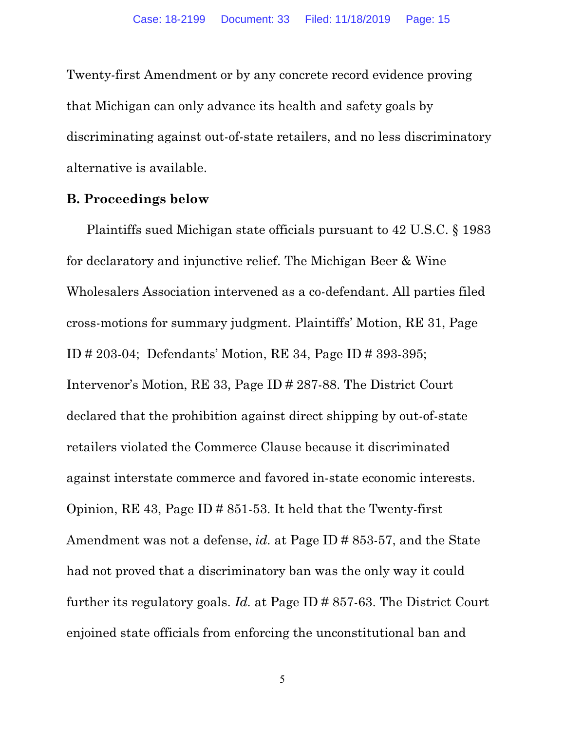Twenty-first Amendment or by any concrete record evidence proving that Michigan can only advance its health and safety goals by discriminating against out-of-state retailers, and no less discriminatory alternative is available.

### B. Proceedings below

Plaintiffs sued Michigan state officials pursuant to 42 U.S.C. § 1983 for declaratory and injunctive relief. The Michigan Beer & Wine Wholesalers Association intervened as a co-defendant. All parties filed cross-motions for summary judgment. Plaintiffs' Motion, RE 31, Page ID # 203-04; Defendants' Motion, RE 34, Page ID # 393-395; Intervenor's Motion, RE 33, Page ID # 287-88. The District Court declared that the prohibition against direct shipping by out-of-state retailers violated the Commerce Clause because it discriminated against interstate commerce and favored in-state economic interests. Opinion, RE 43, Page ID # 851-53. It held that the Twenty-first Amendment was not a defense, *id.* at Page ID # 853-57, and the State had not proved that a discriminatory ban was the only way it could further its regulatory goals. *Id.* at Page ID # 857-63. The District Court enjoined state officials from enforcing the unconstitutional ban and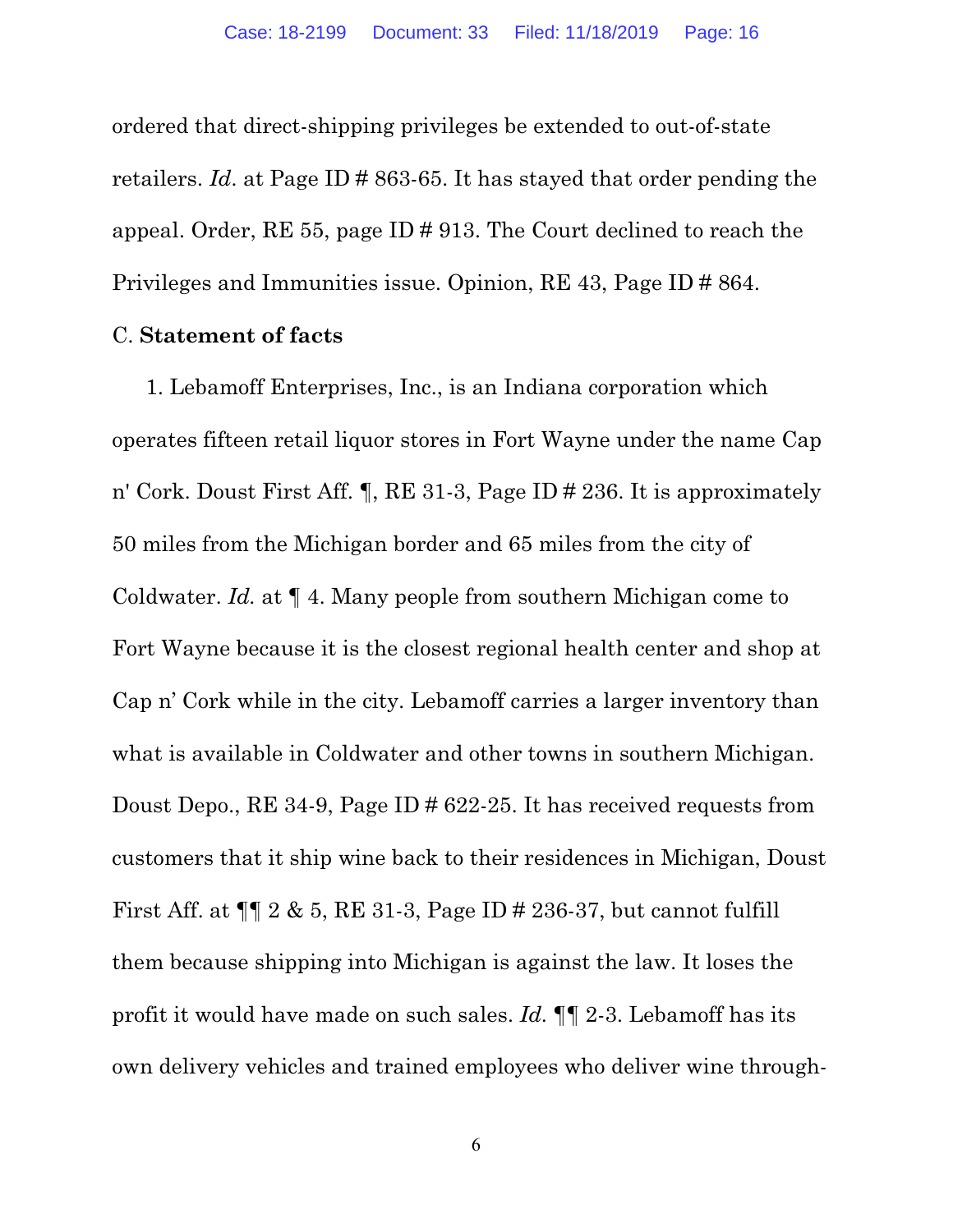ordered that direct-shipping privileges be extended to out-of-state retailers. *Id.* at Page ID # 863-65. It has stayed that order pending the appeal. Order, RE 55, page ID # 913. The Court declined to reach the Privileges and Immunities issue. Opinion, RE 43, Page ID # 864.

C. **Statement of facts**

1. Lebamoff Enterprises, Inc., is an Indiana corporation which operates fifteen retail liquor stores in Fort Wayne under the name Cap n' Cork. Doust First Aff. ¶, RE 31-3, Page ID # 236. It is approximately 50 miles from the Michigan border and 65 miles from the city of Coldwater. *Id.* at ¶ 4. Many people from southern Michigan come to Fort Wayne because it is the closest regional health center and shop at Cap n' Cork while in the city. Lebamoff carries a larger inventory than what is available in Coldwater and other towns in southern Michigan. Doust Depo., RE 34-9, Page ID # 622-25. It has received requests from customers that it ship wine back to their residences in Michigan, Doust First Aff. at ¶¶ 2 & 5, RE 31-3, Page ID # 236-37, but cannot fulfill them because shipping into Michigan is against the law. It loses the profit it would have made on such sales. *Id.* ¶¶ 2-3. Lebamoff has its own delivery vehicles and trained employees who deliver wine through-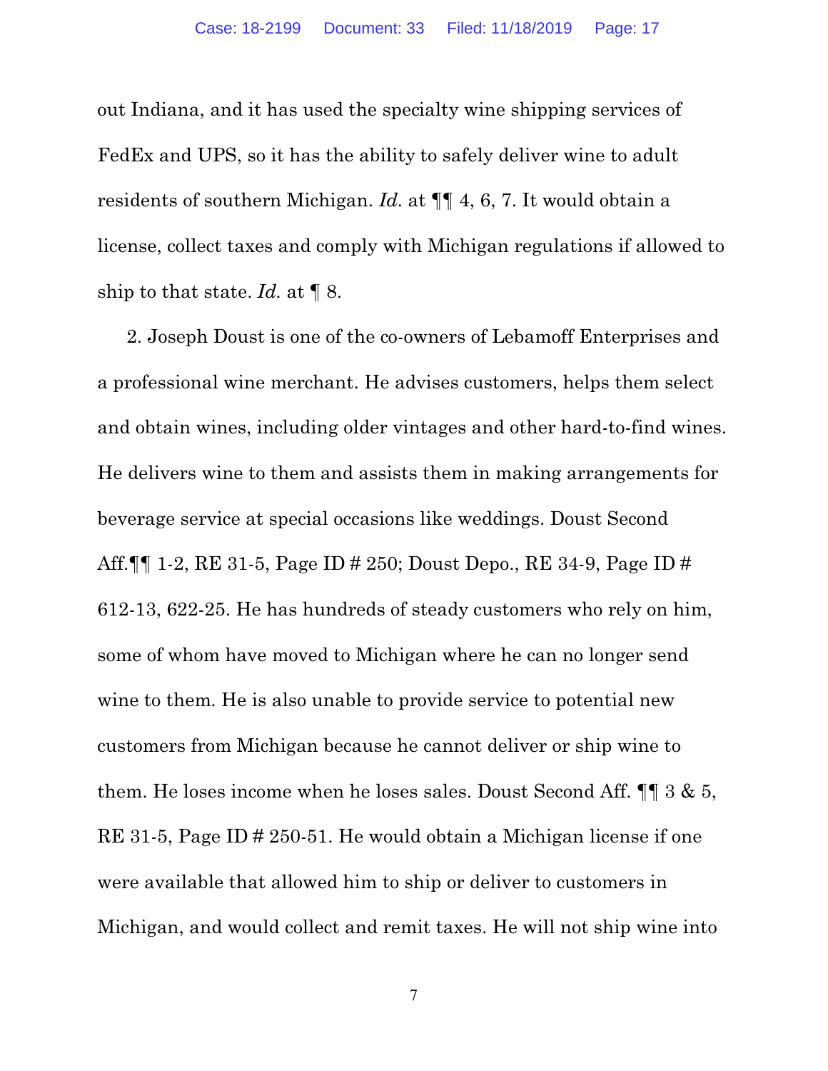out Indiana, and it has used the specialty wine shipping services of FedEx and UPS, so it has the ability to safely deliver wine to adult residents of southern Michigan. *Id.* at ¶¶ 4, 6, 7. It would obtain a license, collect taxes and comply with Michigan regulations if allowed to ship to that state. *Id.* at ¶ 8.

2. Joseph Doust is one of the co-owners of Lebamoff Enterprises and a professional wine merchant. He advises customers, helps them select and obtain wines, including older vintages and other hard-to-find wines. He delivers wine to them and assists them in making arrangements for beverage service at special occasions like weddings. Doust Second Aff.¶¶ 1-2, RE 31-5, Page ID # 250; Doust Depo., RE 34-9, Page ID # 612-13, 622-25. He has hundreds of steady customers who rely on him, some of whom have moved to Michigan where he can no longer send wine to them. He is also unable to provide service to potential new customers from Michigan because he cannot deliver or ship wine to them. He loses income when he loses sales. Doust Second Aff. ¶¶ 3 & 5, RE 31-5, Page ID # 250-51. He would obtain a Michigan license if one were available that allowed him to ship or deliver to customers in Michigan, and would collect and remit taxes. He will not ship wine into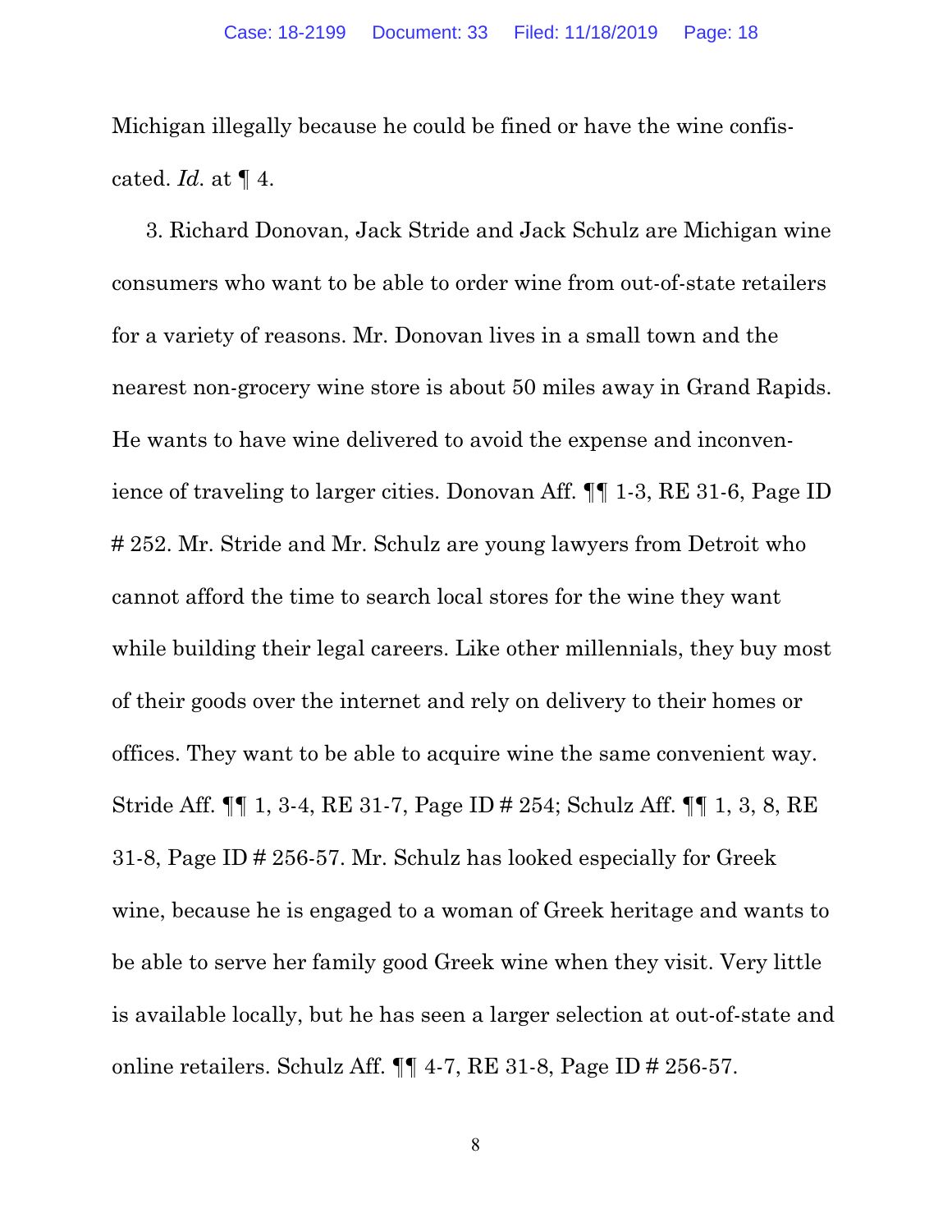Michigan illegally because he could be fined or have the wine confiscated. *Id.* at ¶ 4.

3. Richard Donovan, Jack Stride and Jack Schulz are Michigan wine consumers who want to be able to order wine from out-of-state retailers for a variety of reasons. Mr. Donovan lives in a small town and the nearest non-grocery wine store is about 50 miles away in Grand Rapids. He wants to have wine delivered to avoid the expense and inconvenience of traveling to larger cities. Donovan Aff. ¶¶ 1-3, RE 31-6, Page ID # 252. Mr. Stride and Mr. Schulz are young lawyers from Detroit who cannot afford the time to search local stores for the wine they want while building their legal careers. Like other millennials, they buy most of their goods over the internet and rely on delivery to their homes or offices. They want to be able to acquire wine the same convenient way. Stride Aff. ¶¶ 1, 3-4, RE 31-7, Page ID # 254; Schulz Aff. ¶¶ 1, 3, 8, RE 31-8, Page ID # 256-57. Mr. Schulz has looked especially for Greek wine, because he is engaged to a woman of Greek heritage and wants to be able to serve her family good Greek wine when they visit. Very little is available locally, but he has seen a larger selection at out-of-state and online retailers. Schulz Aff. ¶¶ 4-7, RE 31-8, Page ID # 256-57.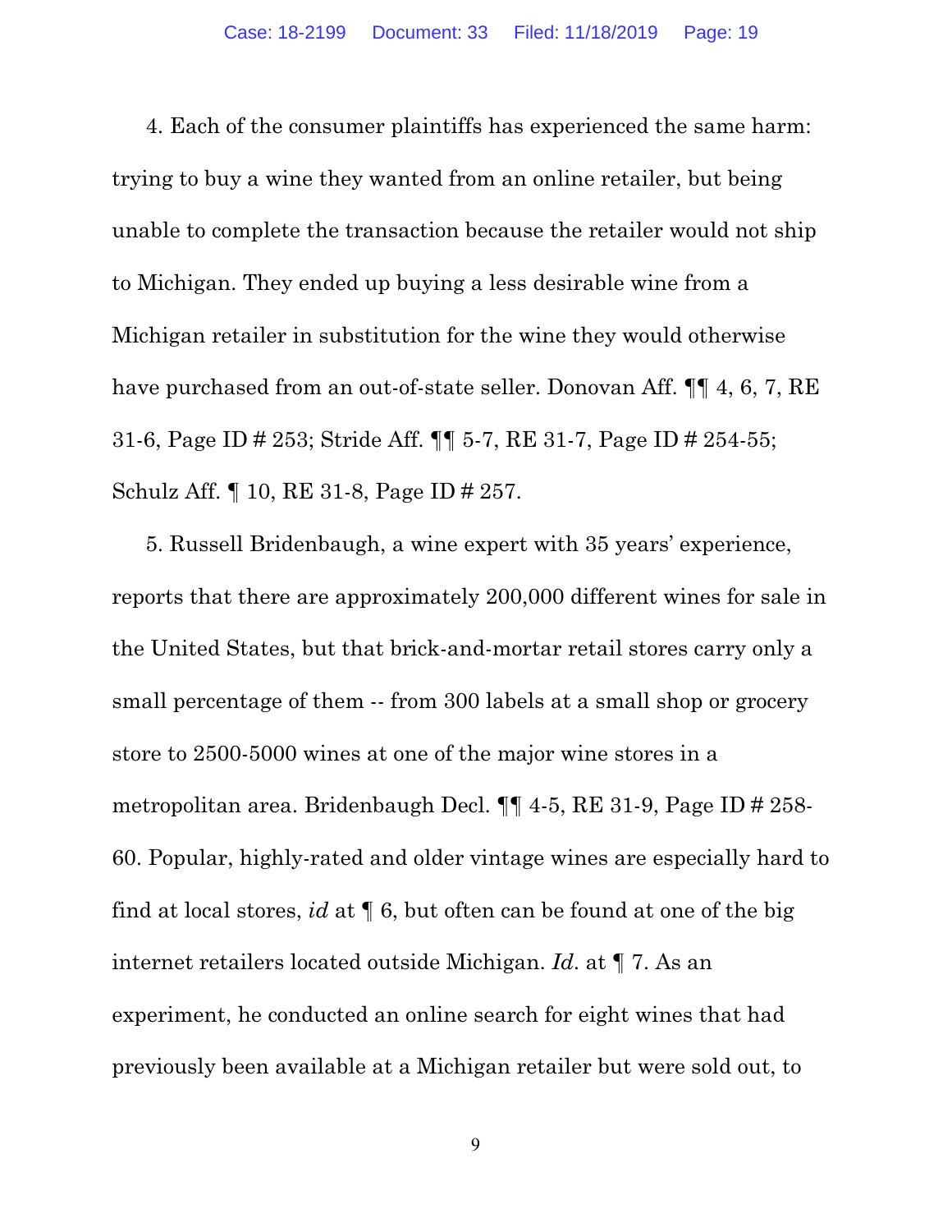4. Each of the consumer plaintiffs has experienced the same harm: trying to buy a wine they wanted from an online retailer, but being unable to complete the transaction because the retailer would not ship to Michigan. They ended up buying a less desirable wine from a Michigan retailer in substitution for the wine they would otherwise have purchased from an out-of-state seller. Donovan Aff. ¶¶ 4, 6, 7, RE 31-6, Page ID # 253; Stride Aff. ¶¶ 5-7, RE 31-7, Page ID # 254-55; Schulz Aff. ¶ 10, RE 31-8, Page ID # 257.

5. Russell Bridenbaugh, a wine expert with 35 years' experience, reports that there are approximately 200,000 different wines for sale in the United States, but that brick-and-mortar retail stores carry only a small percentage of them -- from 300 labels at a small shop or grocery store to 2500-5000 wines at one of the major wine stores in a metropolitan area. Bridenbaugh Decl. ¶¶ 4-5, RE 31-9, Page ID # 258-60. Popular, highly-rated and older vintage wines are especially hard to find at local stores, *id* at ¶ 6, but often can be found at one of the big internet retailers located outside Michigan. *Id.* at ¶ 7. As an experiment, he conducted an online search for eight wines that had previously been available at a Michigan retailer but were sold out, to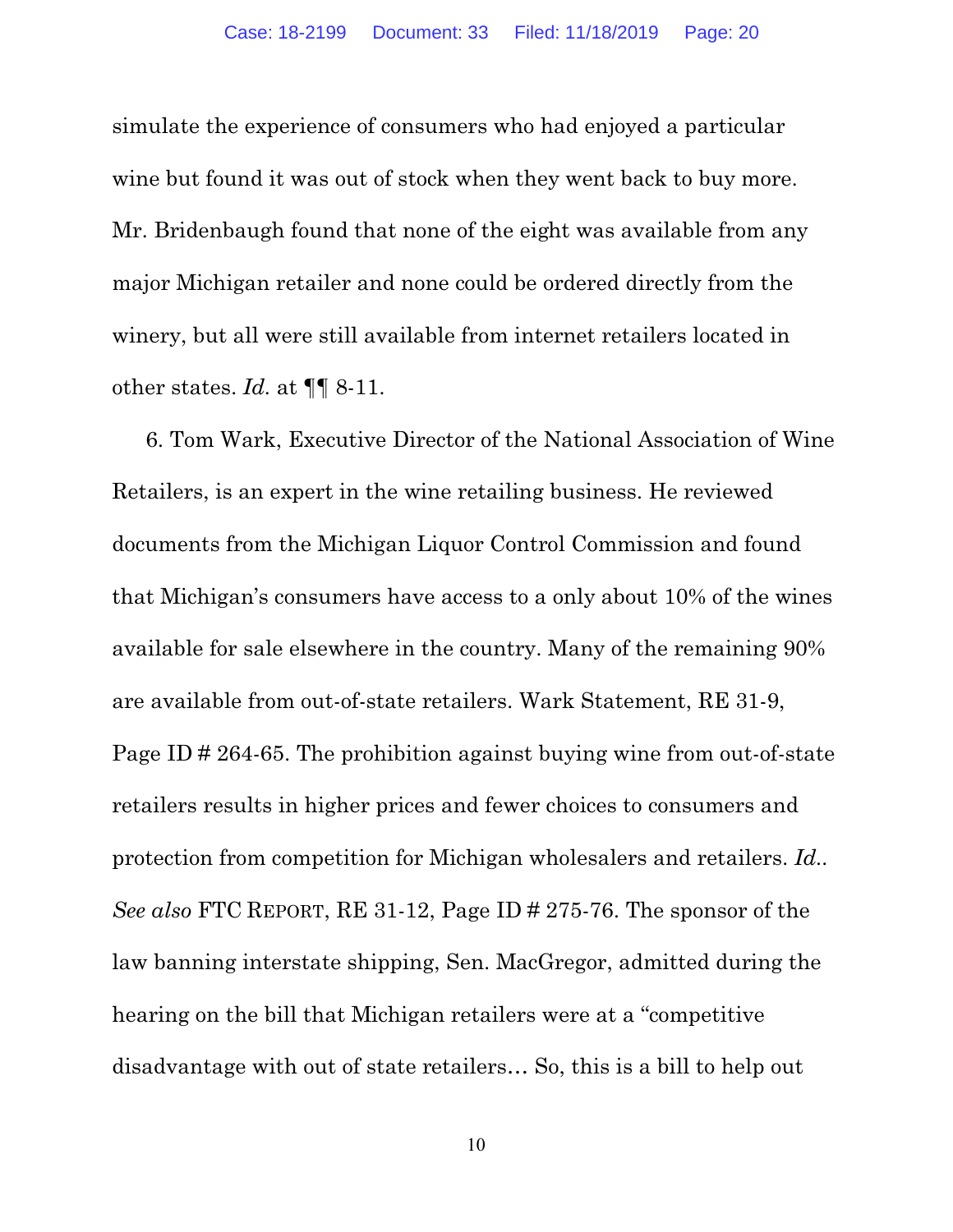simulate the experience of consumers who had enjoyed a particular wine but found it was out of stock when they went back to buy more. Mr. Bridenbaugh found that none of the eight was available from any major Michigan retailer and none could be ordered directly from the winery, but all were still available from internet retailers located in other states. *Id.* at ¶¶ 8-11.

6. Tom Wark, Executive Director of the National Association of Wine Retailers, is an expert in the wine retailing business. He reviewed documents from the Michigan Liquor Control Commission and found that Michigan's consumers have access to a only about 10% of the wines available for sale elsewhere in the country. Many of the remaining 90% are available from out-of-state retailers. Wark Statement, RE 31-9, Page ID # 264-65. The prohibition against buying wine from out-of-state retailers results in higher prices and fewer choices to consumers and protection from competition for Michigan wholesalers and retailers. *Id.*. *See also* FTC REPORT, RE 31-12, Page ID # 275-76. The sponsor of the law banning interstate shipping, Sen. MacGregor, admitted during the hearing on the bill that Michigan retailers were at a "competitive disadvantage with out of state retailers… So, this is a bill to help out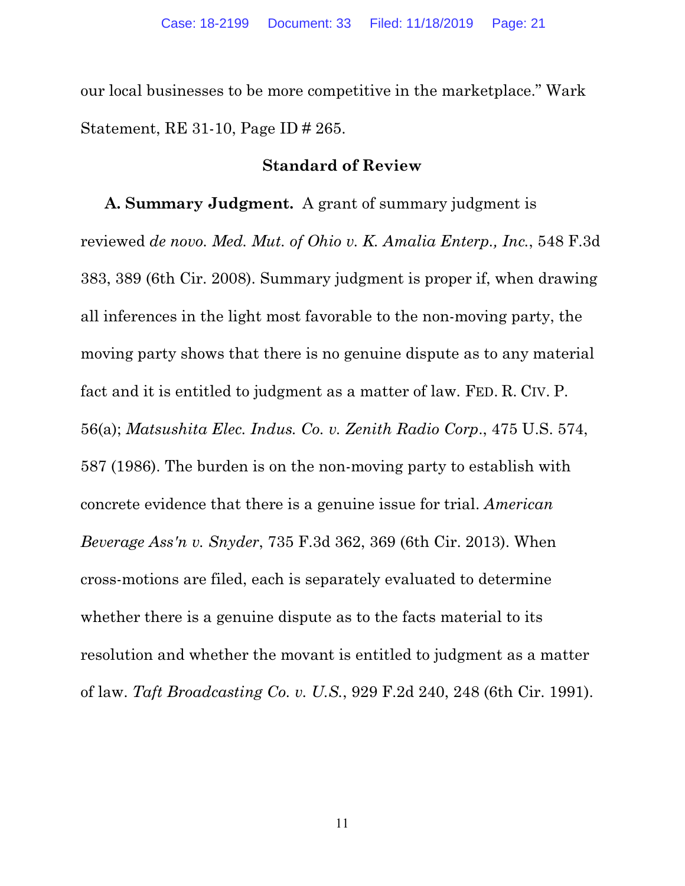our local businesses to be more competitive in the marketplace." Wark Statement, RE 31-10, Page ID # 265.

## Standard of Review

**A. Summary Judgment.** A grant of summary judgment is reviewed *de novo*. *Med. Mut. of Ohio v. K. Amalia Enterp., Inc.*, 548 F.3d 383, 389 (6th Cir. 2008). Summary judgment is proper if, when drawing all inferences in the light most favorable to the non-moving party, the moving party shows that there is no genuine dispute as to any material fact and it is entitled to judgment as a matter of law. FED. R. CIV. P. 56(a); *Matsushita Elec. Indus. Co. v. Zenith Radio Corp.*, 475 U.S. 574, 587 (1986). The burden is on the non-moving party to establish with concrete evidence that there is a genuine issue for trial. *American Beverage Ass'n v. Snyder*, 735 F.3d 362, 369 (6th Cir. 2013). When cross-motions are filed, each is separately evaluated to determine whether there is a genuine dispute as to the facts material to its resolution and whether the movant is entitled to judgment as a matter of law. *Taft Broadcasting Co. v. U.S.*, 929 F.2d 240, 248 (6th Cir. 1991).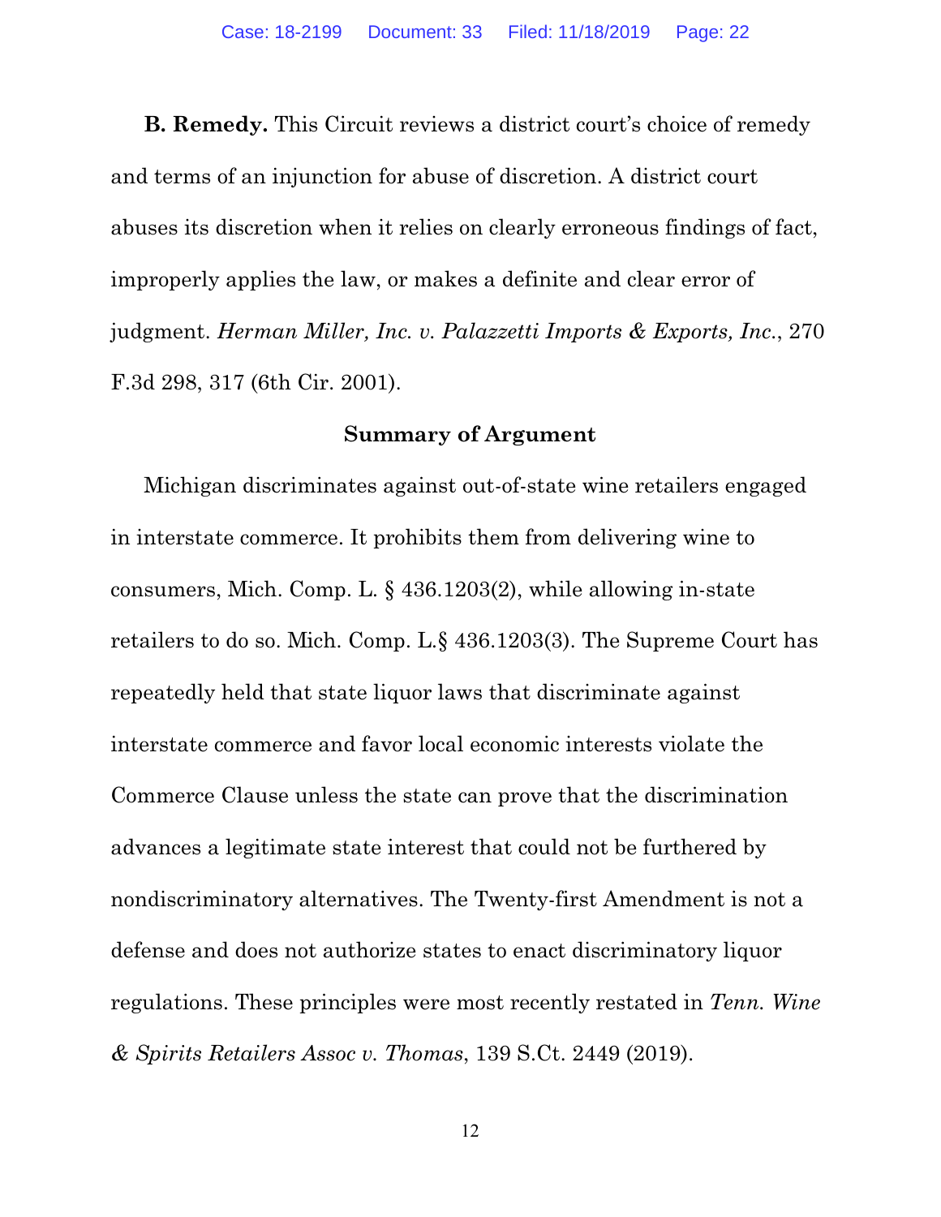**B. Remedy.** This Circuit reviews a district court's choice of remedy and terms of an injunction for abuse of discretion. A district court abuses its discretion when it relies on clearly erroneous findings of fact, improperly applies the law, or makes a definite and clear error of judgment. *Herman Miller, Inc. v. Palazzetti Imports & Exports, Inc.*, 270 F.3d 298, 317 (6th Cir. 2001).

## Summary of Argument

Michigan discriminates against out-of-state wine retailers engaged in interstate commerce. It prohibits them from delivering wine to consumers, Mich. Comp. L. § 436.1203(2), while allowing in-state retailers to do so. Mich. Comp. L.§ 436.1203(3). The Supreme Court has repeatedly held that state liquor laws that discriminate against interstate commerce and favor local economic interests violate the Commerce Clause unless the state can prove that the discrimination advances a legitimate state interest that could not be furthered by nondiscriminatory alternatives. The Twenty-first Amendment is not a defense and does not authorize states to enact discriminatory liquor regulations. These principles were most recently restated in *Tenn. Wine & Spirits Retailers Assoc v. Thomas*, 139 S.Ct. 2449 (2019).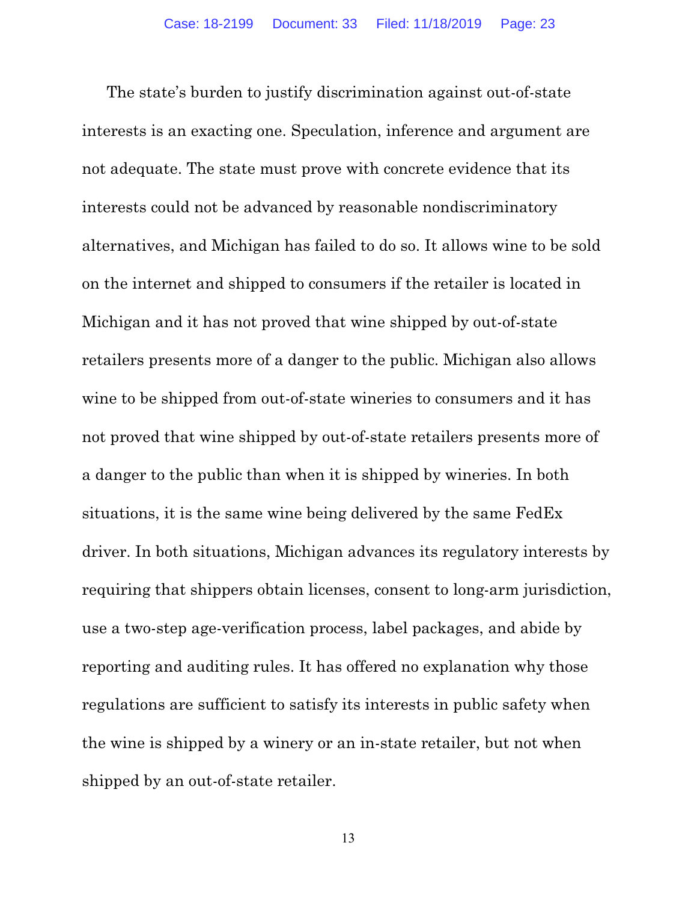The state's burden to justify discrimination against out-of-state interests is an exacting one. Speculation, inference and argument are not adequate. The state must prove with concrete evidence that its interests could not be advanced by reasonable nondiscriminatory alternatives, and Michigan has failed to do so. It allows wine to be sold on the internet and shipped to consumers if the retailer is located in Michigan and it has not proved that wine shipped by out-of-state retailers presents more of a danger to the public. Michigan also allows wine to be shipped from out-of-state wineries to consumers and it has not proved that wine shipped by out-of-state retailers presents more of a danger to the public than when it is shipped by wineries. In both situations, it is the same wine being delivered by the same FedEx driver. In both situations, Michigan advances its regulatory interests by requiring that shippers obtain licenses, consent to long-arm jurisdiction, use a two-step age-verification process, label packages, and abide by reporting and auditing rules. It has offered no explanation why those regulations are sufficient to satisfy its interests in public safety when the wine is shipped by a winery or an in-state retailer, but not when shipped by an out-of-state retailer.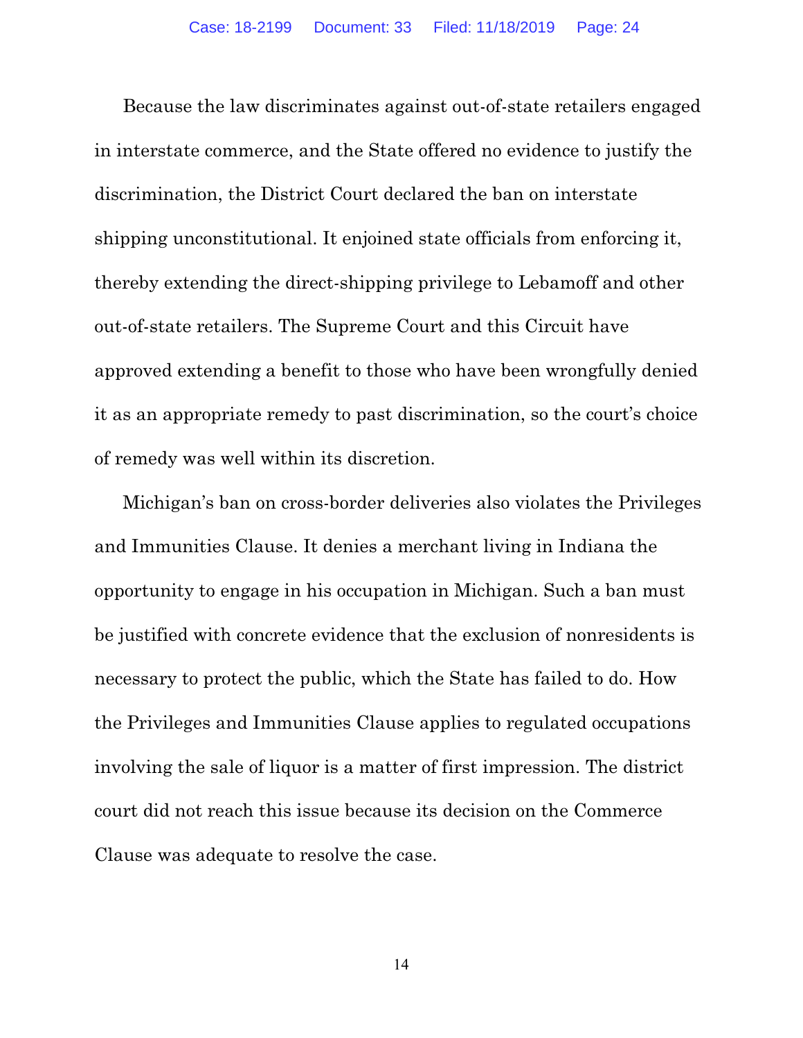Because the law discriminates against out-of-state retailers engaged in interstate commerce, and the State offered no evidence to justify the discrimination, the District Court declared the ban on interstate shipping unconstitutional. It enjoined state officials from enforcing it, thereby extending the direct-shipping privilege to Lebamoff and other out-of-state retailers. The Supreme Court and this Circuit have approved extending a benefit to those who have been wrongfully denied it as an appropriate remedy to past discrimination, so the court's choice of remedy was well within its discretion.

Michigan's ban on cross-border deliveries also violates the Privileges and Immunities Clause. It denies a merchant living in Indiana the opportunity to engage in his occupation in Michigan. Such a ban must be justified with concrete evidence that the exclusion of nonresidents is necessary to protect the public, which the State has failed to do. How the Privileges and Immunities Clause applies to regulated occupations involving the sale of liquor is a matter of first impression. The district court did not reach this issue because its decision on the Commerce Clause was adequate to resolve the case.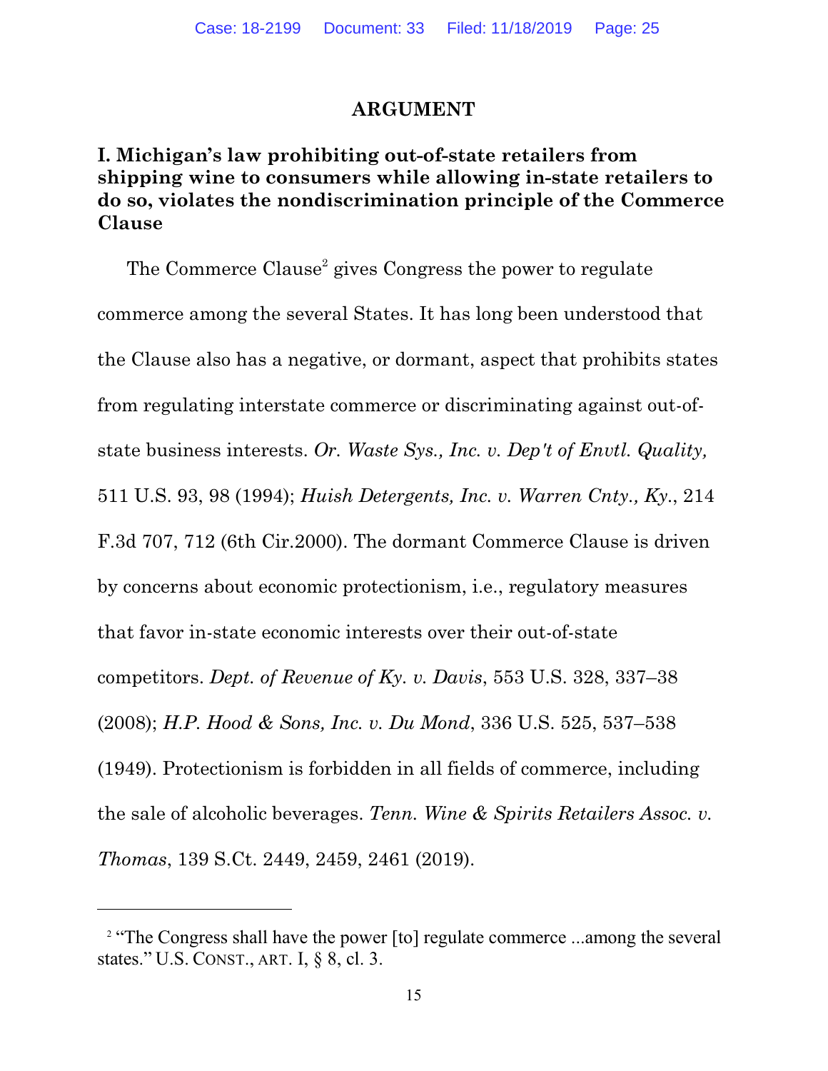# ARGUMENT

## I. Michigan's law prohibiting out-of-state retailers from shipping wine to consumers while allowing in-state retailers to do so, violates the nondiscrimination principle of the Commerce Clause

The Commerce Clause[2] gives Congress the power to regulate commerce among the several States. It has long been understood that the Clause also has a negative, or dormant, aspect that prohibits states from regulating interstate commerce or discriminating against out-of-state business interests. *Or. Waste Sys., Inc. v. Dep't of Envtl. Quality,* 511 U.S. 93, 98 (1994); *Huish Detergents, Inc. v. Warren Cnty., Ky.*, 214 F.3d 707, 712 (6th Cir.2000). The dormant Commerce Clause is driven by concerns about economic protectionism, i.e., regulatory measures that favor in-state economic interests over their out-of-state competitors. *Dept. of Revenue of Ky. v. Davis*, 553 U.S. 328, 337–38 (2008); *H.P. Hood & Sons, Inc. v. Du Mond*, 336 U.S. 525, 537–538 (1949). Protectionism is forbidden in all fields of commerce, including the sale of alcoholic beverages. *Tenn. Wine & Spirits Retailers Assoc. v. Thomas*, 139 S.Ct. 2449, 2459, 2461 (2019).

---

[2] "The Congress shall have the power [to] regulate commerce ...among the several states." U.S. CONST., ART. I, § 8, cl. 3.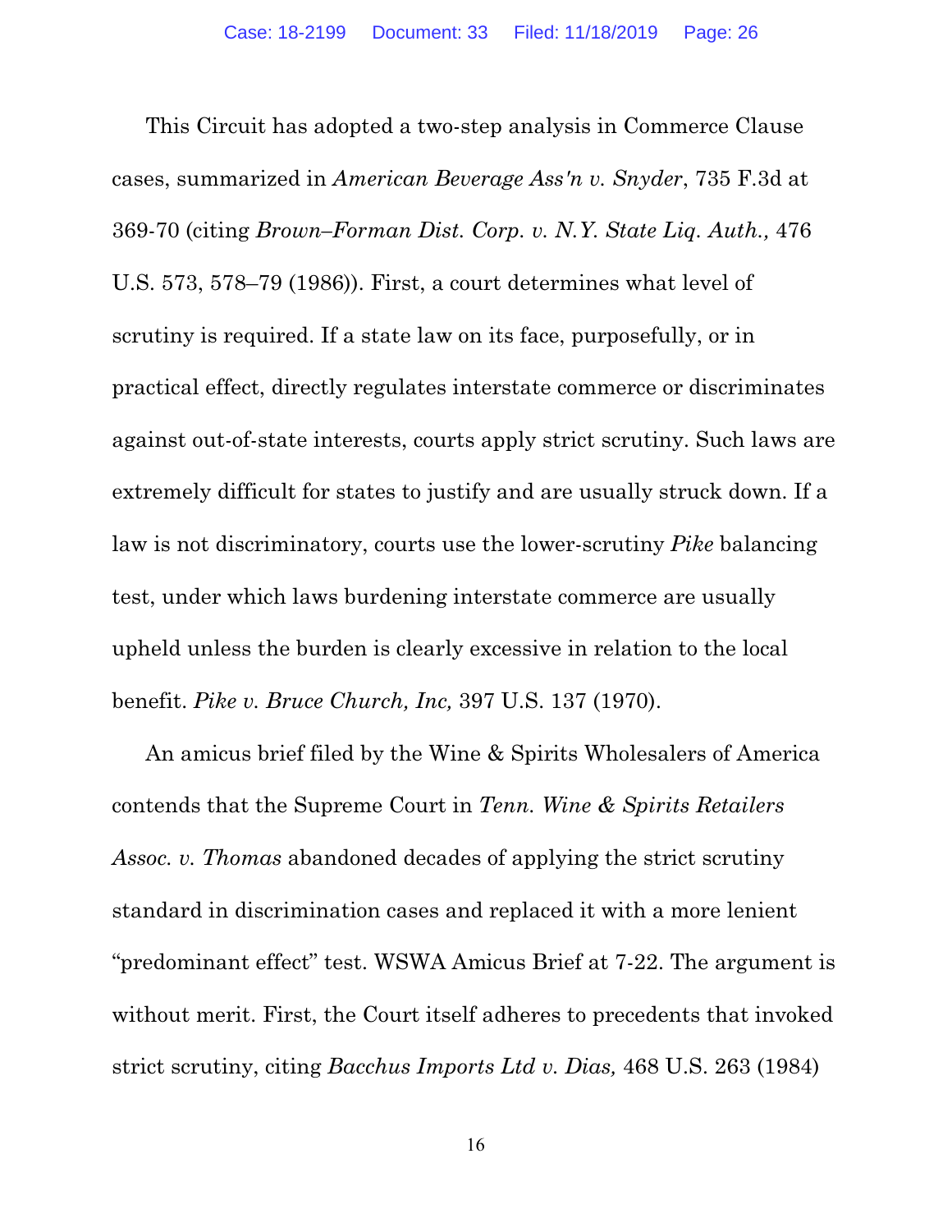This Circuit has adopted a two-step analysis in Commerce Clause cases, summarized in *American Beverage Ass'n v. Snyder*, 735 F.3d at 369-70 (citing *Brown–Forman Dist. Corp. v. N.Y. State Liq. Auth.,* 476 U.S. 573, 578–79 (1986)). First, a court determines what level of scrutiny is required. If a state law on its face, purposefully, or in practical effect, directly regulates interstate commerce or discriminates against out-of-state interests, courts apply strict scrutiny. Such laws are extremely difficult for states to justify and are usually struck down. If a law is not discriminatory, courts use the lower-scrutiny *Pike* balancing test, under which laws burdening interstate commerce are usually upheld unless the burden is clearly excessive in relation to the local benefit. *Pike v. Bruce Church, Inc,* 397 U.S. 137 (1970).

An amicus brief filed by the Wine & Spirits Wholesalers of America contends that the Supreme Court in *Tenn. Wine & Spirits Retailers Assoc. v. Thomas* abandoned decades of applying the strict scrutiny standard in discrimination cases and replaced it with a more lenient "predominant effect" test. WSWA Amicus Brief at 7-22. The argument is without merit. First, the Court itself adheres to precedents that invoked strict scrutiny, citing *Bacchus Imports Ltd v. Dias,* 468 U.S. 263 (1984)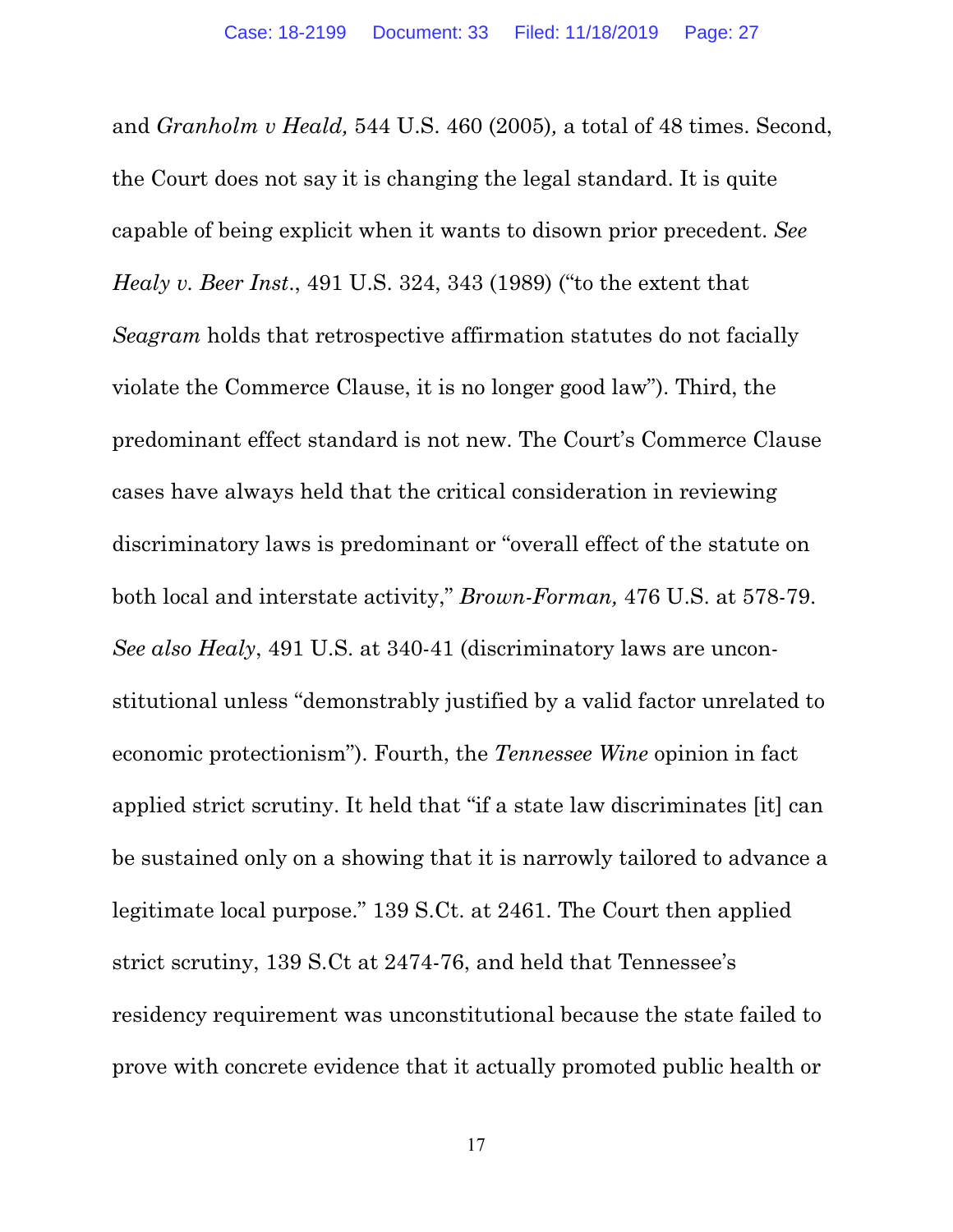and *Granholm v Heald,* 544 U.S. 460 (2005)*,* a total of 48 times. Second, the Court does not say it is changing the legal standard. It is quite capable of being explicit when it wants to disown prior precedent. *See Healy v. Beer Inst*., 491 U.S. 324, 343 (1989) ("to the extent that *Seagram* holds that retrospective affirmation statutes do not facially violate the Commerce Clause, it is no longer good law"). Third, the predominant effect standard is not new. The Court's Commerce Clause cases have always held that the critical consideration in reviewing discriminatory laws is predominant or "overall effect of the statute on both local and interstate activity," *Brown-Forman,* 476 U.S. at 578-79. *See also Healy*, 491 U.S. at 340-41 (discriminatory laws are unconstitutional unless "demonstrably justified by a valid factor unrelated to economic protectionism"). Fourth, the *Tennessee Wine* opinion in fact applied strict scrutiny. It held that "if a state law discriminates [it] can be sustained only on a showing that it is narrowly tailored to advance a legitimate local purpose." 139 S.Ct. at 2461. The Court then applied strict scrutiny, 139 S.Ct at 2474-76, and held that Tennessee's residency requirement was unconstitutional because the state failed to prove with concrete evidence that it actually promoted public health or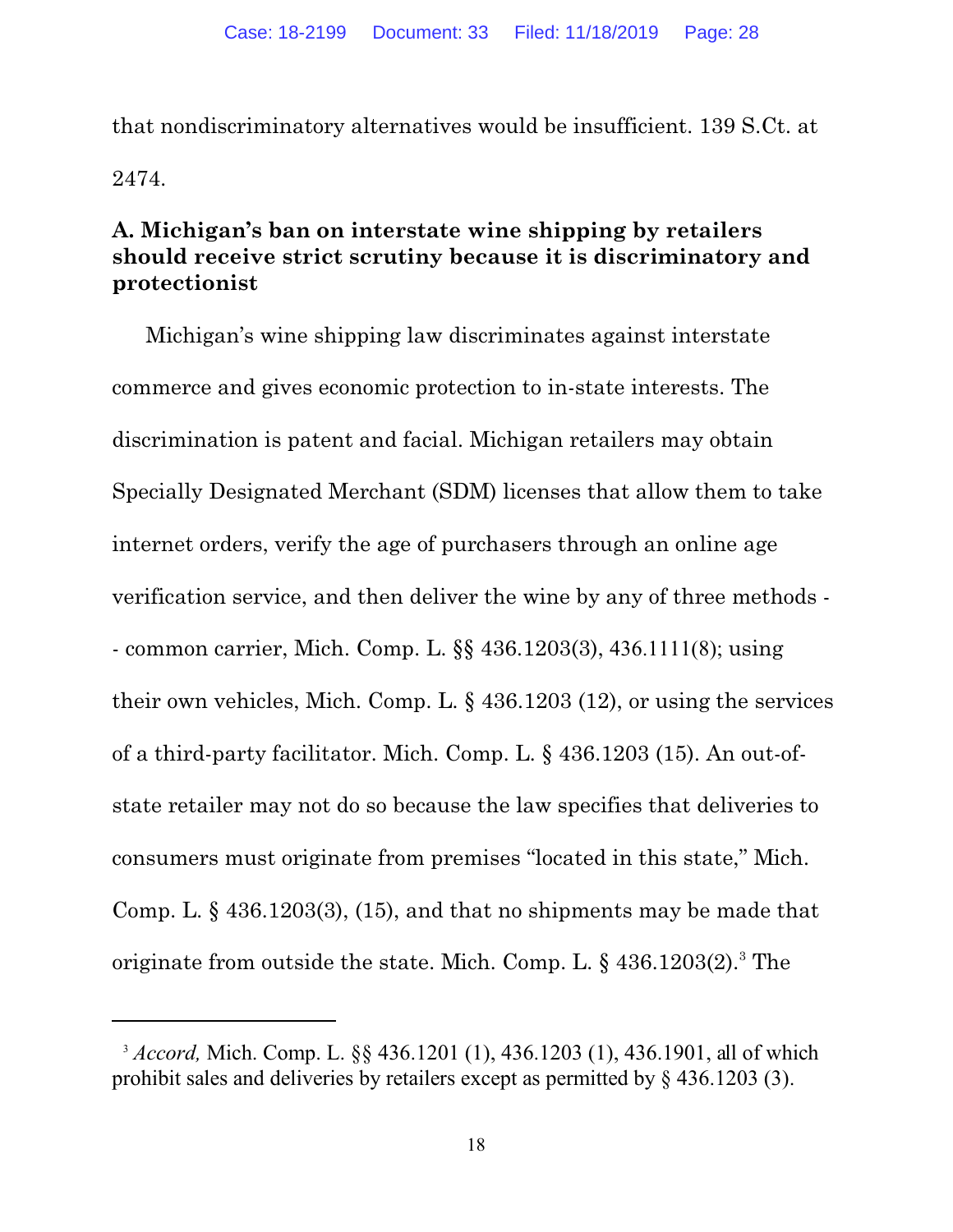that nondiscriminatory alternatives would be insufficient. 139 S.Ct. at 2474.

### A. Michigan's ban on interstate wine shipping by retailers should receive strict scrutiny because it is discriminatory and protectionist

Michigan's wine shipping law discriminates against interstate commerce and gives economic protection to in-state interests. The discrimination is patent and facial. Michigan retailers may obtain Specially Designated Merchant (SDM) licenses that allow them to take internet orders, verify the age of purchasers through an online age verification service, and then deliver the wine by any of three methods -- common carrier, Mich. Comp. L. §§ 436.1203(3), 436.1111(8); using their own vehicles, Mich. Comp. L. § 436.1203 (12), or using the services of a third-party facilitator. Mich. Comp. L. § 436.1203 (15). An out-of-state retailer may not do so because the law specifies that deliveries to consumers must originate from premises "located in this state," Mich. Comp. L. § 436.1203(3), (15), and that no shipments may be made that originate from outside the state. Mich. Comp. L. § 436.1203(2).[3] The

---

[3] *Accord,* Mich. Comp. L. §§ 436.1201 (1), 436.1203 (1), 436.1901, all of which prohibit sales and deliveries by retailers except as permitted by § 436.1203 (3).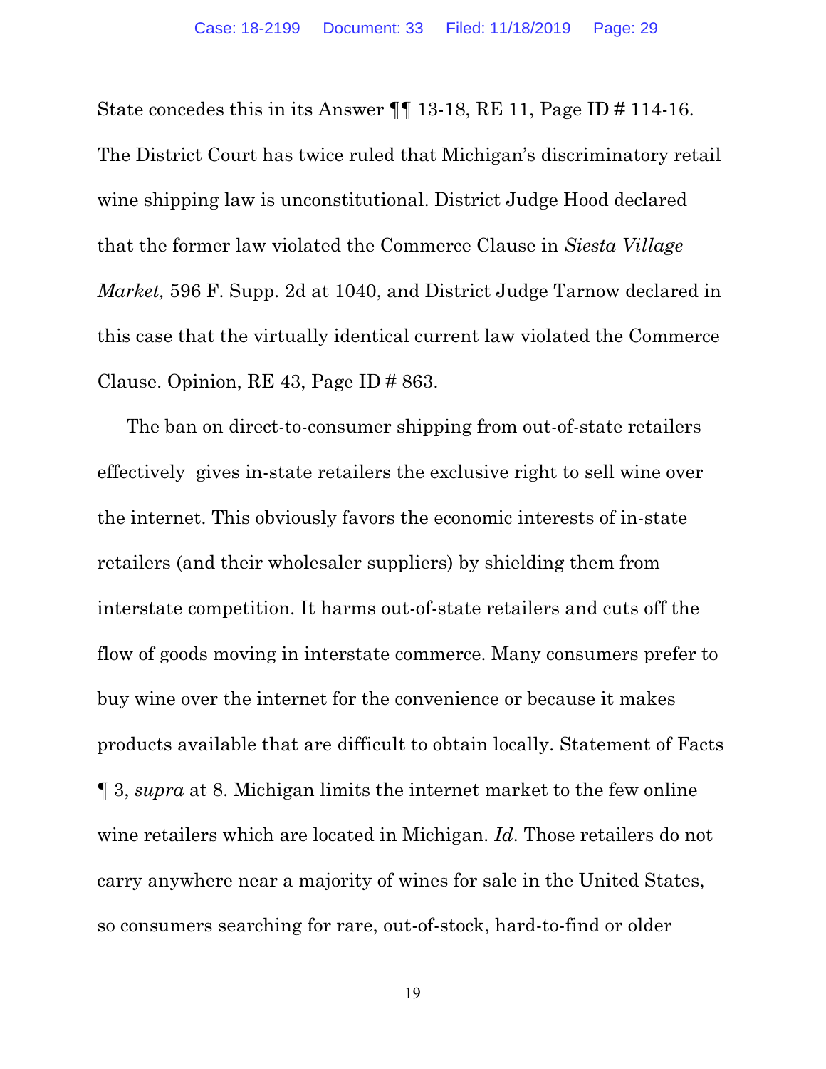State concedes this in its Answer ¶¶ 13-18, RE 11, Page ID # 114-16. The District Court has twice ruled that Michigan's discriminatory retail wine shipping law is unconstitutional. District Judge Hood declared that the former law violated the Commerce Clause in *Siesta Village Market,* 596 F. Supp. 2d at 1040, and District Judge Tarnow declared in this case that the virtually identical current law violated the Commerce Clause. Opinion, RE 43, Page ID # 863.

The ban on direct-to-consumer shipping from out-of-state retailers effectively gives in-state retailers the exclusive right to sell wine over the internet. This obviously favors the economic interests of in-state retailers (and their wholesaler suppliers) by shielding them from interstate competition. It harms out-of-state retailers and cuts off the flow of goods moving in interstate commerce. Many consumers prefer to buy wine over the internet for the convenience or because it makes products available that are difficult to obtain locally. Statement of Facts ¶ 3, *supra* at 8. Michigan limits the internet market to the few online wine retailers which are located in Michigan. *Id*. Those retailers do not carry anywhere near a majority of wines for sale in the United States, so consumers searching for rare, out-of-stock, hard-to-find or older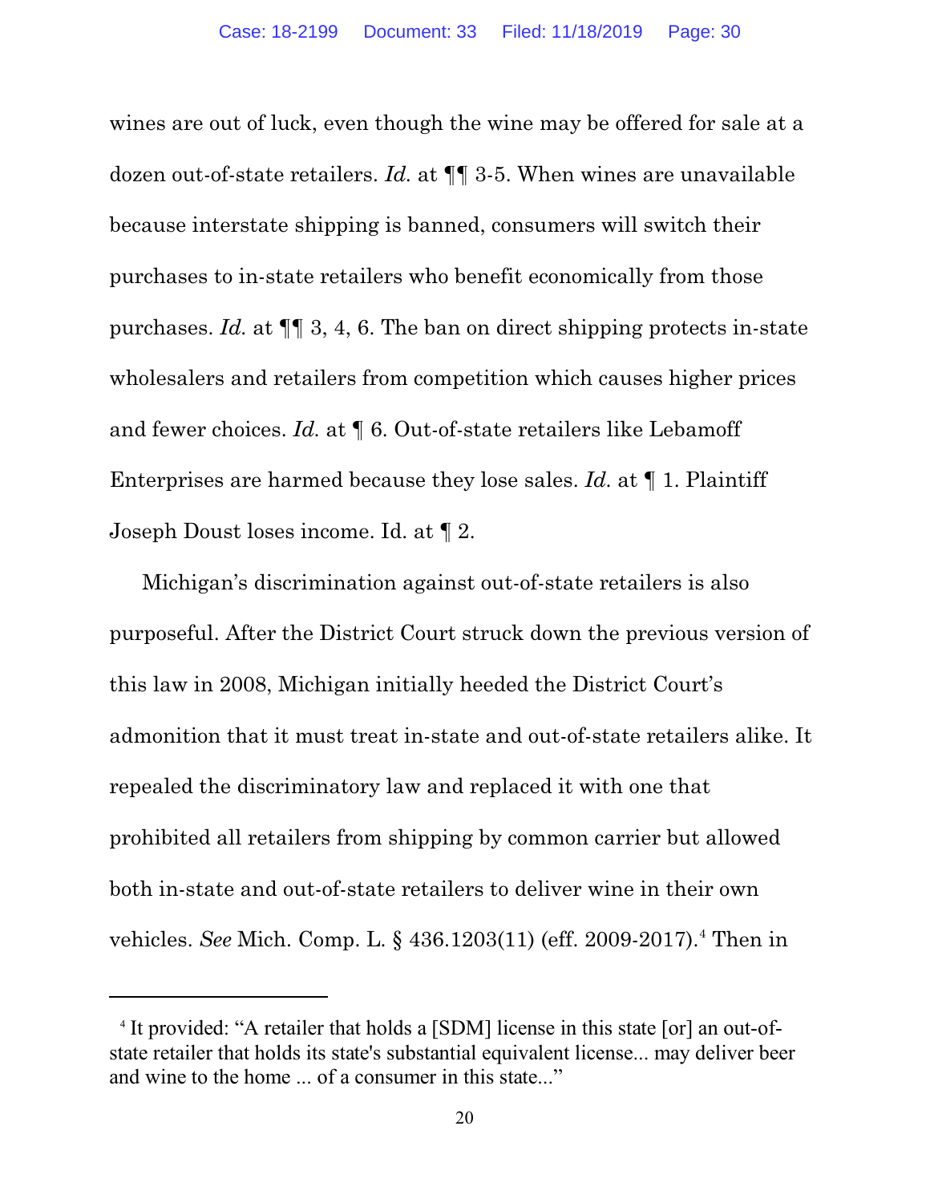wines are out of luck, even though the wine may be offered for sale at a dozen out-of-state retailers. *Id.* at ¶¶ 3-5. When wines are unavailable because interstate shipping is banned, consumers will switch their purchases to in-state retailers who benefit economically from those purchases. *Id.* at ¶¶ 3, 4, 6. The ban on direct shipping protects in-state wholesalers and retailers from competition which causes higher prices and fewer choices. *Id.* at ¶ 6. Out-of-state retailers like Lebamoff Enterprises are harmed because they lose sales. *Id.* at ¶ 1. Plaintiff Joseph Doust loses income. Id. at ¶ 2.

Michigan's discrimination against out-of-state retailers is also purposeful. After the District Court struck down the previous version of this law in 2008, Michigan initially heeded the District Court's admonition that it must treat in-state and out-of-state retailers alike. It repealed the discriminatory law and replaced it with one that prohibited all retailers from shipping by common carrier but allowed both in-state and out-of-state retailers to deliver wine in their own vehicles. *See* Mich. Comp. L. § 436.1203(11) (eff. 2009-2017).[4] Then in

---

[4] It provided: "A retailer that holds a [SDM] license in this state [or] an out-of-state retailer that holds its state's substantial equivalent license... may deliver beer and wine to the home ... of a consumer in this state..."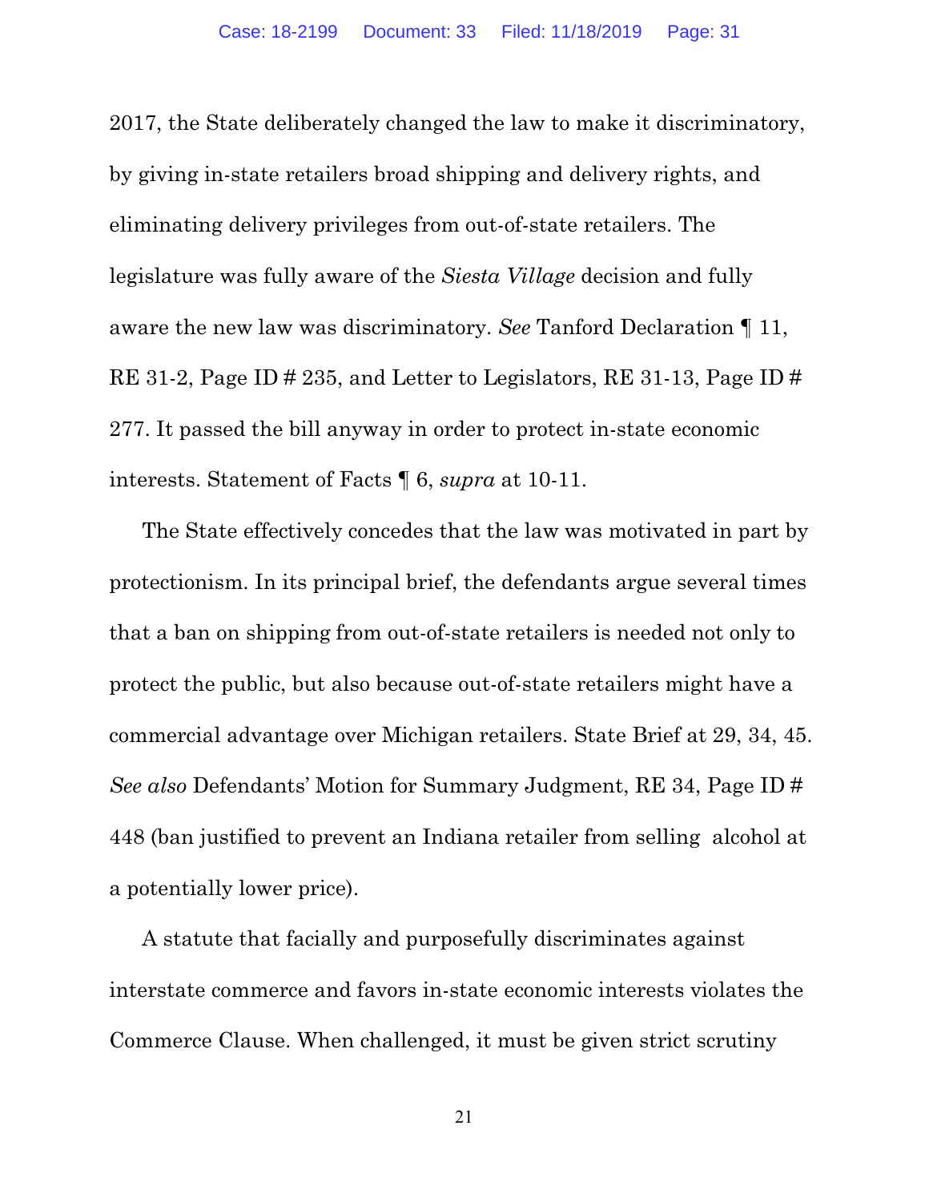2017, the State deliberately changed the law to make it discriminatory, by giving in-state retailers broad shipping and delivery rights, and eliminating delivery privileges from out-of-state retailers. The legislature was fully aware of the *Siesta Village* decision and fully aware the new law was discriminatory. *See* Tanford Declaration ¶ 11, RE 31-2, Page ID # 235, and Letter to Legislators, RE 31-13, Page ID # 277. It passed the bill anyway in order to protect in-state economic interests. Statement of Facts ¶ 6, *supra* at 10-11.

The State effectively concedes that the law was motivated in part by protectionism. In its principal brief, the defendants argue several times that a ban on shipping from out-of-state retailers is needed not only to protect the public, but also because out-of-state retailers might have a commercial advantage over Michigan retailers. State Brief at 29, 34, 45. *See also* Defendants' Motion for Summary Judgment, RE 34, Page ID # 448 (ban justified to prevent an Indiana retailer from selling alcohol at a potentially lower price).

A statute that facially and purposefully discriminates against interstate commerce and favors in-state economic interests violates the Commerce Clause. When challenged, it must be given strict scrutiny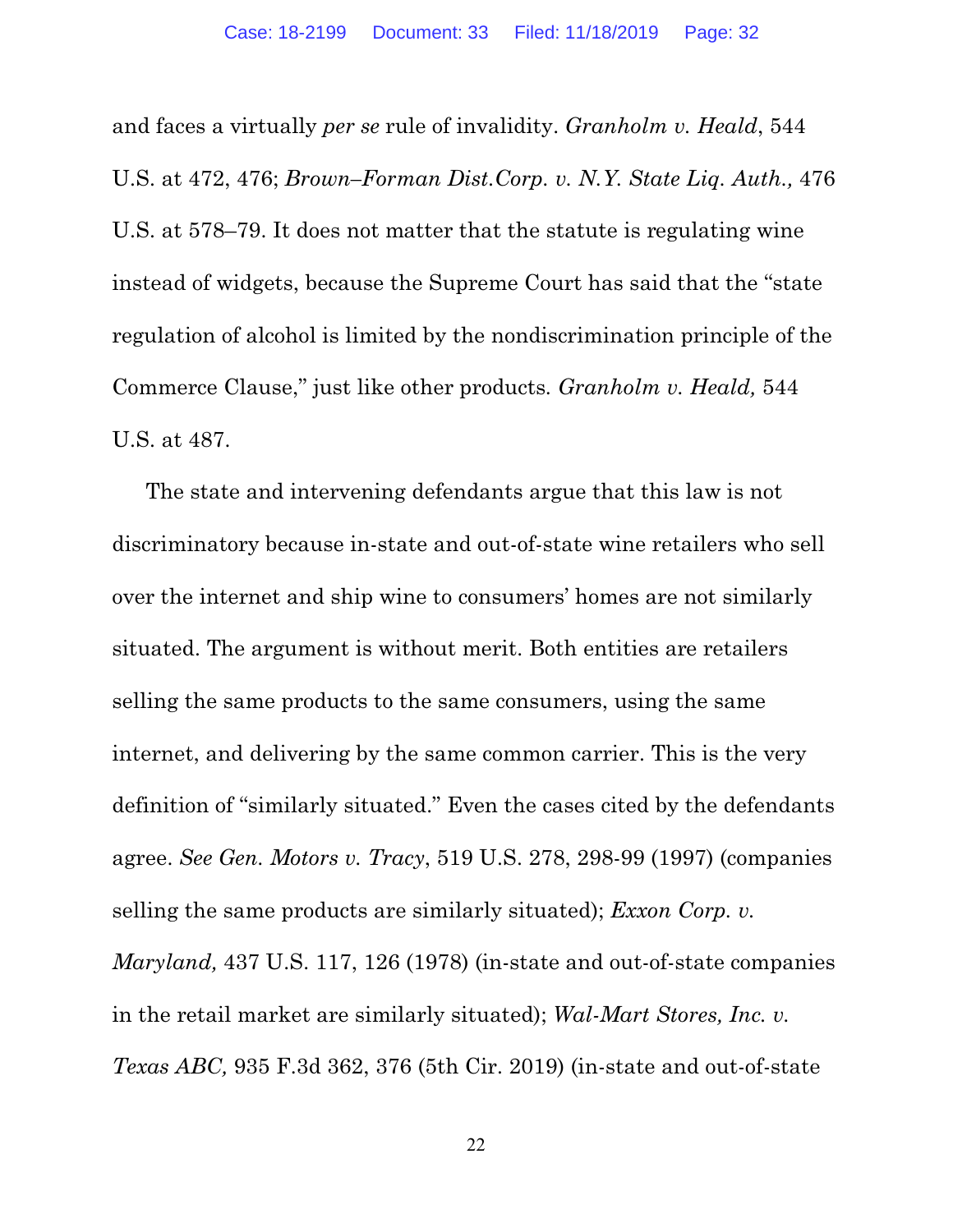and faces a virtually *per se* rule of invalidity. *Granholm v. Heald*, 544 U.S. at 472, 476; *Brown–Forman Dist.Corp. v. N.Y. State Liq. Auth.,* 476 U.S. at 578–79. It does not matter that the statute is regulating wine instead of widgets, because the Supreme Court has said that the "state regulation of alcohol is limited by the nondiscrimination principle of the Commerce Clause," just like other products. *Granholm v. Heald,* 544 U.S. at 487.

The state and intervening defendants argue that this law is not discriminatory because in-state and out-of-state wine retailers who sell over the internet and ship wine to consumers' homes are not similarly situated. The argument is without merit. Both entities are retailers selling the same products to the same consumers, using the same internet, and delivering by the same common carrier. This is the very definition of "similarly situated." Even the cases cited by the defendants agree. *See Gen. Motors v. Tracy*, 519 U.S. 278, 298-99 (1997) (companies selling the same products are similarly situated); *Exxon Corp. v. Maryland,* 437 U.S. 117, 126 (1978) (in-state and out-of-state companies in the retail market are similarly situated); *Wal-Mart Stores, Inc. v. Texas ABC,* 935 F.3d 362, 376 (5th Cir. 2019) (in-state and out-of-state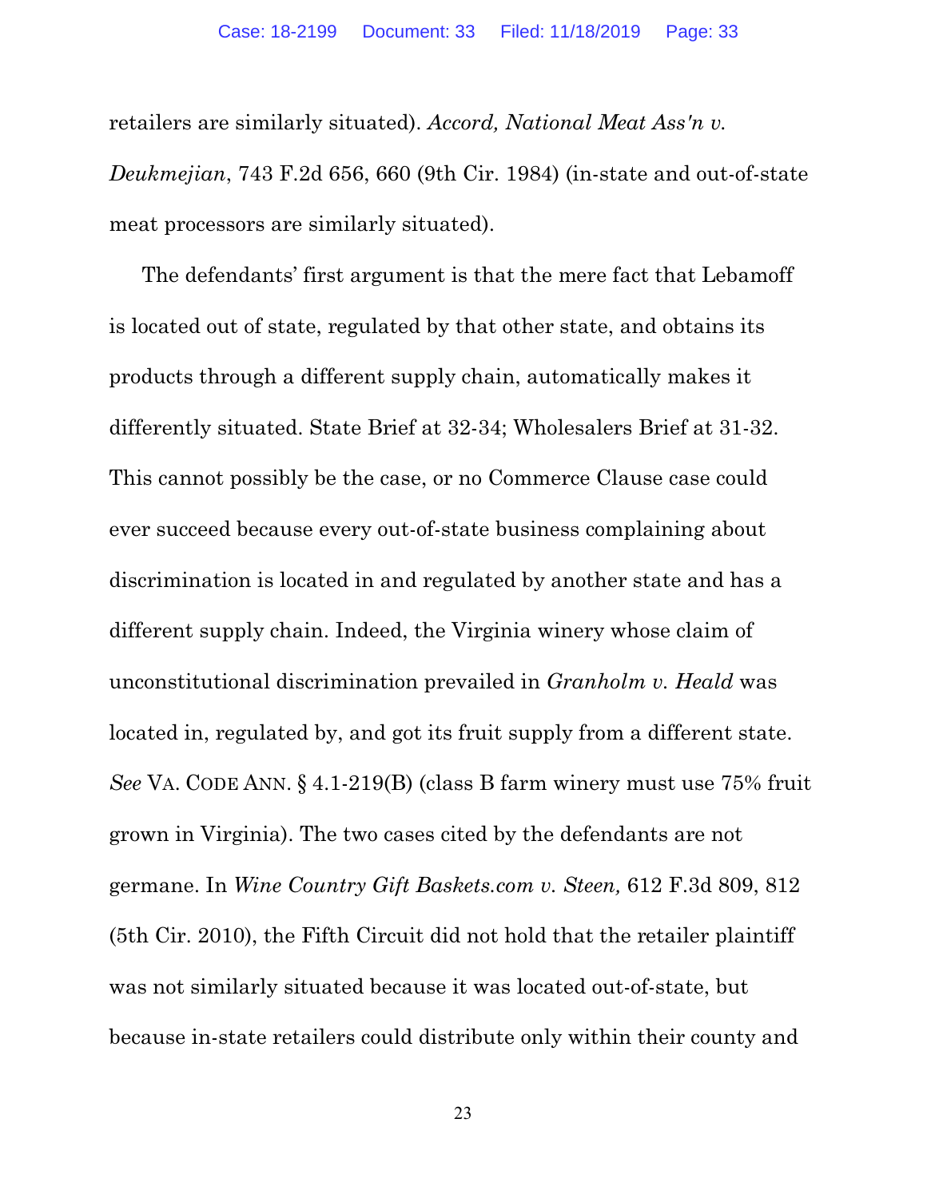retailers are similarly situated). *Accord, National Meat Ass'n v. Deukmejian*, 743 F.2d 656, 660 (9th Cir. 1984) (in-state and out-of-state meat processors are similarly situated).

The defendants' first argument is that the mere fact that Lebamoff is located out of state, regulated by that other state, and obtains its products through a different supply chain, automatically makes it differently situated. State Brief at 32-34; Wholesalers Brief at 31-32. This cannot possibly be the case, or no Commerce Clause case could ever succeed because every out-of-state business complaining about discrimination is located in and regulated by another state and has a different supply chain. Indeed, the Virginia winery whose claim of unconstitutional discrimination prevailed in *Granholm v. Heald* was located in, regulated by, and got its fruit supply from a different state. *See* VA. CODE ANN. § 4.1-219(B) (class B farm winery must use 75% fruit grown in Virginia). The two cases cited by the defendants are not germane. In *Wine Country Gift Baskets.com v. Steen,* 612 F.3d 809, 812 (5th Cir. 2010), the Fifth Circuit did not hold that the retailer plaintiff was not similarly situated because it was located out-of-state, but because in-state retailers could distribute only within their county and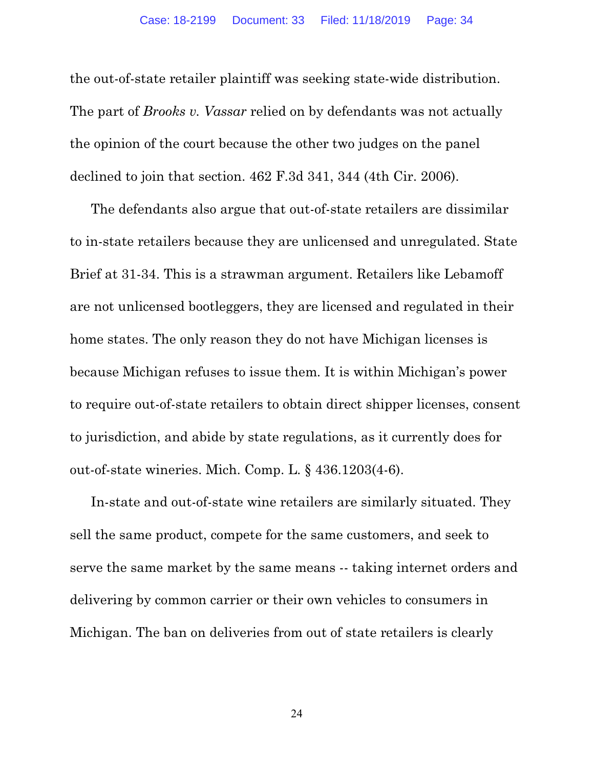the out-of-state retailer plaintiff was seeking state-wide distribution. The part of *Brooks v. Vassar* relied on by defendants was not actually the opinion of the court because the other two judges on the panel declined to join that section. 462 F.3d 341, 344 (4th Cir. 2006).

The defendants also argue that out-of-state retailers are dissimilar to in-state retailers because they are unlicensed and unregulated. State Brief at 31-34. This is a strawman argument. Retailers like Lebamoff are not unlicensed bootleggers, they are licensed and regulated in their home states. The only reason they do not have Michigan licenses is because Michigan refuses to issue them. It is within Michigan's power to require out-of-state retailers to obtain direct shipper licenses, consent to jurisdiction, and abide by state regulations, as it currently does for out-of-state wineries. Mich. Comp. L. § 436.1203(4-6).

In-state and out-of-state wine retailers are similarly situated. They sell the same product, compete for the same customers, and seek to serve the same market by the same means -- taking internet orders and delivering by common carrier or their own vehicles to consumers in Michigan. The ban on deliveries from out of state retailers is clearly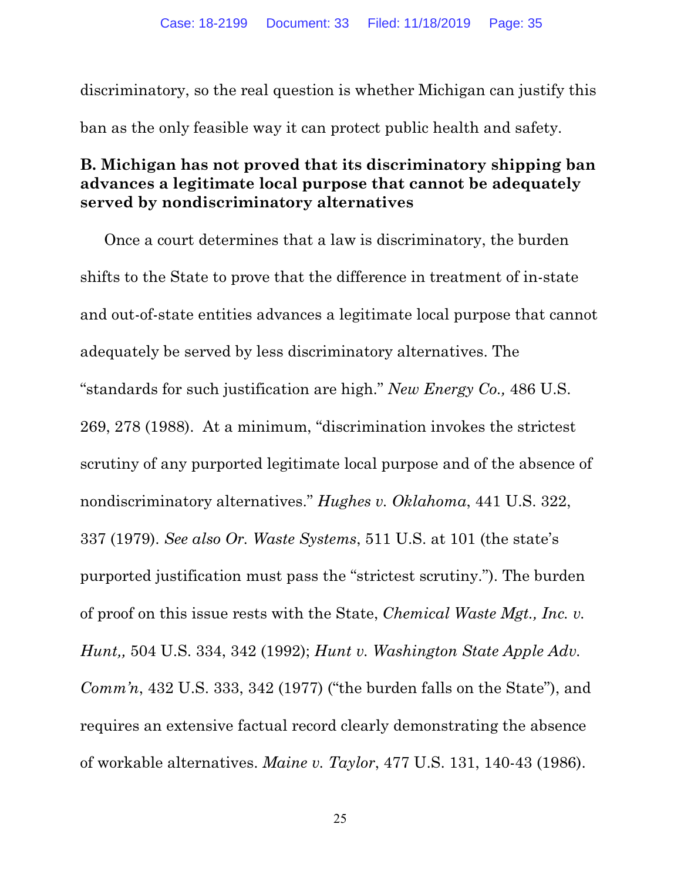discriminatory, so the real question is whether Michigan can justify this ban as the only feasible way it can protect public health and safety.

### B. Michigan has not proved that its discriminatory shipping ban advances a legitimate local purpose that cannot be adequately served by nondiscriminatory alternatives

Once a court determines that a law is discriminatory, the burden shifts to the State to prove that the difference in treatment of in-state and out-of-state entities advances a legitimate local purpose that cannot adequately be served by less discriminatory alternatives. The "standards for such justification are high." *New Energy Co.,* 486 U.S. 269, 278 (1988). At a minimum, "discrimination invokes the strictest scrutiny of any purported legitimate local purpose and of the absence of nondiscriminatory alternatives." *Hughes v. Oklahoma*, 441 U.S. 322, 337 (1979). *See also Or. Waste Systems*, 511 U.S. at 101 (the state's purported justification must pass the "strictest scrutiny."). The burden of proof on this issue rests with the State, *Chemical Waste Mgt., Inc. v. Hunt,,* 504 U.S. 334, 342 (1992); *Hunt v. Washington State Apple Adv. Comm'n*, 432 U.S. 333, 342 (1977) ("the burden falls on the State"), and requires an extensive factual record clearly demonstrating the absence of workable alternatives. *Maine v. Taylor*, 477 U.S. 131, 140-43 (1986).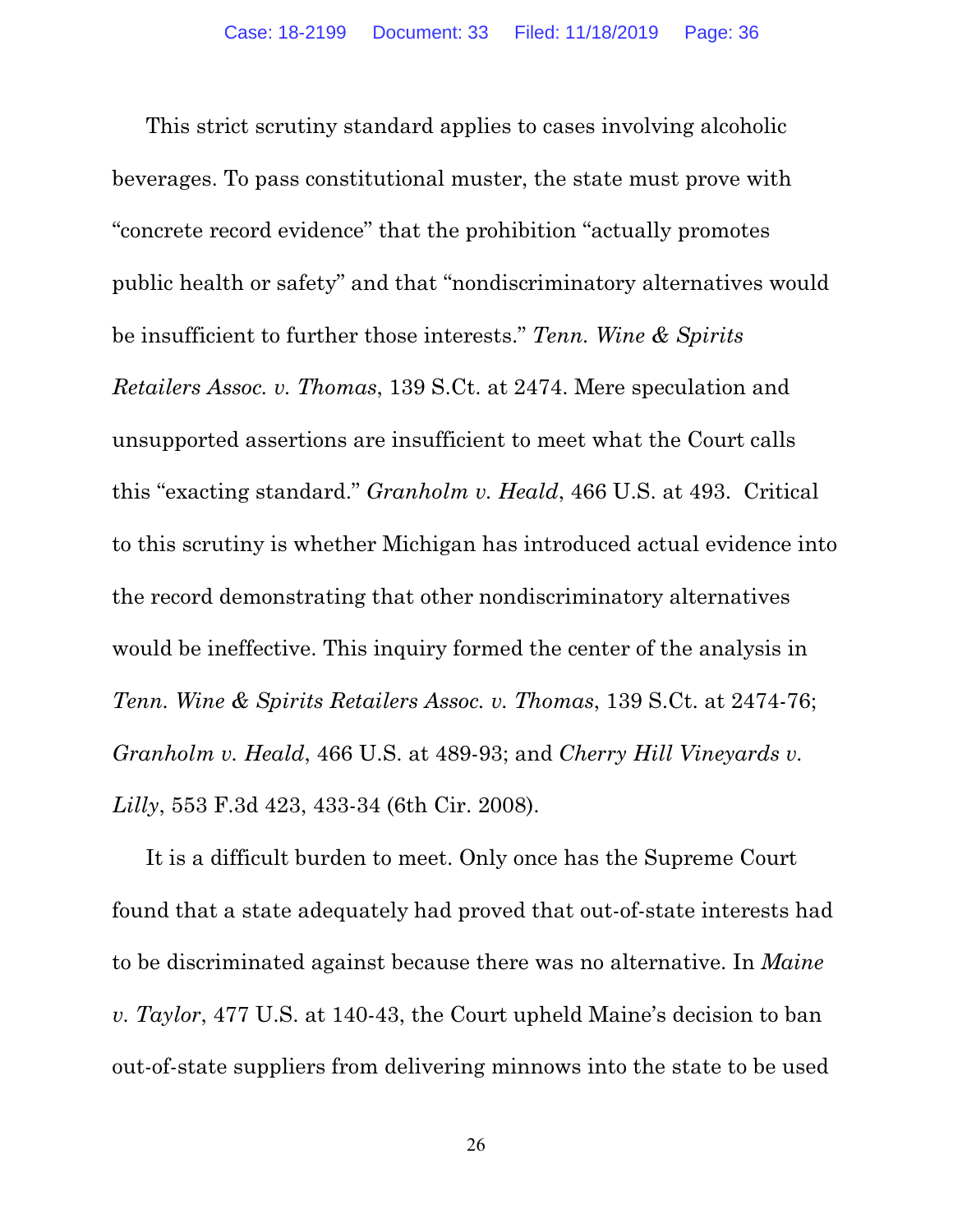This strict scrutiny standard applies to cases involving alcoholic beverages. To pass constitutional muster, the state must prove with "concrete record evidence" that the prohibition "actually promotes public health or safety" and that "nondiscriminatory alternatives would be insufficient to further those interests." *Tenn. Wine & Spirits Retailers Assoc. v. Thomas*, 139 S.Ct. at 2474. Mere speculation and unsupported assertions are insufficient to meet what the Court calls this "exacting standard." *Granholm v. Heald*, 466 U.S. at 493. Critical to this scrutiny is whether Michigan has introduced actual evidence into the record demonstrating that other nondiscriminatory alternatives would be ineffective. This inquiry formed the center of the analysis in *Tenn. Wine & Spirits Retailers Assoc. v. Thomas*, 139 S.Ct. at 2474-76; *Granholm v. Heald*, 466 U.S. at 489-93; and *Cherry Hill Vineyards v. Lilly*, 553 F.3d 423, 433-34 (6th Cir. 2008).

It is a difficult burden to meet. Only once has the Supreme Court found that a state adequately had proved that out-of-state interests had to be discriminated against because there was no alternative. In *Maine v. Taylor*, 477 U.S. at 140-43, the Court upheld Maine's decision to ban out-of-state suppliers from delivering minnows into the state to be used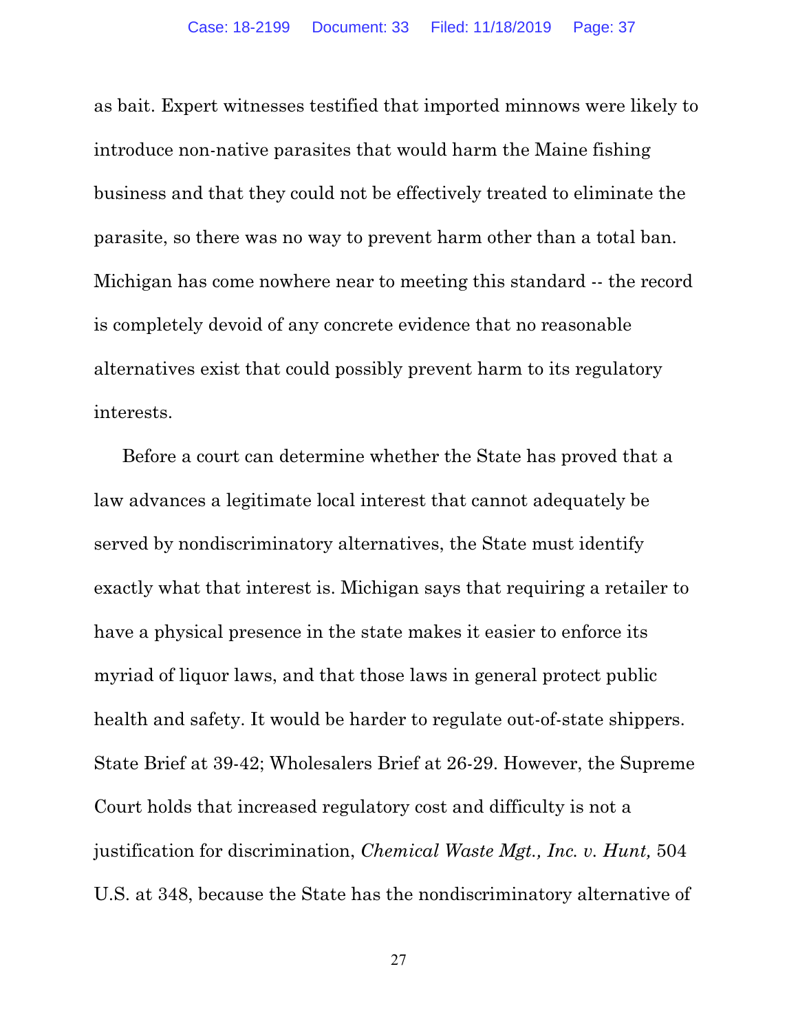as bait. Expert witnesses testified that imported minnows were likely to introduce non-native parasites that would harm the Maine fishing business and that they could not be effectively treated to eliminate the parasite, so there was no way to prevent harm other than a total ban. Michigan has come nowhere near to meeting this standard -- the record is completely devoid of any concrete evidence that no reasonable alternatives exist that could possibly prevent harm to its regulatory interests.

Before a court can determine whether the State has proved that a law advances a legitimate local interest that cannot adequately be served by nondiscriminatory alternatives, the State must identify exactly what that interest is. Michigan says that requiring a retailer to have a physical presence in the state makes it easier to enforce its myriad of liquor laws, and that those laws in general protect public health and safety. It would be harder to regulate out-of-state shippers. State Brief at 39-42; Wholesalers Brief at 26-29. However, the Supreme Court holds that increased regulatory cost and difficulty is not a justification for discrimination, *Chemical Waste Mgt., Inc. v. Hunt,* 504 U.S. at 348, because the State has the nondiscriminatory alternative of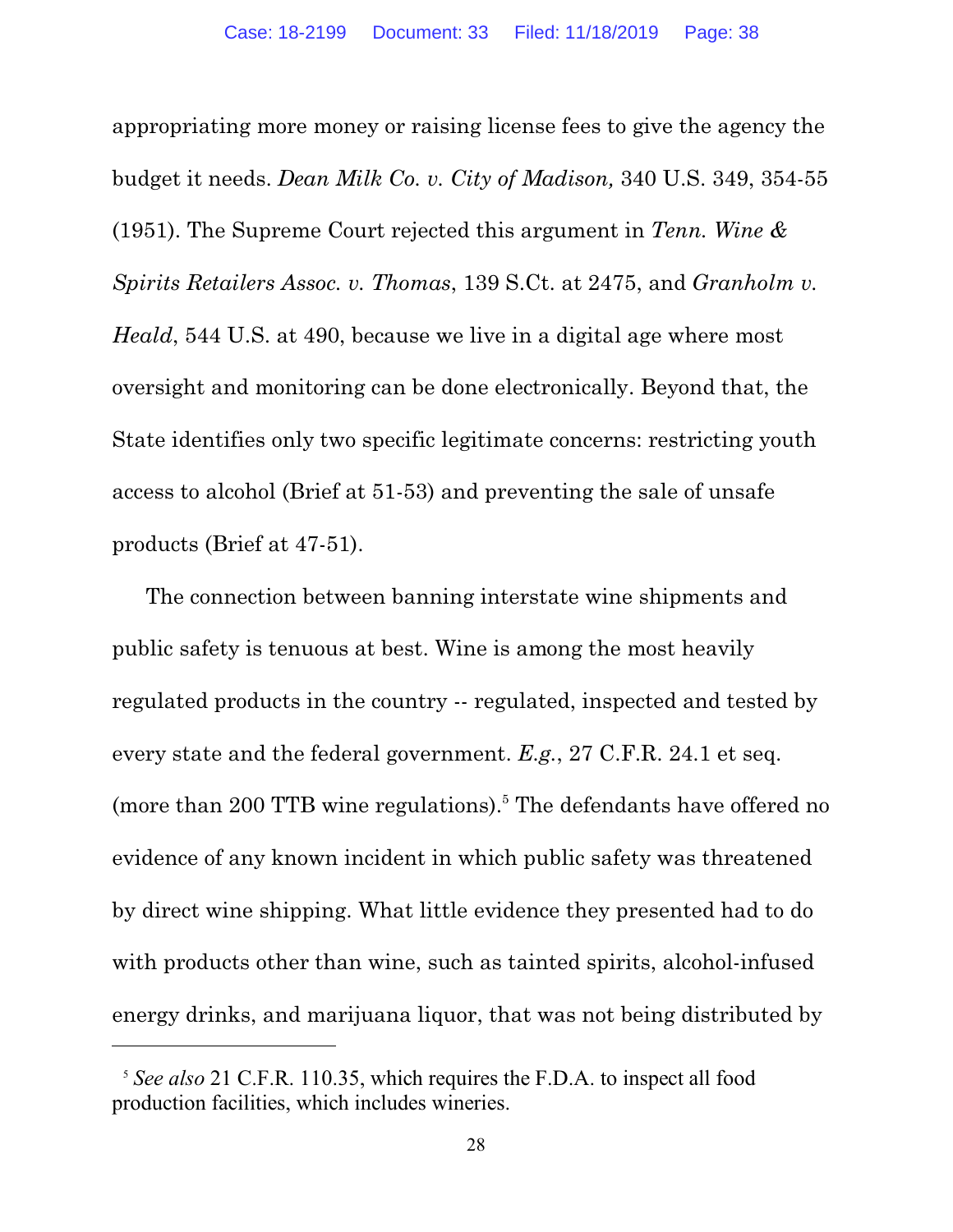appropriating more money or raising license fees to give the agency the budget it needs. *Dean Milk Co. v. City of Madison,* 340 U.S. 349, 354-55 (1951). The Supreme Court rejected this argument in *Tenn. Wine & Spirits Retailers Assoc. v. Thomas*, 139 S.Ct. at 2475, and *Granholm v. Heald*, 544 U.S. at 490, because we live in a digital age where most oversight and monitoring can be done electronically. Beyond that, the State identifies only two specific legitimate concerns: restricting youth access to alcohol (Brief at 51-53) and preventing the sale of unsafe products (Brief at 47-51).

The connection between banning interstate wine shipments and public safety is tenuous at best. Wine is among the most heavily regulated products in the country -- regulated, inspected and tested by every state and the federal government. *E.g.*, 27 C.F.R. 24.1 et seq. (more than 200 TTB wine regulations).[5] The defendants have offered no evidence of any known incident in which public safety was threatened by direct wine shipping. What little evidence they presented had to do with products other than wine, such as tainted spirits, alcohol-infused energy drinks, and marijuana liquor, that was not being distributed by

---

[5] *See also* 21 C.F.R. 110.35, which requires the F.D.A. to inspect all food production facilities, which includes wineries.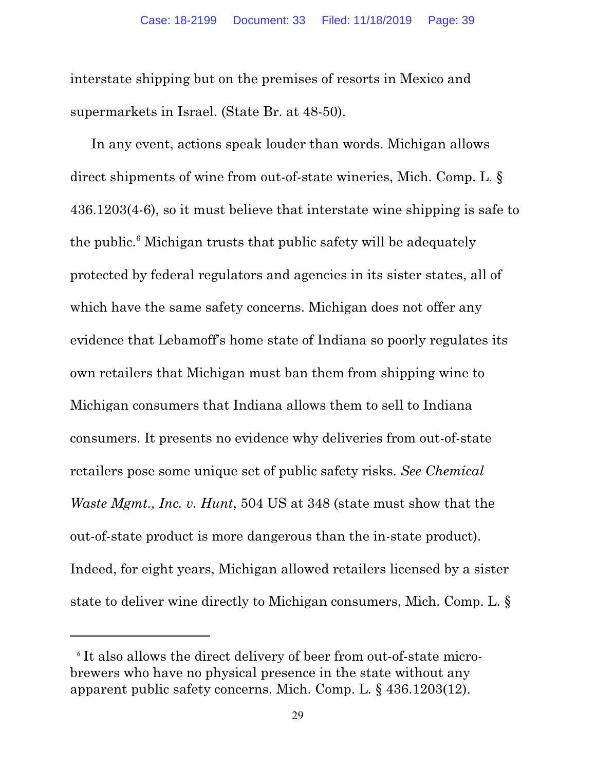interstate shipping but on the premises of resorts in Mexico and supermarkets in Israel. (State Br. at 48-50).

In any event, actions speak louder than words. Michigan allows direct shipments of wine from out-of-state wineries, Mich. Comp. L. § 436.1203(4-6), so it must believe that interstate wine shipping is safe to the public.[6] Michigan trusts that public safety will be adequately protected by federal regulators and agencies in its sister states, all of which have the same safety concerns. Michigan does not offer any evidence that Lebamoff's home state of Indiana so poorly regulates its own retailers that Michigan must ban them from shipping wine to Michigan consumers that Indiana allows them to sell to Indiana consumers. It presents no evidence why deliveries from out-of-state retailers pose some unique set of public safety risks. *See Chemical Waste Mgmt., Inc. v. Hunt*, 504 US at 348 (state must show that the out-of-state product is more dangerous than the in-state product). Indeed, for eight years, Michigan allowed retailers licensed by a sister state to deliver wine directly to Michigan consumers, Mich. Comp. L. §

---

[6] It also allows the direct delivery of beer from out-of-state micro-brewers who have no physical presence in the state without any apparent public safety concerns. Mich. Comp. L. § 436.1203(12).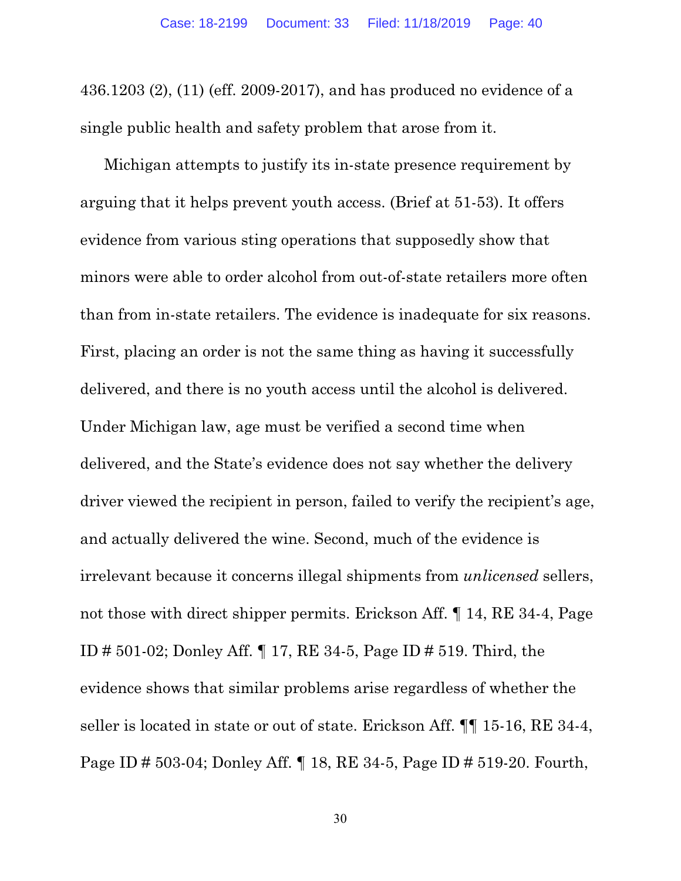436.1203 (2), (11) (eff. 2009-2017), and has produced no evidence of a single public health and safety problem that arose from it.

Michigan attempts to justify its in-state presence requirement by arguing that it helps prevent youth access. (Brief at 51-53). It offers evidence from various sting operations that supposedly show that minors were able to order alcohol from out-of-state retailers more often than from in-state retailers. The evidence is inadequate for six reasons. First, placing an order is not the same thing as having it successfully delivered, and there is no youth access until the alcohol is delivered. Under Michigan law, age must be verified a second time when delivered, and the State's evidence does not say whether the delivery driver viewed the recipient in person, failed to verify the recipient's age, and actually delivered the wine. Second, much of the evidence is irrelevant because it concerns illegal shipments from *unlicensed* sellers, not those with direct shipper permits. Erickson Aff. ¶ 14, RE 34-4, Page ID # 501-02; Donley Aff. ¶ 17, RE 34-5, Page ID # 519. Third, the evidence shows that similar problems arise regardless of whether the seller is located in state or out of state. Erickson Aff. ¶¶ 15-16, RE 34-4, Page ID # 503-04; Donley Aff. ¶ 18, RE 34-5, Page ID # 519-20. Fourth,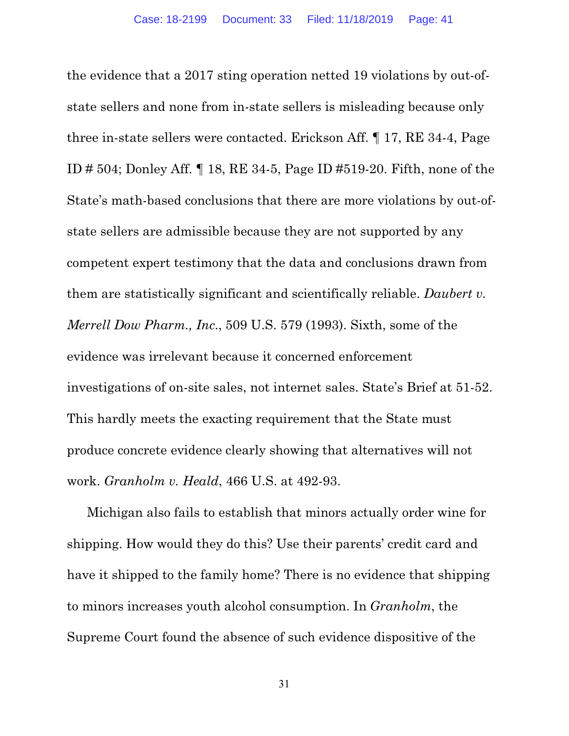the evidence that a 2017 sting operation netted 19 violations by out-of-state sellers and none from in-state sellers is misleading because only three in-state sellers were contacted. Erickson Aff. ¶ 17, RE 34-4, Page ID # 504; Donley Aff. ¶ 18, RE 34-5, Page ID #519-20. Fifth, none of the State's math-based conclusions that there are more violations by out-of-state sellers are admissible because they are not supported by any competent expert testimony that the data and conclusions drawn from them are statistically significant and scientifically reliable. *Daubert v. Merrell Dow Pharm., Inc.*, 509 U.S. 579 (1993). Sixth, some of the evidence was irrelevant because it concerned enforcement investigations of on-site sales, not internet sales. State's Brief at 51-52. This hardly meets the exacting requirement that the State must produce concrete evidence clearly showing that alternatives will not work. *Granholm v. Heald*, 466 U.S. at 492-93.

Michigan also fails to establish that minors actually order wine for shipping. How would they do this? Use their parents' credit card and have it shipped to the family home? There is no evidence that shipping to minors increases youth alcohol consumption. In *Granholm*, the Supreme Court found the absence of such evidence dispositive of the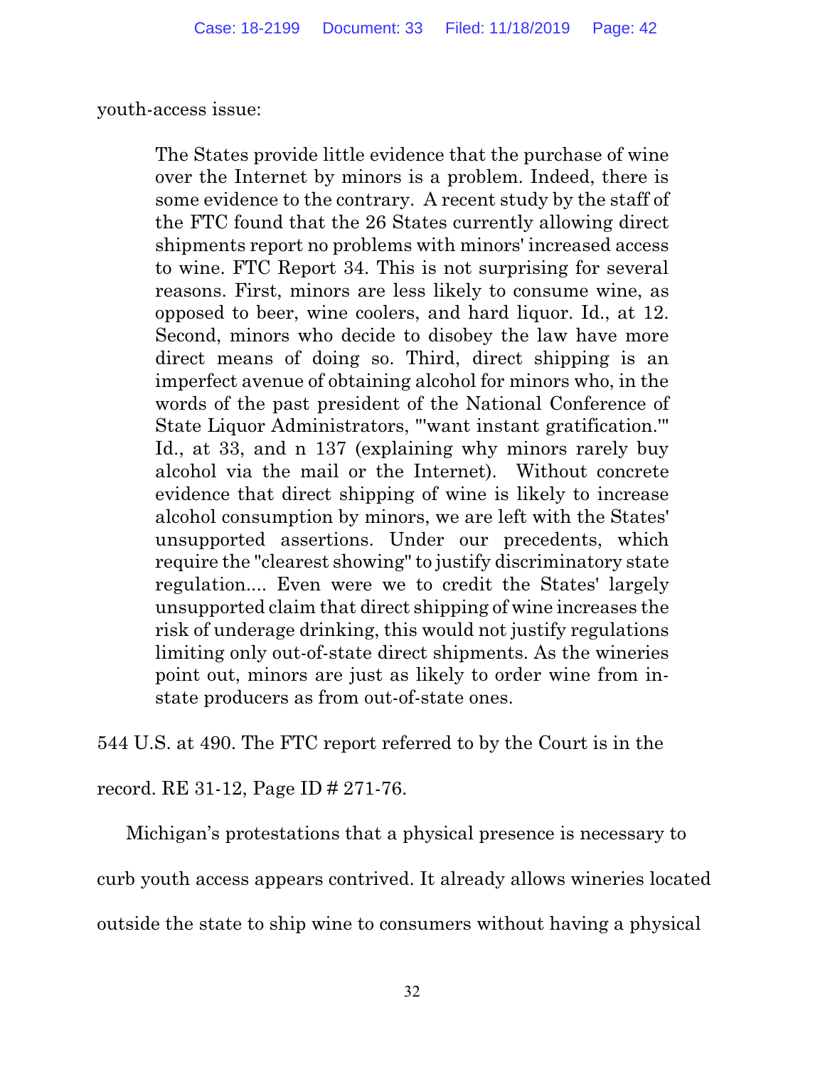youth-access issue:

> The States provide little evidence that the purchase of wine over the Internet by minors is a problem. Indeed, there is some evidence to the contrary. A recent study by the staff of the FTC found that the 26 States currently allowing direct shipments report no problems with minors' increased access to wine. FTC Report 34. This is not surprising for several reasons. First, minors are less likely to consume wine, as opposed to beer, wine coolers, and hard liquor. Id., at 12. Second, minors who decide to disobey the law have more direct means of doing so. Third, direct shipping is an imperfect avenue of obtaining alcohol for minors who, in the words of the past president of the National Conference of State Liquor Administrators, "'want instant gratification.'" Id., at 33, and n 137 (explaining why minors rarely buy alcohol via the mail or the Internet). Without concrete evidence that direct shipping of wine is likely to increase alcohol consumption by minors, we are left with the States' unsupported assertions. Under our precedents, which require the "clearest showing" to justify discriminatory state regulation.... Even were we to credit the States' largely unsupported claim that direct shipping of wine increases the risk of underage drinking, this would not justify regulations limiting only out-of-state direct shipments. As the wineries point out, minors are just as likely to order wine from in-state producers as from out-of-state ones.

544 U.S. at 490. The FTC report referred to by the Court is in the record. RE 31-12, Page ID # 271-76.

Michigan's protestations that a physical presence is necessary to curb youth access appears contrived. It already allows wineries located outside the state to ship wine to consumers without having a physical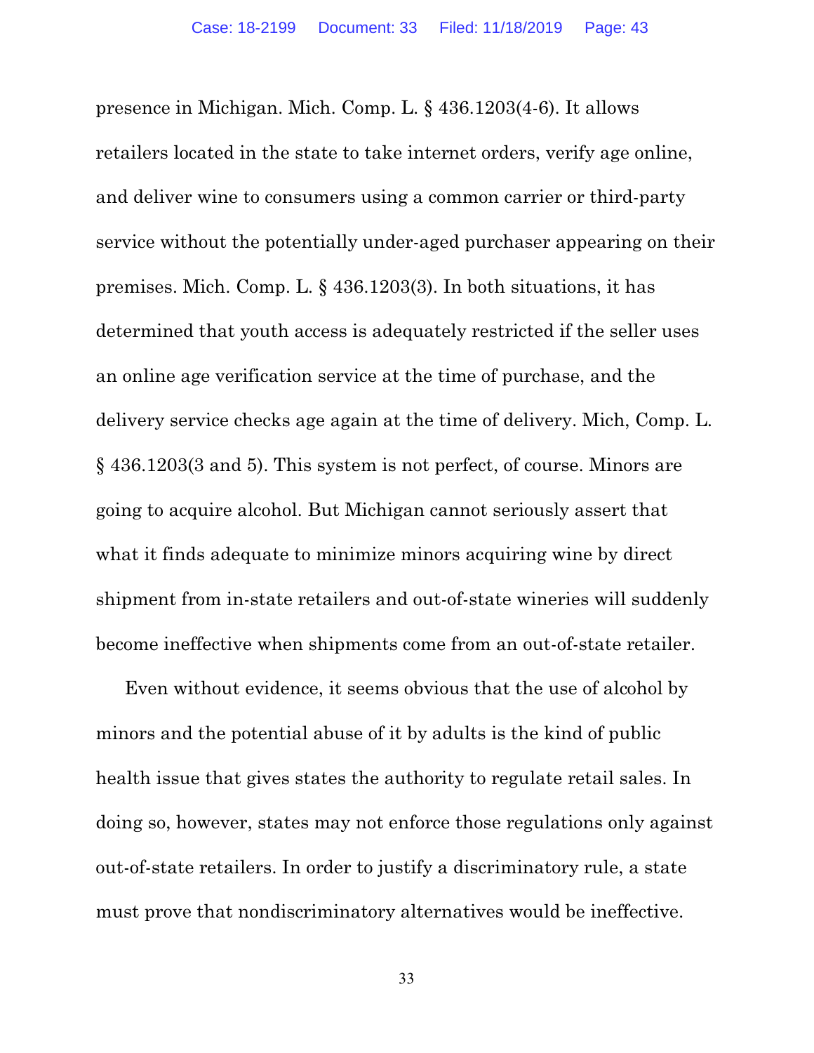presence in Michigan. Mich. Comp. L. § 436.1203(4-6). It allows retailers located in the state to take internet orders, verify age online, and deliver wine to consumers using a common carrier or third-party service without the potentially under-aged purchaser appearing on their premises. Mich. Comp. L. § 436.1203(3). In both situations, it has determined that youth access is adequately restricted if the seller uses an online age verification service at the time of purchase, and the delivery service checks age again at the time of delivery. Mich, Comp. L. § 436.1203(3 and 5). This system is not perfect, of course. Minors are going to acquire alcohol. But Michigan cannot seriously assert that what it finds adequate to minimize minors acquiring wine by direct shipment from in-state retailers and out-of-state wineries will suddenly become ineffective when shipments come from an out-of-state retailer.

Even without evidence, it seems obvious that the use of alcohol by minors and the potential abuse of it by adults is the kind of public health issue that gives states the authority to regulate retail sales. In doing so, however, states may not enforce those regulations only against out-of-state retailers. In order to justify a discriminatory rule, a state must prove that nondiscriminatory alternatives would be ineffective.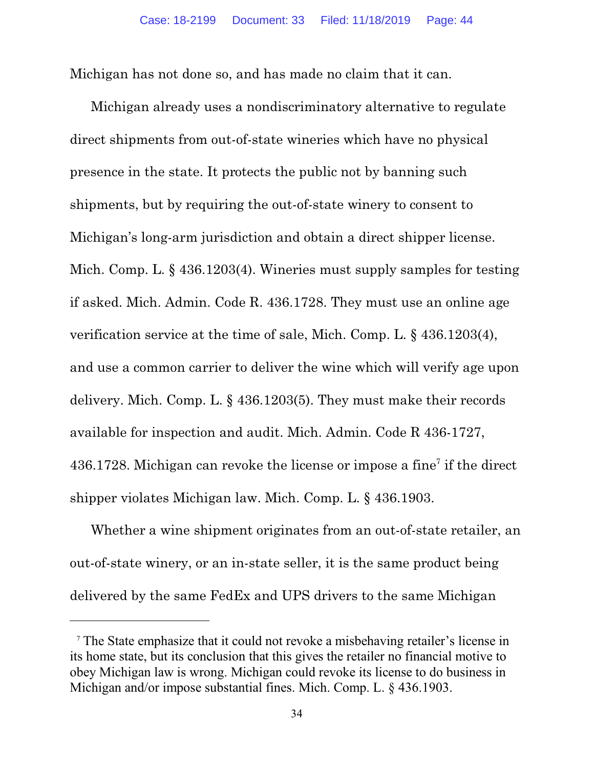Michigan has not done so, and has made no claim that it can.

Michigan already uses a nondiscriminatory alternative to regulate direct shipments from out-of-state wineries which have no physical presence in the state. It protects the public not by banning such shipments, but by requiring the out-of-state winery to consent to Michigan's long-arm jurisdiction and obtain a direct shipper license. Mich. Comp. L. § 436.1203(4). Wineries must supply samples for testing if asked. Mich. Admin. Code R. 436.1728. They must use an online age verification service at the time of sale, Mich. Comp. L. § 436.1203(4), and use a common carrier to deliver the wine which will verify age upon delivery. Mich. Comp. L. § 436.1203(5). They must make their records available for inspection and audit. Mich. Admin. Code R 436-1727, 436.1728. Michigan can revoke the license or impose a fine[7] if the direct shipper violates Michigan law. Mich. Comp. L. § 436.1903.

Whether a wine shipment originates from an out-of-state retailer, an out-of-state winery, or an in-state seller, it is the same product being delivered by the same FedEx and UPS drivers to the same Michigan

[7] The State emphasize that it could not revoke a misbehaving retailer's license in its home state, but its conclusion that this gives the retailer no financial motive to obey Michigan law is wrong. Michigan could revoke its license to do business in Michigan and/or impose substantial fines. Mich. Comp. L. § 436.1903.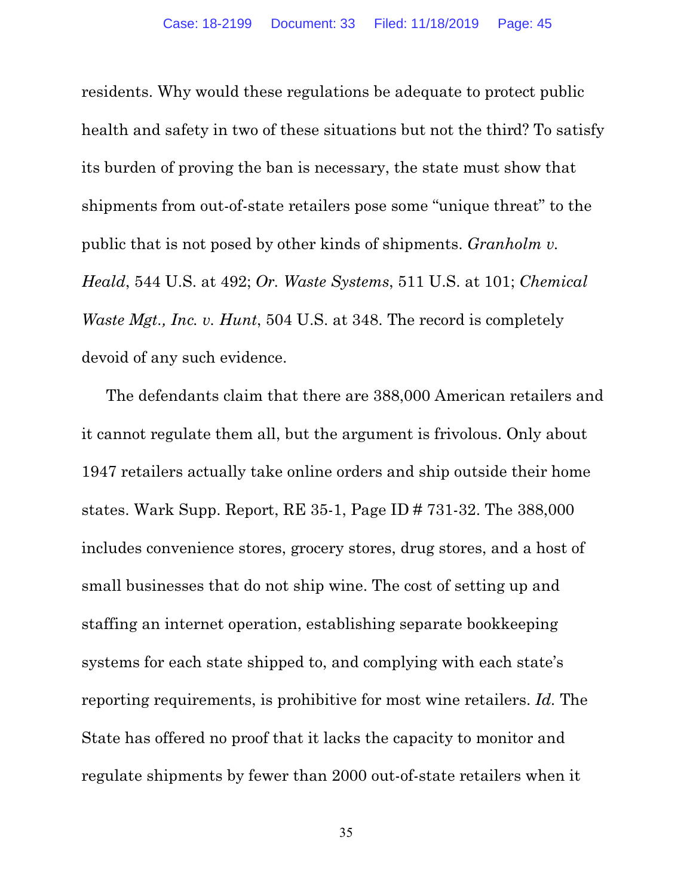residents. Why would these regulations be adequate to protect public health and safety in two of these situations but not the third? To satisfy its burden of proving the ban is necessary, the state must show that shipments from out-of-state retailers pose some "unique threat" to the public that is not posed by other kinds of shipments. *Granholm v. Heald*, 544 U.S. at 492; *Or. Waste Systems*, 511 U.S. at 101; *Chemical Waste Mgt., Inc. v. Hunt*, 504 U.S. at 348. The record is completely devoid of any such evidence.

The defendants claim that there are 388,000 American retailers and it cannot regulate them all, but the argument is frivolous. Only about 1947 retailers actually take online orders and ship outside their home states. Wark Supp. Report, RE 35-1, Page ID # 731-32. The 388,000 includes convenience stores, grocery stores, drug stores, and a host of small businesses that do not ship wine. The cost of setting up and staffing an internet operation, establishing separate bookkeeping systems for each state shipped to, and complying with each state's reporting requirements, is prohibitive for most wine retailers. *Id.* The State has offered no proof that it lacks the capacity to monitor and regulate shipments by fewer than 2000 out-of-state retailers when it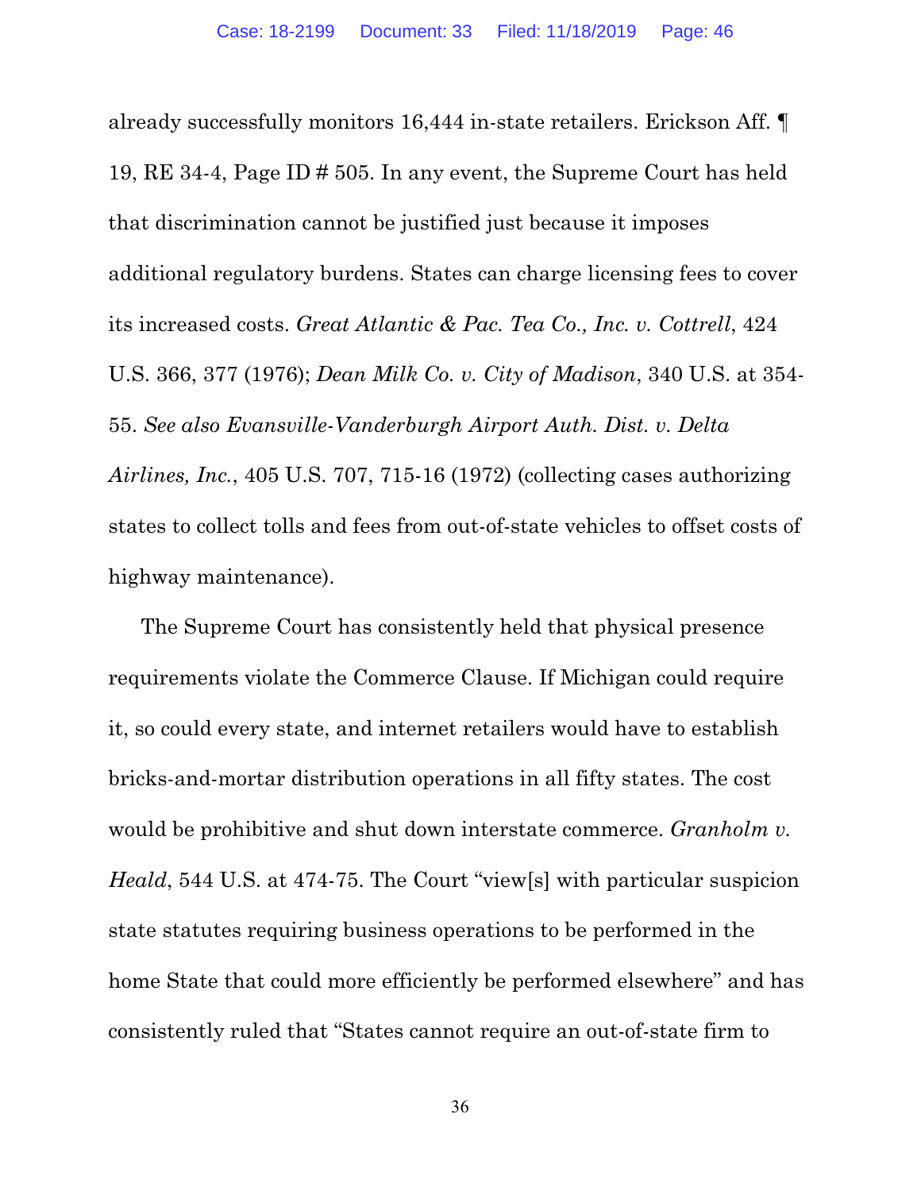already successfully monitors 16,444 in-state retailers. Erickson Aff. ¶ 19, RE 34-4, Page ID # 505. In any event, the Supreme Court has held that discrimination cannot be justified just because it imposes additional regulatory burdens. States can charge licensing fees to cover its increased costs. *Great Atlantic & Pac. Tea Co., Inc. v. Cottrell*, 424 U.S. 366, 377 (1976); *Dean Milk Co. v. City of Madison*, 340 U.S. at 354-55. *See also Evansville-Vanderburgh Airport Auth. Dist. v. Delta Airlines, Inc.*, 405 U.S. 707, 715-16 (1972) (collecting cases authorizing states to collect tolls and fees from out-of-state vehicles to offset costs of highway maintenance).

The Supreme Court has consistently held that physical presence requirements violate the Commerce Clause. If Michigan could require it, so could every state, and internet retailers would have to establish bricks-and-mortar distribution operations in all fifty states. The cost would be prohibitive and shut down interstate commerce. *Granholm v. Heald*, 544 U.S. at 474-75. The Court "view[s] with particular suspicion state statutes requiring business operations to be performed in the home State that could more efficiently be performed elsewhere" and has consistently ruled that "States cannot require an out-of-state firm to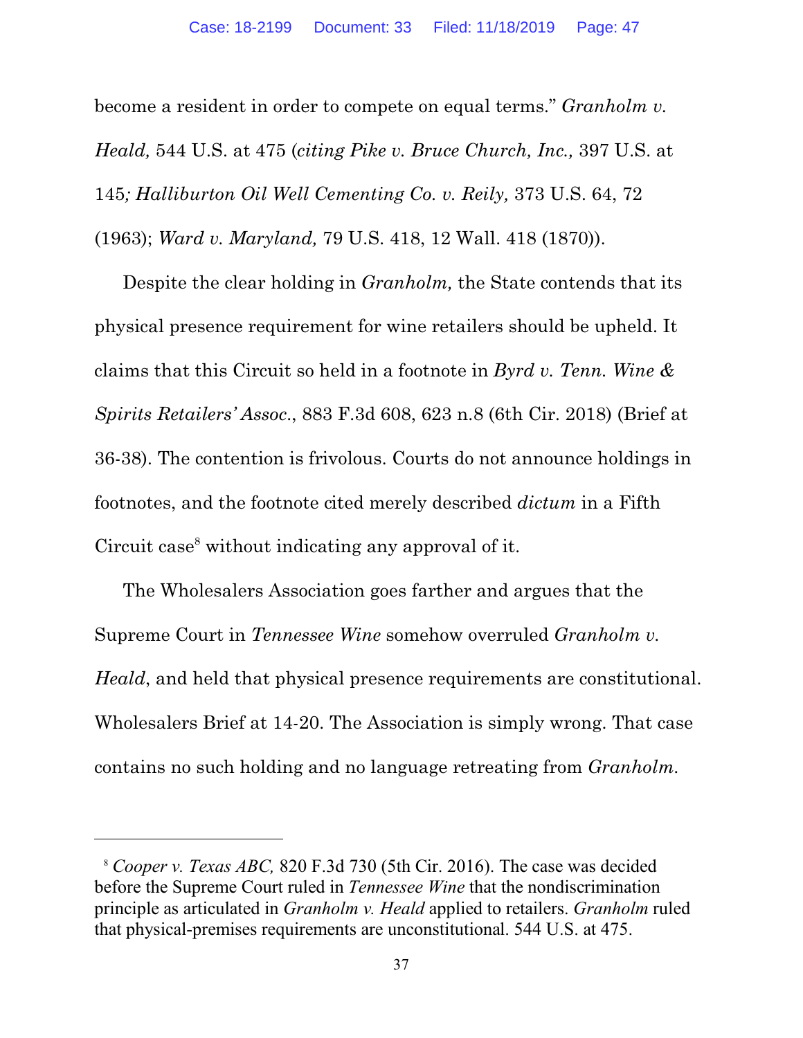become a resident in order to compete on equal terms." *Granholm v. Heald,* 544 U.S. at 475 (*citing Pike v. Bruce Church, Inc.,* 397 U.S. at 145*; Halliburton Oil Well Cementing Co. v. Reily,* 373 U.S. 64, 72 (1963); *Ward v. Maryland,* 79 U.S. 418, 12 Wall. 418 (1870)).

Despite the clear holding in *Granholm,* the State contends that its physical presence requirement for wine retailers should be upheld. It claims that this Circuit so held in a footnote in *Byrd v. Tenn. Wine & Spirits Retailers' Assoc*., 883 F.3d 608, 623 n.8 (6th Cir. 2018) (Brief at 36-38). The contention is frivolous. Courts do not announce holdings in footnotes, and the footnote cited merely described *dictum* in a Fifth Circuit case[8] without indicating any approval of it.

The Wholesalers Association goes farther and argues that the Supreme Court in *Tennessee Wine* somehow overruled *Granholm v. Heald*, and held that physical presence requirements are constitutional. Wholesalers Brief at 14-20. The Association is simply wrong. That case contains no such holding and no language retreating from *Granholm*.

---

[8] *Cooper v. Texas ABC,* 820 F.3d 730 (5th Cir. 2016). The case was decided before the Supreme Court ruled in *Tennessee Wine* that the nondiscrimination principle as articulated in *Granholm v. Heald* applied to retailers. *Granholm* ruled that physical-premises requirements are unconstitutional. 544 U.S. at 475.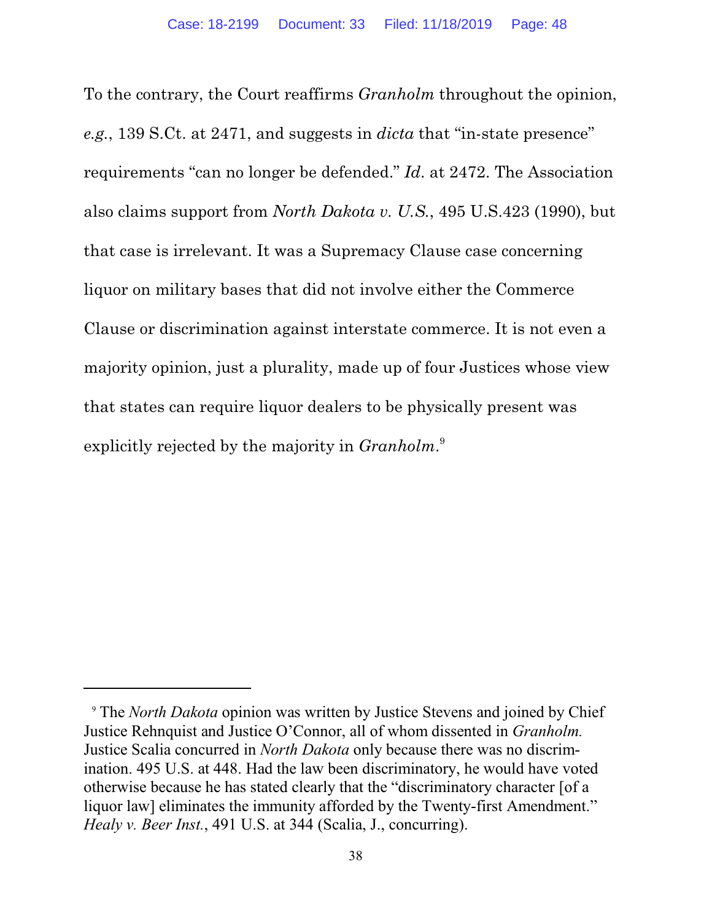To the contrary, the Court reaffirms *Granholm* throughout the opinion, *e.g.*, 139 S.Ct. at 2471, and suggests in *dicta* that "in-state presence" requirements "can no longer be defended." *Id*. at 2472. The Association also claims support from *North Dakota v. U.S.*, 495 U.S.423 (1990), but that case is irrelevant. It was a Supremacy Clause case concerning liquor on military bases that did not involve either the Commerce Clause or discrimination against interstate commerce. It is not even a majority opinion, just a plurality, made up of four Justices whose view that states can require liquor dealers to be physically present was explicitly rejected by the majority in *Granholm*.[9]

---

[9] The *North Dakota* opinion was written by Justice Stevens and joined by Chief Justice Rehnquist and Justice O'Connor, all of whom dissented in *Granholm.* Justice Scalia concurred in *North Dakota* only because there was no discrimination. 495 U.S. at 448. Had the law been discriminatory, he would have voted otherwise because he has stated clearly that the "discriminatory character [of a liquor law] eliminates the immunity afforded by the Twenty-first Amendment." *Healy v. Beer Inst.*, 491 U.S. at 344 (Scalia, J., concurring).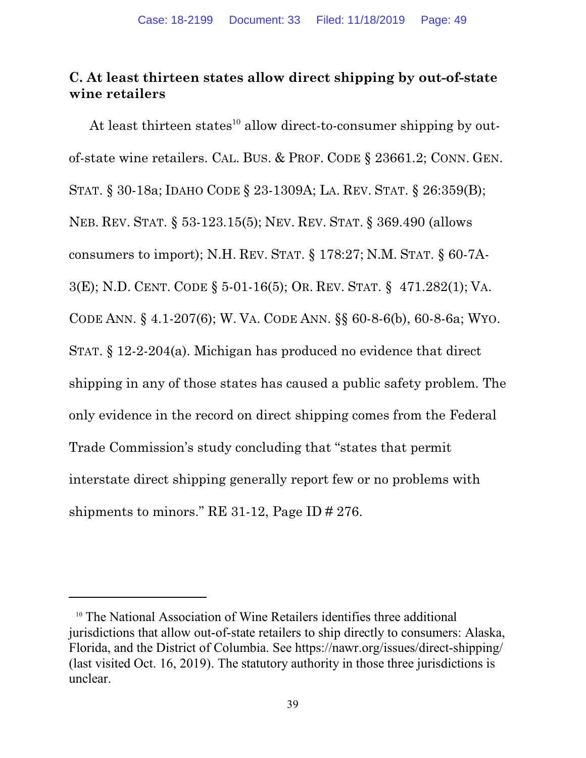### C. At least thirteen states allow direct shipping by out-of-state wine retailers

At least thirteen states[10] allow direct-to-consumer shipping by out-of-state wine retailers. CAL. BUS. & PROF. CODE § 23661.2; CONN. GEN. STAT. § 30-18a; IDAHO CODE § 23-1309A; LA. REV. STAT. § 26:359(B); NEB. REV. STAT. § 53-123.15(5); NEV. REV. STAT. § 369.490 (allows consumers to import); N.H. REV. STAT. § 178:27; N.M. STAT. § 60-7A-3(E); N.D. CENT. CODE § 5-01-16(5); OR. REV. STAT. § 471.282(1); VA. CODE ANN. § 4.1-207(6); W. VA. CODE ANN. §§ 60-8-6(b), 60-8-6a; WYO. STAT. § 12-2-204(a). Michigan has produced no evidence that direct shipping in any of those states has caused a public safety problem. The only evidence in the record on direct shipping comes from the Federal Trade Commission's study concluding that "states that permit interstate direct shipping generally report few or no problems with shipments to minors." RE 31-12, Page ID # 276.

[10] The National Association of Wine Retailers identifies three additional jurisdictions that allow out-of-state retailers to ship directly to consumers: Alaska, Florida, and the District of Columbia. See https://nawr.org/issues/direct-shipping/ (last visited Oct. 16, 2019). The statutory authority in those three jurisdictions is unclear.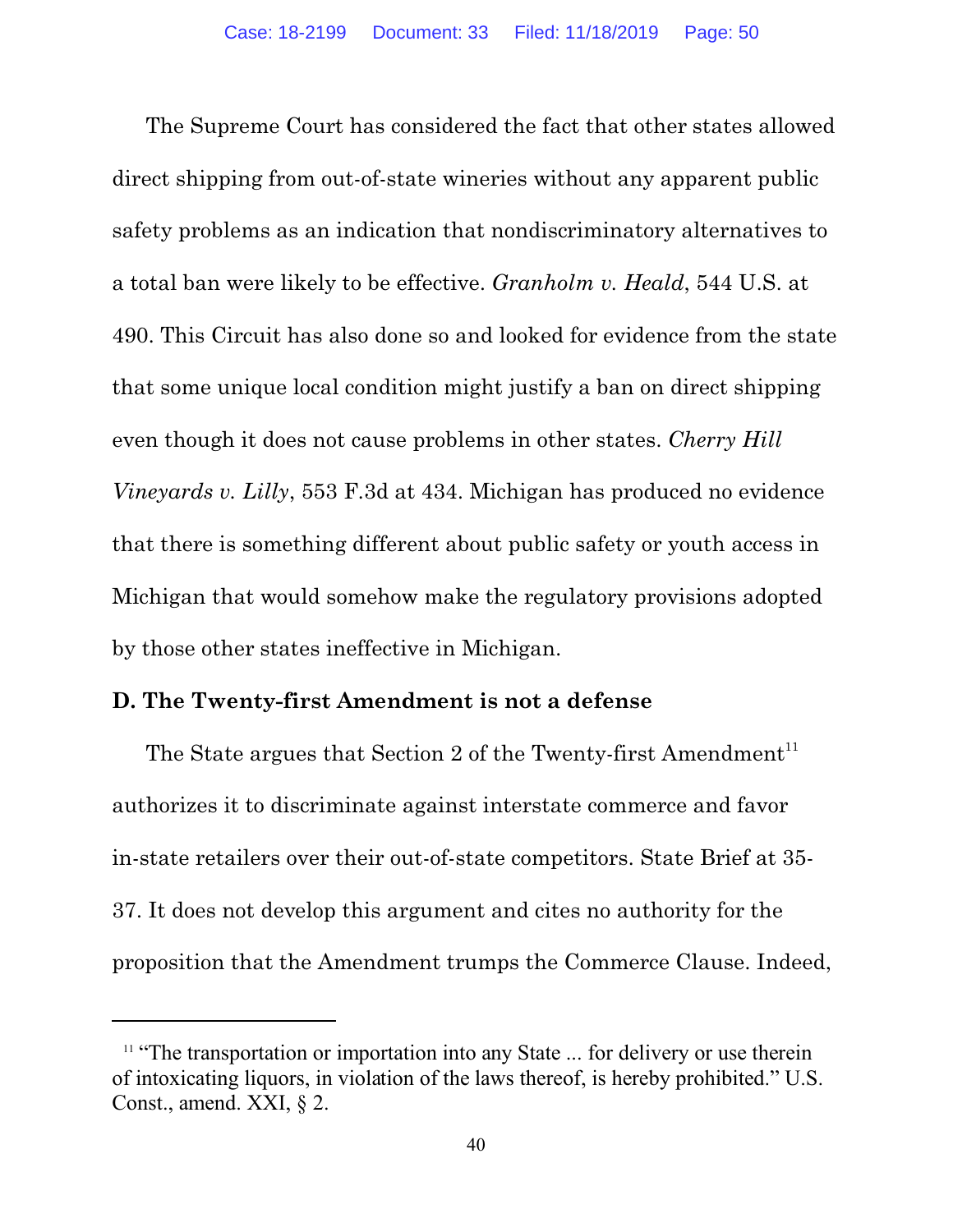The Supreme Court has considered the fact that other states allowed direct shipping from out-of-state wineries without any apparent public safety problems as an indication that nondiscriminatory alternatives to a total ban were likely to be effective. *Granholm v. Heald*, 544 U.S. at 490. This Circuit has also done so and looked for evidence from the state that some unique local condition might justify a ban on direct shipping even though it does not cause problems in other states. *Cherry Hill Vineyards v. Lilly*, 553 F.3d at 434. Michigan has produced no evidence that there is something different about public safety or youth access in Michigan that would somehow make the regulatory provisions adopted by those other states ineffective in Michigan.

**D. The Twenty-first Amendment is not a defense**

The State argues that Section 2 of the Twenty-first Amendment[11] authorizes it to discriminate against interstate commerce and favor in-state retailers over their out-of-state competitors. State Brief at 35-37. It does not develop this argument and cites no authority for the proposition that the Amendment trumps the Commerce Clause. Indeed,

---

[11] "The transportation or importation into any State ... for delivery or use therein of intoxicating liquors, in violation of the laws thereof, is hereby prohibited." U.S. Const., amend. XXI, § 2.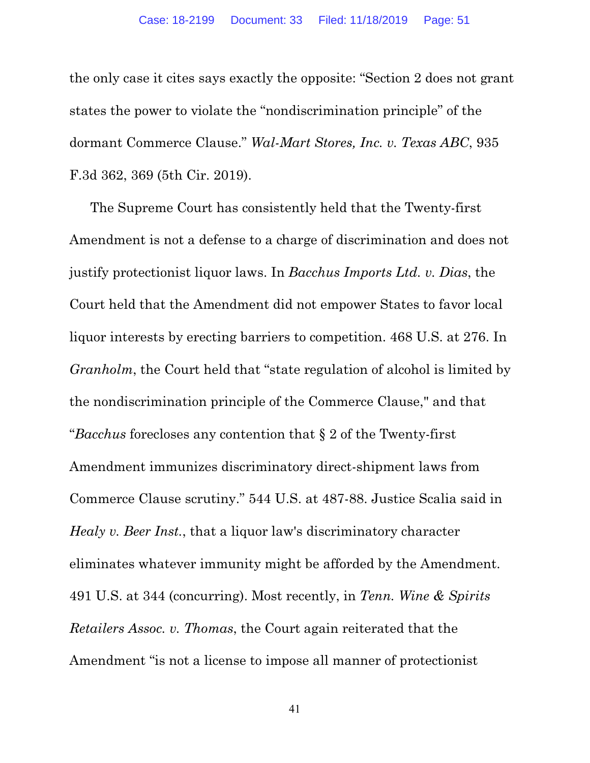the only case it cites says exactly the opposite: "Section 2 does not grant states the power to violate the "nondiscrimination principle" of the dormant Commerce Clause." *Wal-Mart Stores, Inc. v. Texas ABC*, 935 F.3d 362, 369 (5th Cir. 2019).

The Supreme Court has consistently held that the Twenty-first Amendment is not a defense to a charge of discrimination and does not justify protectionist liquor laws. In *Bacchus Imports Ltd. v. Dias*, the Court held that the Amendment did not empower States to favor local liquor interests by erecting barriers to competition. 468 U.S. at 276. In *Granholm*, the Court held that "state regulation of alcohol is limited by the nondiscrimination principle of the Commerce Clause," and that "*Bacchus* forecloses any contention that § 2 of the Twenty-first Amendment immunizes discriminatory direct-shipment laws from Commerce Clause scrutiny." 544 U.S. at 487-88. Justice Scalia said in *Healy v. Beer Inst.*, that a liquor law's discriminatory character eliminates whatever immunity might be afforded by the Amendment. 491 U.S. at 344 (concurring). Most recently, in *Tenn. Wine & Spirits Retailers Assoc. v. Thomas*, the Court again reiterated that the Amendment "is not a license to impose all manner of protectionist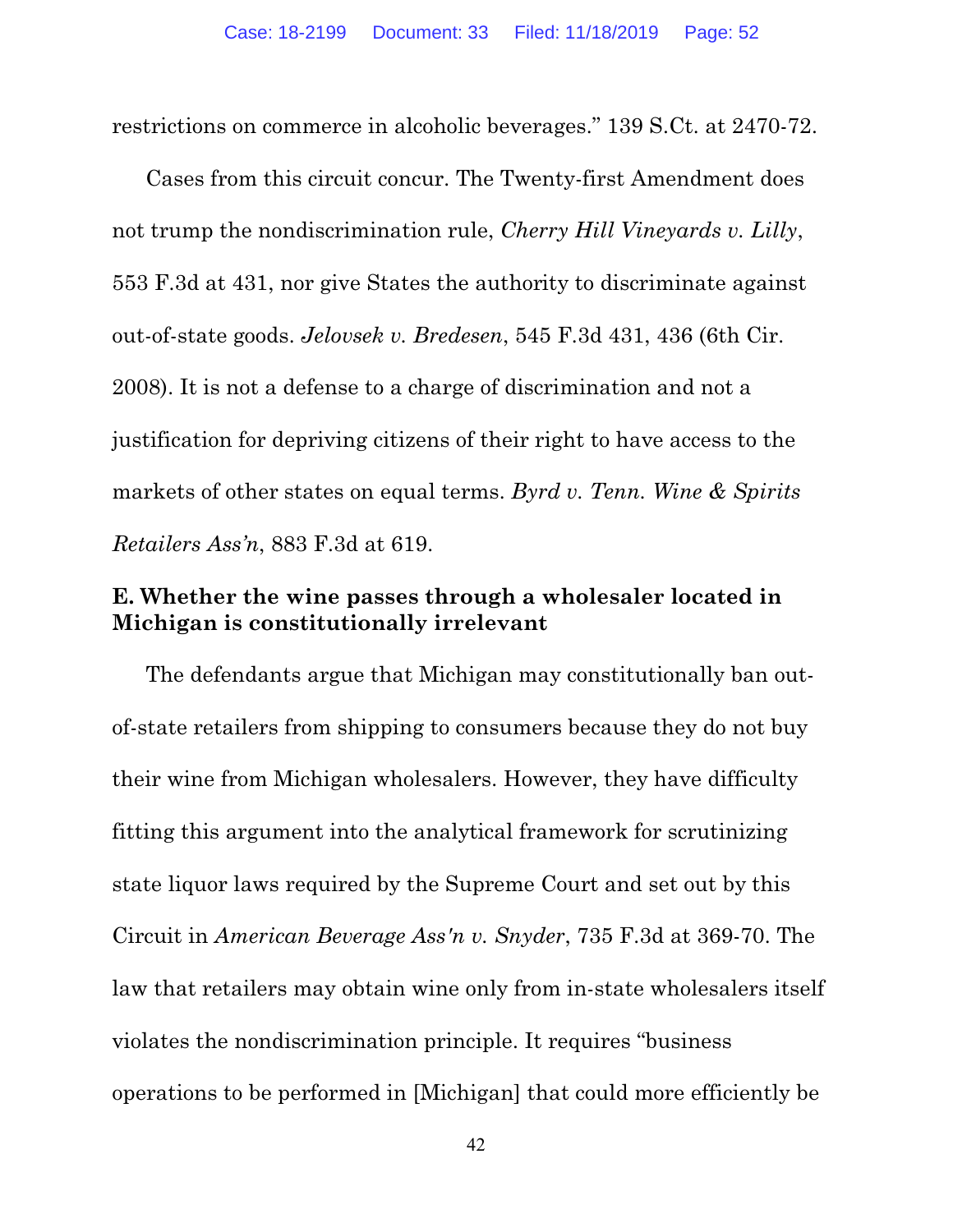restrictions on commerce in alcoholic beverages." 139 S.Ct. at 2470-72.

Cases from this circuit concur. The Twenty-first Amendment does not trump the nondiscrimination rule, *Cherry Hill Vineyards v. Lilly*, 553 F.3d at 431, nor give States the authority to discriminate against out-of-state goods. *Jelovsek v. Bredesen*, 545 F.3d 431, 436 (6th Cir. 2008). It is not a defense to a charge of discrimination and not a justification for depriving citizens of their right to have access to the markets of other states on equal terms. *Byrd v. Tenn. Wine & Spirits Retailers Ass'n*, 883 F.3d at 619.

**E. Whether the wine passes through a wholesaler located in Michigan is constitutionally irrelevant**

The defendants argue that Michigan may constitutionally ban out-of-state retailers from shipping to consumers because they do not buy their wine from Michigan wholesalers. However, they have difficulty fitting this argument into the analytical framework for scrutinizing state liquor laws required by the Supreme Court and set out by this Circuit in *American Beverage Ass'n v. Snyder*, 735 F.3d at 369-70. The law that retailers may obtain wine only from in-state wholesalers itself violates the nondiscrimination principle. It requires "business operations to be performed in [Michigan] that could more efficiently be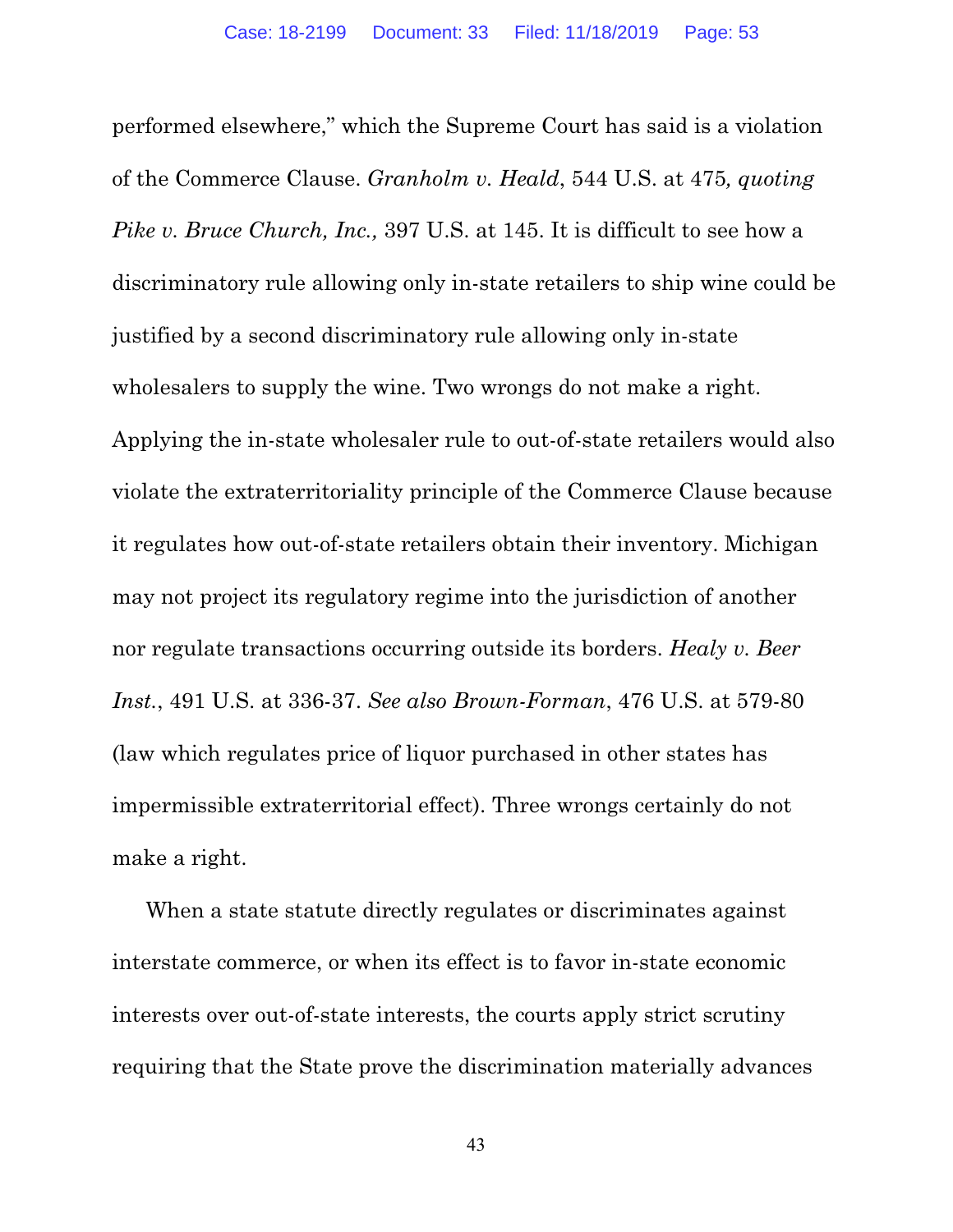performed elsewhere," which the Supreme Court has said is a violation of the Commerce Clause. *Granholm v. Heald*, 544 U.S. at 475*, quoting Pike v. Bruce Church, Inc.,* 397 U.S. at 145. It is difficult to see how a discriminatory rule allowing only in-state retailers to ship wine could be justified by a second discriminatory rule allowing only in-state wholesalers to supply the wine. Two wrongs do not make a right. Applying the in-state wholesaler rule to out-of-state retailers would also violate the extraterritoriality principle of the Commerce Clause because it regulates how out-of-state retailers obtain their inventory. Michigan may not project its regulatory regime into the jurisdiction of another nor regulate transactions occurring outside its borders. *Healy v. Beer Inst.*, 491 U.S. at 336-37. *See also Brown-Forman*, 476 U.S. at 579-80 (law which regulates price of liquor purchased in other states has impermissible extraterritorial effect). Three wrongs certainly do not make a right.

When a state statute directly regulates or discriminates against interstate commerce, or when its effect is to favor in-state economic interests over out-of-state interests, the courts apply strict scrutiny requiring that the State prove the discrimination materially advances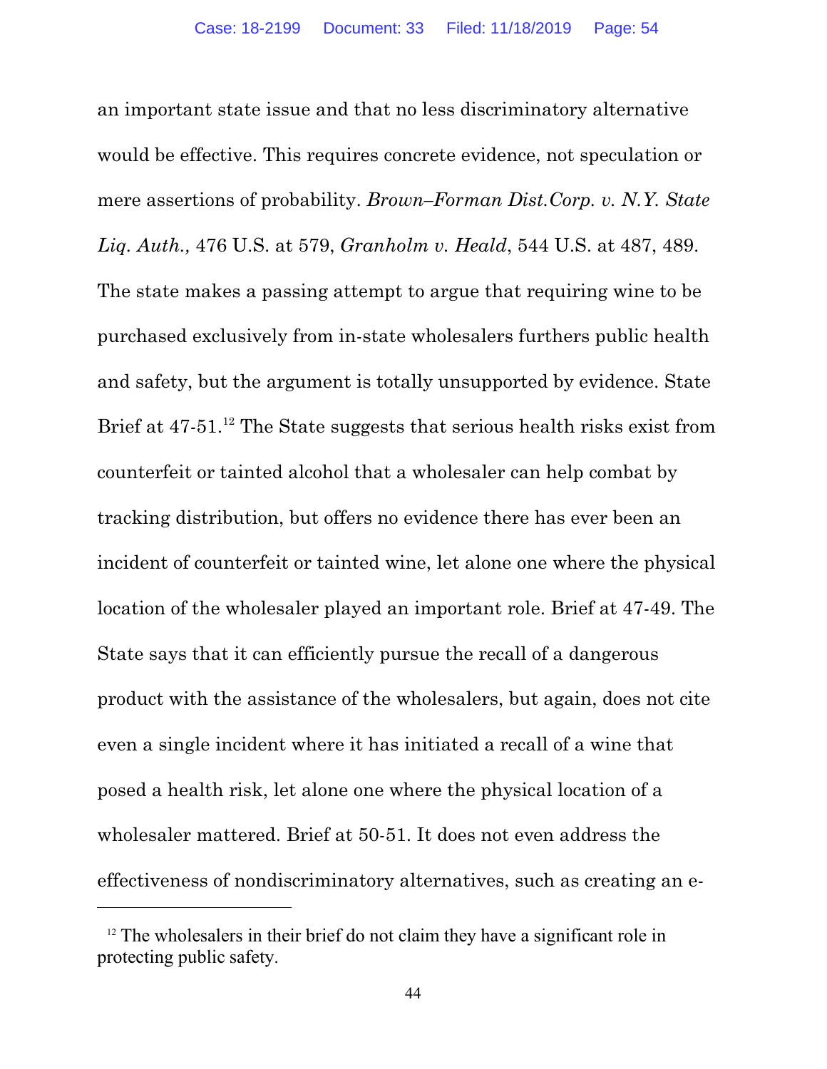an important state issue and that no less discriminatory alternative would be effective. This requires concrete evidence, not speculation or mere assertions of probability. *Brown–Forman Dist.Corp. v. N.Y. State Liq. Auth.,* 476 U.S. at 579, *Granholm v. Heald*, 544 U.S. at 487, 489. The state makes a passing attempt to argue that requiring wine to be purchased exclusively from in-state wholesalers furthers public health and safety, but the argument is totally unsupported by evidence. State Brief at 47-51.[12] The State suggests that serious health risks exist from counterfeit or tainted alcohol that a wholesaler can help combat by tracking distribution, but offers no evidence there has ever been an incident of counterfeit or tainted wine, let alone one where the physical location of the wholesaler played an important role. Brief at 47-49. The State says that it can efficiently pursue the recall of a dangerous product with the assistance of the wholesalers, but again, does not cite even a single incident where it has initiated a recall of a wine that posed a health risk, let alone one where the physical location of a wholesaler mattered. Brief at 50-51. It does not even address the effectiveness of nondiscriminatory alternatives, such as creating an e-

---

[12] The wholesalers in their brief do not claim they have a significant role in protecting public safety.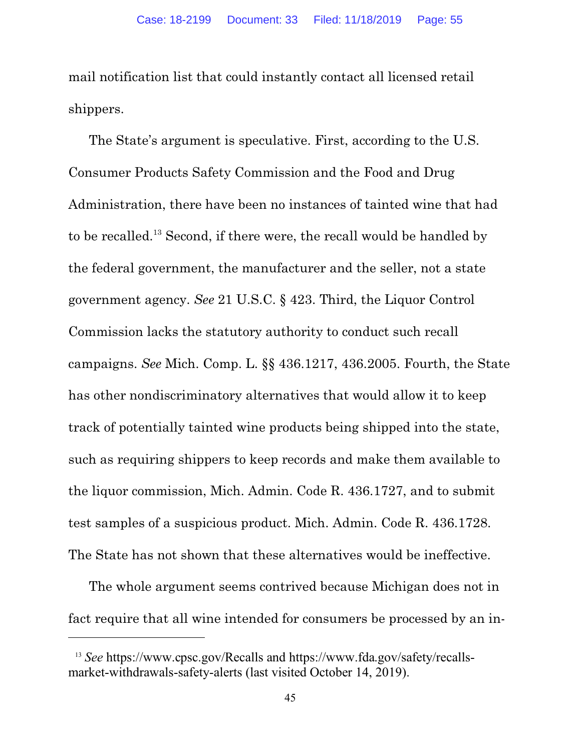mail notification list that could instantly contact all licensed retail shippers.

The State's argument is speculative. First, according to the U.S. Consumer Products Safety Commission and the Food and Drug Administration, there have been no instances of tainted wine that had to be recalled.[13] Second, if there were, the recall would be handled by the federal government, the manufacturer and the seller, not a state government agency. *See* 21 U.S.C. § 423. Third, the Liquor Control Commission lacks the statutory authority to conduct such recall campaigns. *See* Mich. Comp. L. §§ 436.1217, 436.2005. Fourth, the State has other nondiscriminatory alternatives that would allow it to keep track of potentially tainted wine products being shipped into the state, such as requiring shippers to keep records and make them available to the liquor commission, Mich. Admin. Code R. 436.1727, and to submit test samples of a suspicious product. Mich. Admin. Code R. 436.1728. The State has not shown that these alternatives would be ineffective.

The whole argument seems contrived because Michigan does not in fact require that all wine intended for consumers be processed by an in-

---

[13] *See* https://www.cpsc.gov/Recalls and https://www.fda.gov/safety/recalls-market-withdrawals-safety-alerts (last visited October 14, 2019).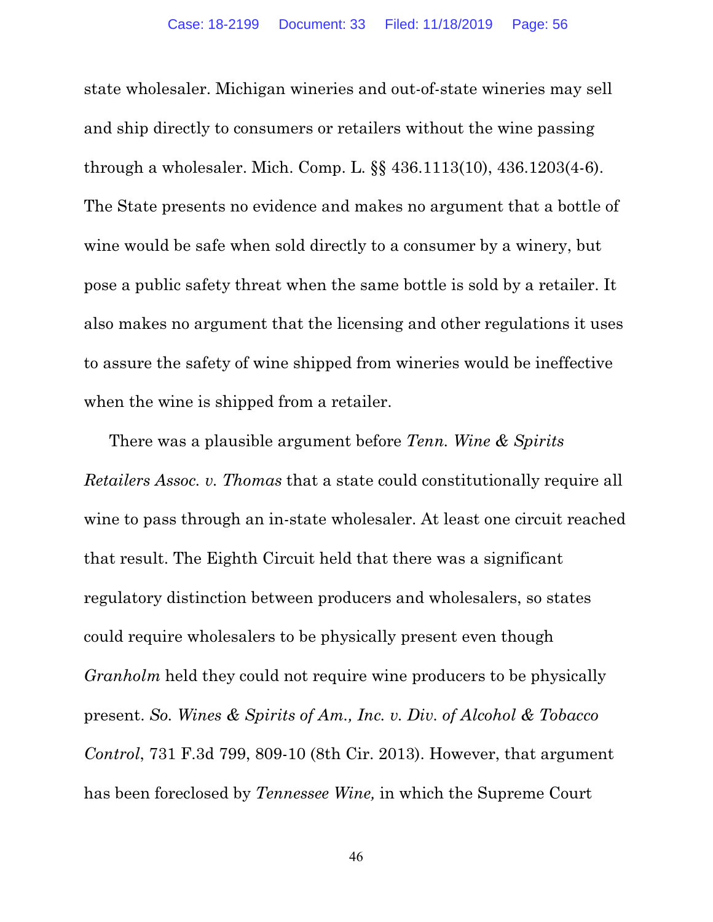state wholesaler. Michigan wineries and out-of-state wineries may sell and ship directly to consumers or retailers without the wine passing through a wholesaler. Mich. Comp. L. §§ 436.1113(10), 436.1203(4-6). The State presents no evidence and makes no argument that a bottle of wine would be safe when sold directly to a consumer by a winery, but pose a public safety threat when the same bottle is sold by a retailer. It also makes no argument that the licensing and other regulations it uses to assure the safety of wine shipped from wineries would be ineffective when the wine is shipped from a retailer.

There was a plausible argument before *Tenn. Wine & Spirits Retailers Assoc. v. Thomas* that a state could constitutionally require all wine to pass through an in-state wholesaler. At least one circuit reached that result. The Eighth Circuit held that there was a significant regulatory distinction between producers and wholesalers, so states could require wholesalers to be physically present even though *Granholm* held they could not require wine producers to be physically present. *So. Wines & Spirits of Am., Inc. v. Div. of Alcohol & Tobacco Control*, 731 F.3d 799, 809-10 (8th Cir. 2013). However, that argument has been foreclosed by *Tennessee Wine,* in which the Supreme Court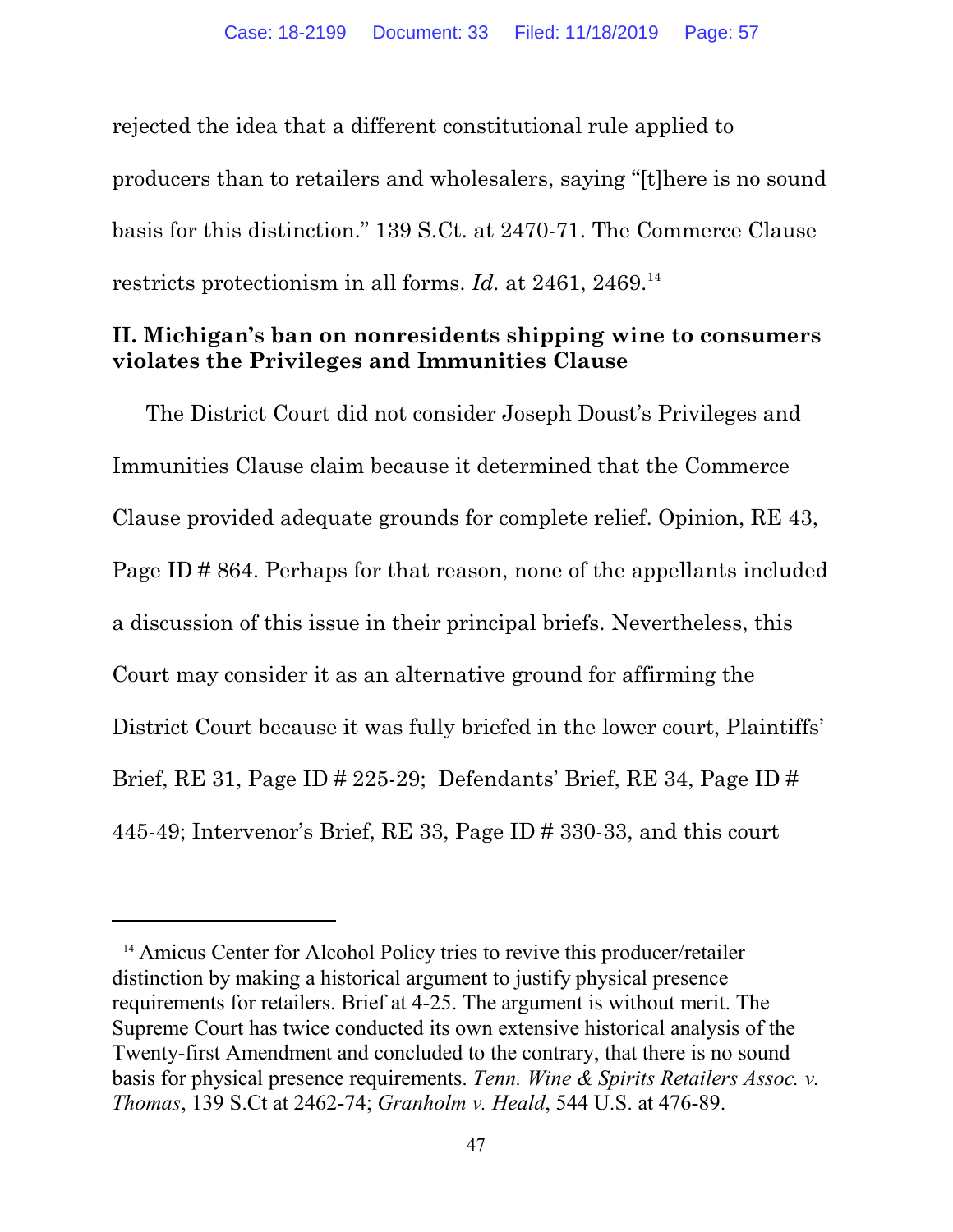rejected the idea that a different constitutional rule applied to producers than to retailers and wholesalers, saying "[t]here is no sound basis for this distinction." 139 S.Ct. at 2470-71. The Commerce Clause restricts protectionism in all forms. *Id.* at 2461, 2469.[14]

## II. Michigan's ban on nonresidents shipping wine to consumers violates the Privileges and Immunities Clause

The District Court did not consider Joseph Doust's Privileges and Immunities Clause claim because it determined that the Commerce Clause provided adequate grounds for complete relief. Opinion, RE 43, Page ID # 864. Perhaps for that reason, none of the appellants included a discussion of this issue in their principal briefs. Nevertheless, this Court may consider it as an alternative ground for affirming the District Court because it was fully briefed in the lower court, Plaintiffs' Brief, RE 31, Page ID # 225-29; Defendants' Brief, RE 34, Page ID # 445-49; Intervenor's Brief, RE 33, Page ID # 330-33, and this court

---

[14] Amicus Center for Alcohol Policy tries to revive this producer/retailer distinction by making a historical argument to justify physical presence requirements for retailers. Brief at 4-25. The argument is without merit. The Supreme Court has twice conducted its own extensive historical analysis of the Twenty-first Amendment and concluded to the contrary, that there is no sound basis for physical presence requirements. *Tenn. Wine & Spirits Retailers Assoc. v. Thomas*, 139 S.Ct at 2462-74; *Granholm v. Heald*, 544 U.S. at 476-89.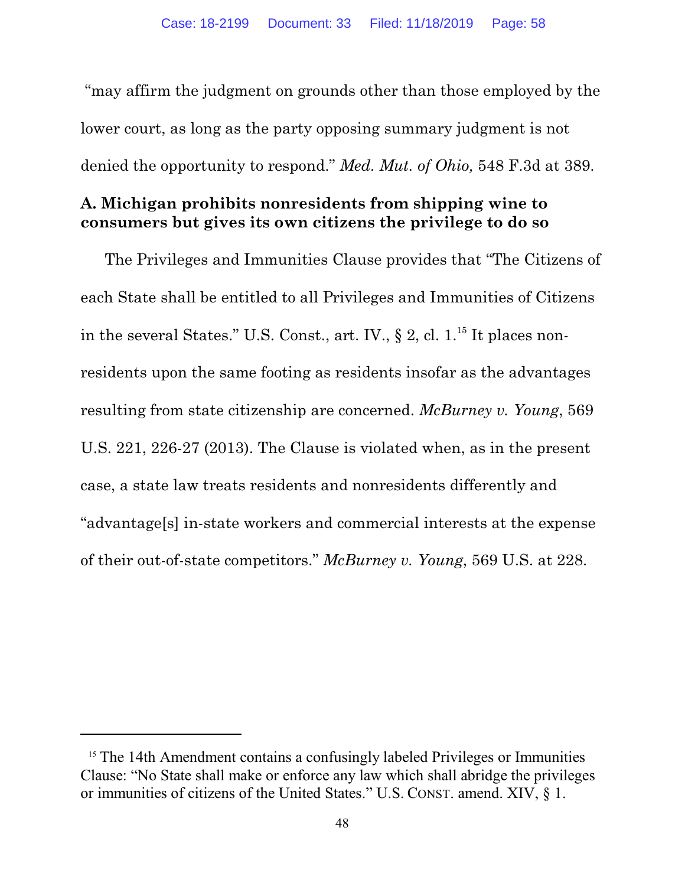"may affirm the judgment on grounds other than those employed by the lower court, as long as the party opposing summary judgment is not denied the opportunity to respond." *Med. Mut. of Ohio,* 548 F.3d at 389.

### A. Michigan prohibits nonresidents from shipping wine to consumers but gives its own citizens the privilege to do so

The Privileges and Immunities Clause provides that "The Citizens of each State shall be entitled to all Privileges and Immunities of Citizens in the several States." U.S. Const., art. IV., § 2, cl. 1.[15] It places non-residents upon the same footing as residents insofar as the advantages resulting from state citizenship are concerned. *McBurney v. Young*, 569 U.S. 221, 226-27 (2013). The Clause is violated when, as in the present case, a state law treats residents and nonresidents differently and "advantage[s] in-state workers and commercial interests at the expense of their out-of-state competitors." *McBurney v. Young*, 569 U.S. at 228.

---

[15] The 14th Amendment contains a confusingly labeled Privileges or Immunities Clause: "No State shall make or enforce any law which shall abridge the privileges or immunities of citizens of the United States." U.S. CONST. amend. XIV, § 1.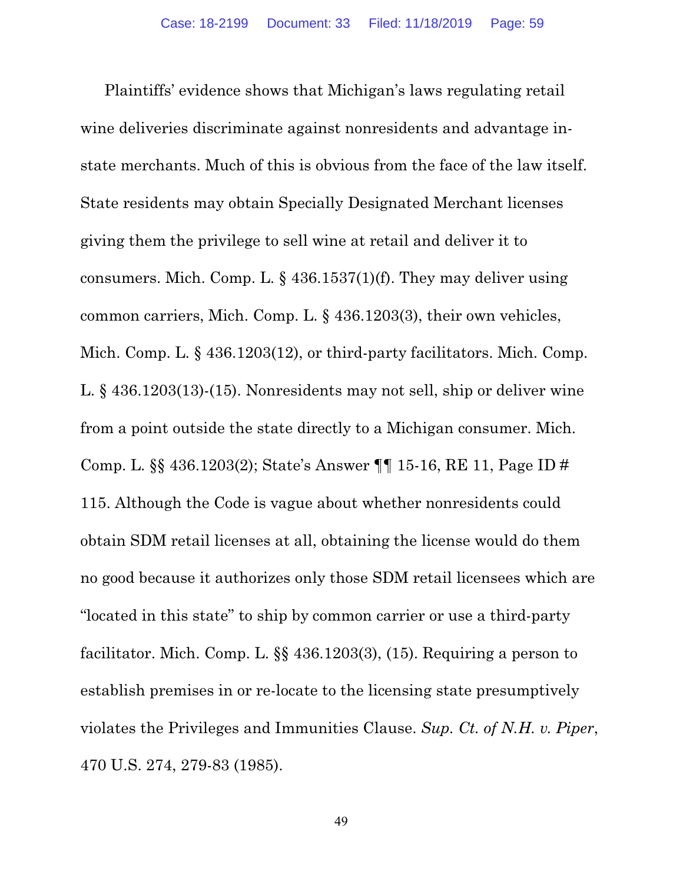Plaintiffs' evidence shows that Michigan's laws regulating retail wine deliveries discriminate against nonresidents and advantage in-state merchants. Much of this is obvious from the face of the law itself. State residents may obtain Specially Designated Merchant licenses giving them the privilege to sell wine at retail and deliver it to consumers. Mich. Comp. L. § 436.1537(1)(f). They may deliver using common carriers, Mich. Comp. L. § 436.1203(3), their own vehicles, Mich. Comp. L. § 436.1203(12), or third-party facilitators. Mich. Comp. L. § 436.1203(13)-(15). Nonresidents may not sell, ship or deliver wine from a point outside the state directly to a Michigan consumer. Mich. Comp. L. §§ 436.1203(2); State's Answer ¶¶ 15-16, RE 11, Page ID # 115. Although the Code is vague about whether nonresidents could obtain SDM retail licenses at all, obtaining the license would do them no good because it authorizes only those SDM retail licensees which are "located in this state" to ship by common carrier or use a third-party facilitator. Mich. Comp. L. §§ 436.1203(3), (15). Requiring a person to establish premises in or re-locate to the licensing state presumptively violates the Privileges and Immunities Clause. *Sup. Ct. of N.H. v. Piper*, 470 U.S. 274, 279-83 (1985).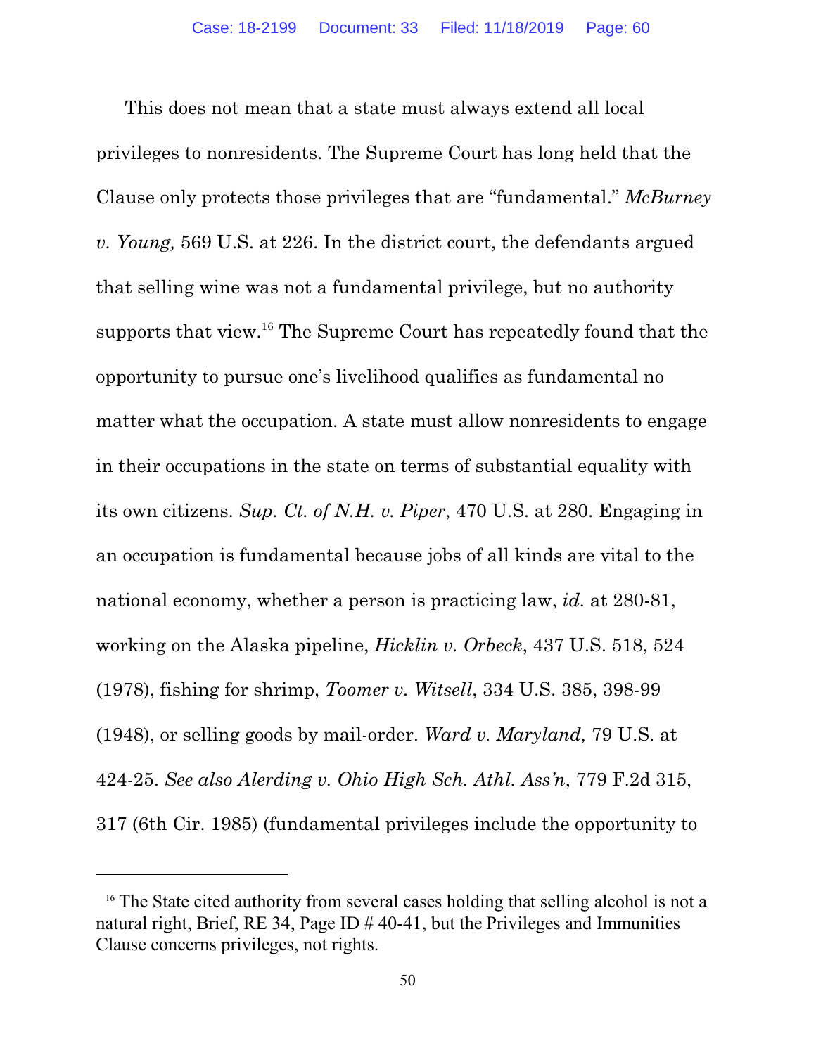This does not mean that a state must always extend all local privileges to nonresidents. The Supreme Court has long held that the Clause only protects those privileges that are "fundamental." *McBurney v. Young,* 569 U.S. at 226. In the district court, the defendants argued that selling wine was not a fundamental privilege, but no authority supports that view.[16] The Supreme Court has repeatedly found that the opportunity to pursue one's livelihood qualifies as fundamental no matter what the occupation. A state must allow nonresidents to engage in their occupations in the state on terms of substantial equality with its own citizens. *Sup. Ct. of N.H. v. Piper*, 470 U.S. at 280. Engaging in an occupation is fundamental because jobs of all kinds are vital to the national economy, whether a person is practicing law, *id.* at 280-81, working on the Alaska pipeline, *Hicklin v. Orbeck*, 437 U.S. 518, 524 (1978), fishing for shrimp, *Toomer v. Witsell*, 334 U.S. 385, 398-99 (1948), or selling goods by mail-order. *Ward v. Maryland,* 79 U.S. at 424-25. *See also Alerding v. Ohio High Sch. Athl. Ass'n*, 779 F.2d 315, 317 (6th Cir. 1985) (fundamental privileges include the opportunity to

---

[16] The State cited authority from several cases holding that selling alcohol is not a natural right, Brief, RE 34, Page ID # 40-41, but the Privileges and Immunities Clause concerns privileges, not rights.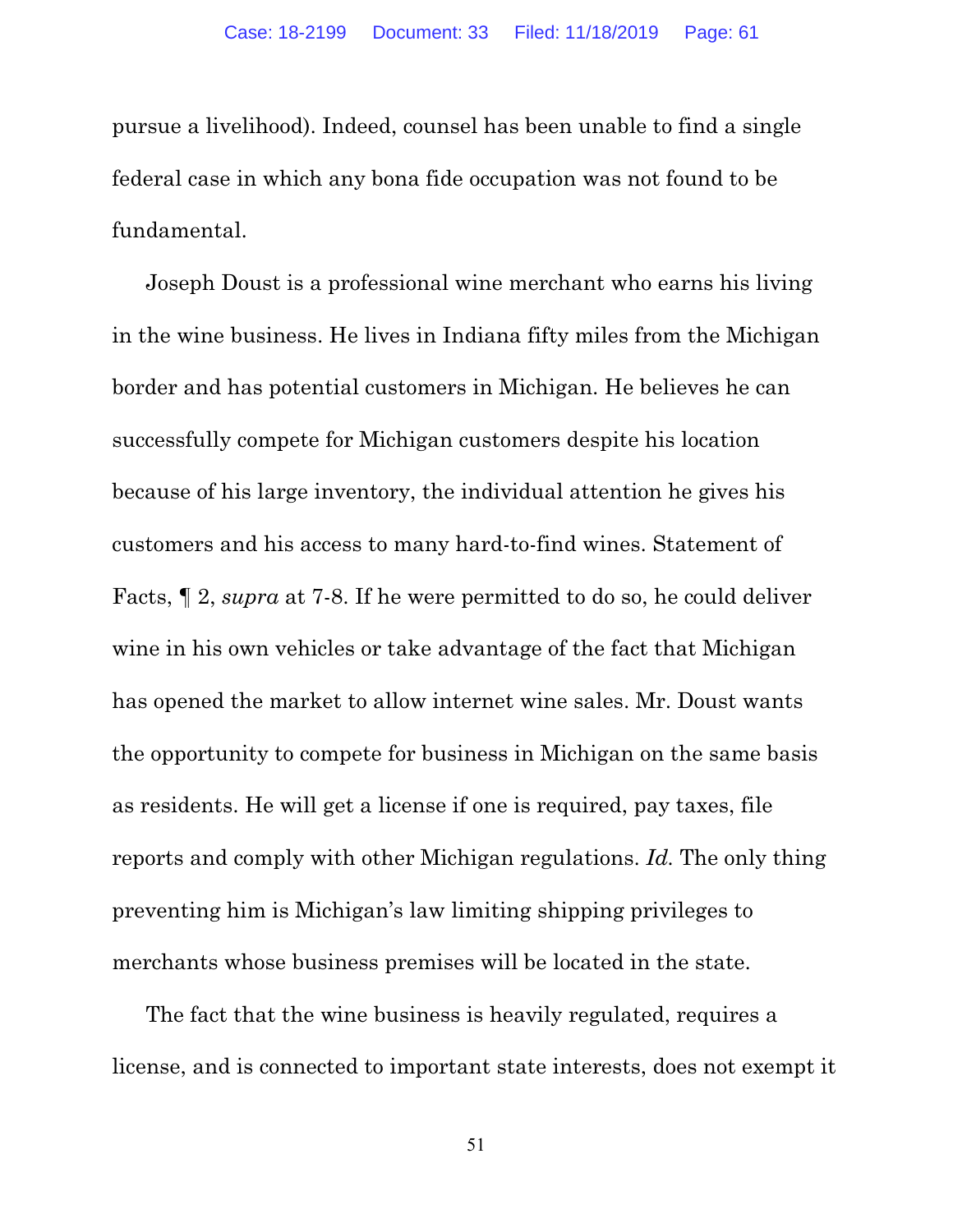pursue a livelihood). Indeed, counsel has been unable to find a single federal case in which any bona fide occupation was not found to be fundamental.

Joseph Doust is a professional wine merchant who earns his living in the wine business. He lives in Indiana fifty miles from the Michigan border and has potential customers in Michigan. He believes he can successfully compete for Michigan customers despite his location because of his large inventory, the individual attention he gives his customers and his access to many hard-to-find wines. Statement of Facts, ¶ 2, *supra* at 7-8. If he were permitted to do so, he could deliver wine in his own vehicles or take advantage of the fact that Michigan has opened the market to allow internet wine sales. Mr. Doust wants the opportunity to compete for business in Michigan on the same basis as residents. He will get a license if one is required, pay taxes, file reports and comply with other Michigan regulations. *Id.* The only thing preventing him is Michigan's law limiting shipping privileges to merchants whose business premises will be located in the state.

The fact that the wine business is heavily regulated, requires a license, and is connected to important state interests, does not exempt it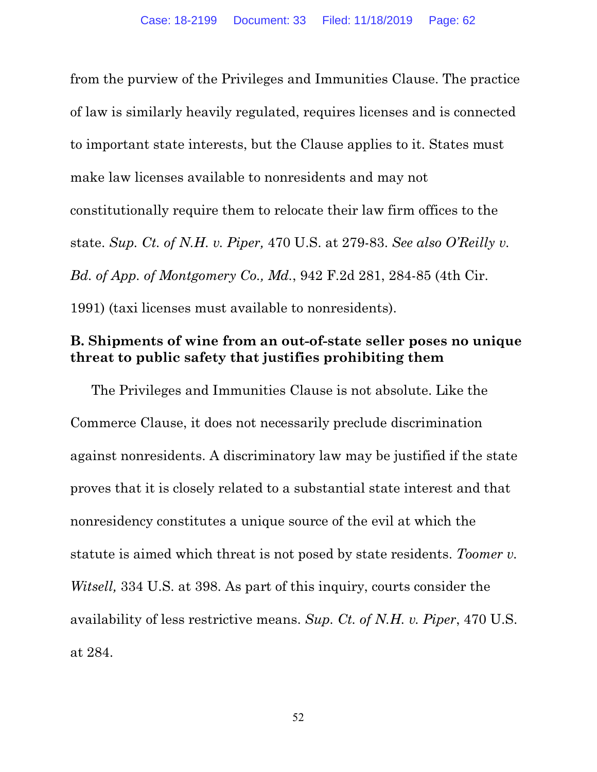from the purview of the Privileges and Immunities Clause. The practice of law is similarly heavily regulated, requires licenses and is connected to important state interests, but the Clause applies to it. States must make law licenses available to nonresidents and may not constitutionally require them to relocate their law firm offices to the state. *Sup. Ct. of N.H. v. Piper,* 470 U.S. at 279-83. *See also O'Reilly v. Bd. of App. of Montgomery Co., Md.*, 942 F.2d 281, 284-85 (4th Cir. 1991) (taxi licenses must available to nonresidents).

**B. Shipments of wine from an out-of-state seller poses no unique threat to public safety that justifies prohibiting them**

The Privileges and Immunities Clause is not absolute. Like the Commerce Clause, it does not necessarily preclude discrimination against nonresidents. A discriminatory law may be justified if the state proves that it is closely related to a substantial state interest and that nonresidency constitutes a unique source of the evil at which the statute is aimed which threat is not posed by state residents. *Toomer v. Witsell,* 334 U.S. at 398. As part of this inquiry, courts consider the availability of less restrictive means. *Sup. Ct. of N.H. v. Piper*, 470 U.S. at 284.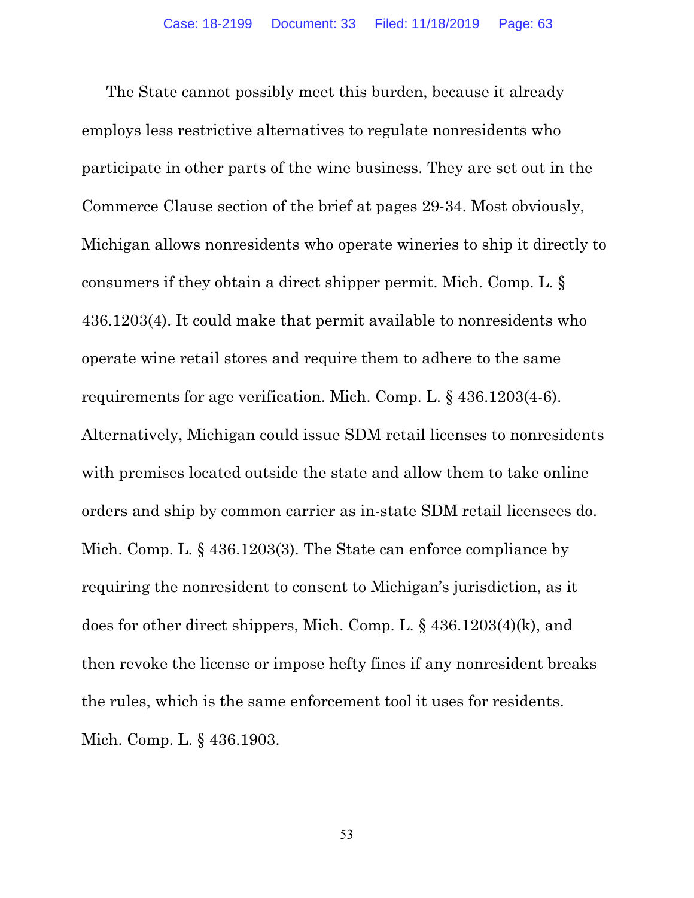The State cannot possibly meet this burden, because it already employs less restrictive alternatives to regulate nonresidents who participate in other parts of the wine business. They are set out in the Commerce Clause section of the brief at pages 29-34. Most obviously, Michigan allows nonresidents who operate wineries to ship it directly to consumers if they obtain a direct shipper permit. Mich. Comp. L. § 436.1203(4). It could make that permit available to nonresidents who operate wine retail stores and require them to adhere to the same requirements for age verification. Mich. Comp. L. § 436.1203(4-6). Alternatively, Michigan could issue SDM retail licenses to nonresidents with premises located outside the state and allow them to take online orders and ship by common carrier as in-state SDM retail licensees do. Mich. Comp. L. § 436.1203(3). The State can enforce compliance by requiring the nonresident to consent to Michigan's jurisdiction, as it does for other direct shippers, Mich. Comp. L. § 436.1203(4)(k), and then revoke the license or impose hefty fines if any nonresident breaks the rules, which is the same enforcement tool it uses for residents. Mich. Comp. L. § 436.1903.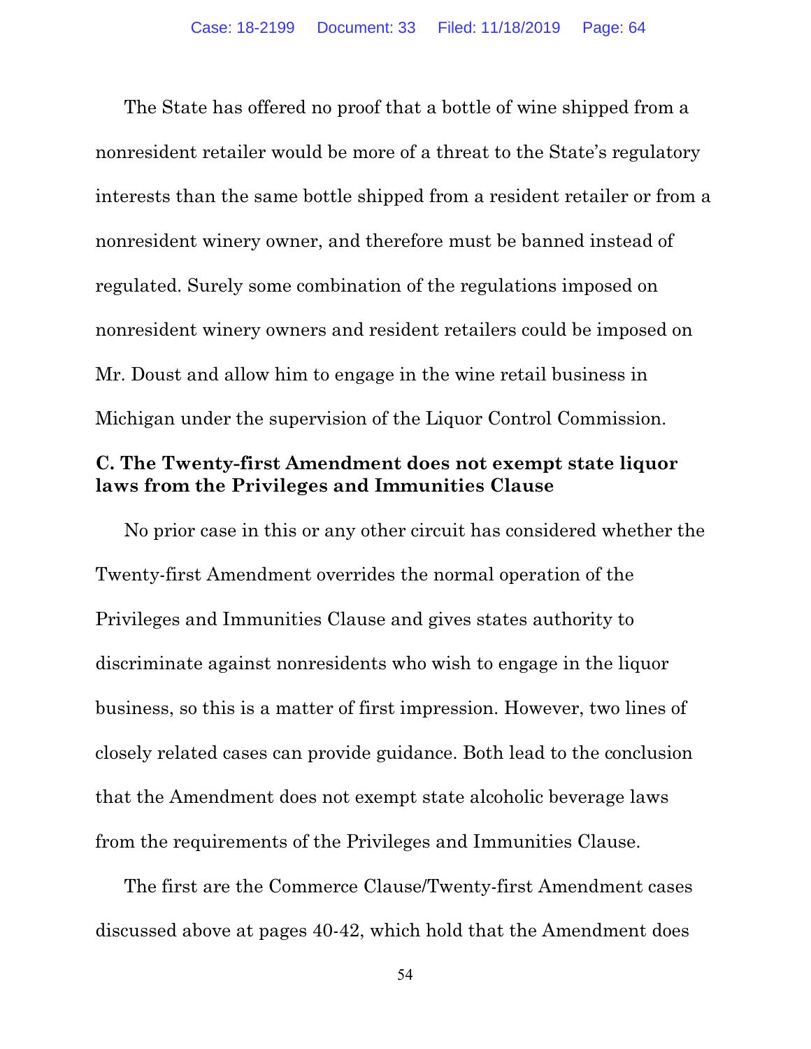The State has offered no proof that a bottle of wine shipped from a nonresident retailer would be more of a threat to the State's regulatory interests than the same bottle shipped from a resident retailer or from a nonresident winery owner, and therefore must be banned instead of regulated. Surely some combination of the regulations imposed on nonresident winery owners and resident retailers could be imposed on Mr. Doust and allow him to engage in the wine retail business in Michigan under the supervision of the Liquor Control Commission.

**C. The Twenty-first Amendment does not exempt state liquor laws from the Privileges and Immunities Clause**

No prior case in this or any other circuit has considered whether the Twenty-first Amendment overrides the normal operation of the Privileges and Immunities Clause and gives states authority to discriminate against nonresidents who wish to engage in the liquor business, so this is a matter of first impression. However, two lines of closely related cases can provide guidance. Both lead to the conclusion that the Amendment does not exempt state alcoholic beverage laws from the requirements of the Privileges and Immunities Clause.

The first are the Commerce Clause/Twenty-first Amendment cases discussed above at pages 40-42, which hold that the Amendment does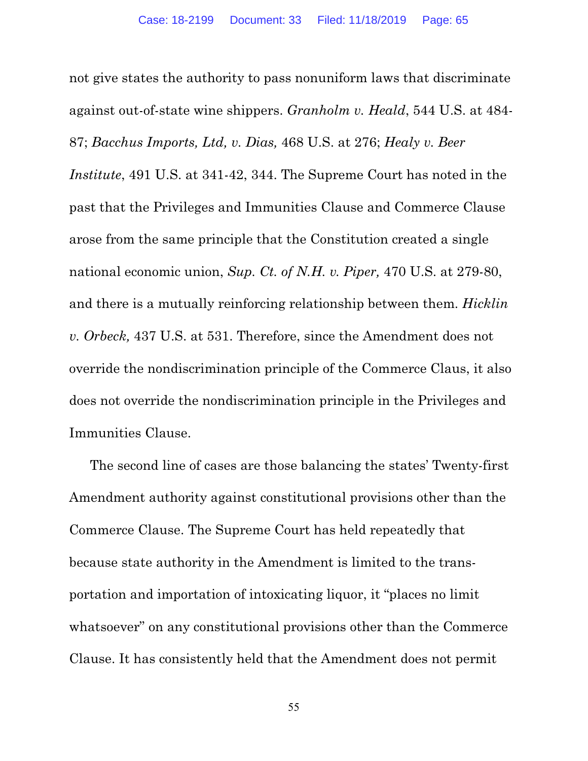not give states the authority to pass nonuniform laws that discriminate against out-of-state wine shippers. *Granholm v. Heald*, 544 U.S. at 484-87; *Bacchus Imports, Ltd, v. Dias,* 468 U.S. at 276; *Healy v. Beer Institute*, 491 U.S. at 341-42, 344. The Supreme Court has noted in the past that the Privileges and Immunities Clause and Commerce Clause arose from the same principle that the Constitution created a single national economic union, *Sup. Ct. of N.H. v. Piper,* 470 U.S. at 279-80, and there is a mutually reinforcing relationship between them. *Hicklin v. Orbeck,* 437 U.S. at 531. Therefore, since the Amendment does not override the nondiscrimination principle of the Commerce Claus, it also does not override the nondiscrimination principle in the Privileges and Immunities Clause.

The second line of cases are those balancing the states' Twenty-first Amendment authority against constitutional provisions other than the Commerce Clause. The Supreme Court has held repeatedly that because state authority in the Amendment is limited to the transportation and importation of intoxicating liquor, it "places no limit whatsoever" on any constitutional provisions other than the Commerce Clause. It has consistently held that the Amendment does not permit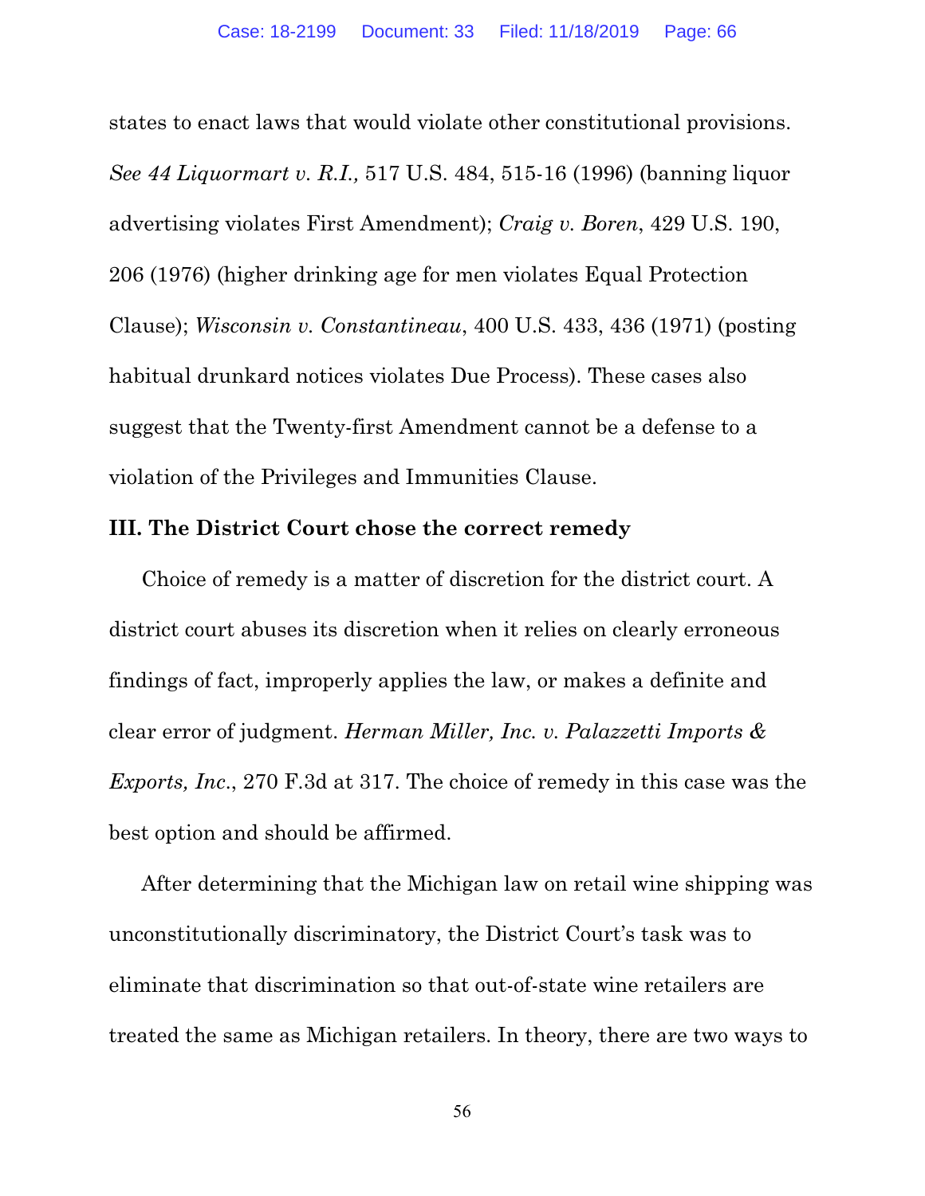states to enact laws that would violate other constitutional provisions. *See 44 Liquormart v. R.I.,* 517 U.S. 484, 515-16 (1996) (banning liquor advertising violates First Amendment); *Craig v. Boren*, 429 U.S. 190, 206 (1976) (higher drinking age for men violates Equal Protection Clause); *Wisconsin v. Constantineau*, 400 U.S. 433, 436 (1971) (posting habitual drunkard notices violates Due Process). These cases also suggest that the Twenty-first Amendment cannot be a defense to a violation of the Privileges and Immunities Clause.

### III. The District Court chose the correct remedy

Choice of remedy is a matter of discretion for the district court. A district court abuses its discretion when it relies on clearly erroneous findings of fact, improperly applies the law, or makes a definite and clear error of judgment. *Herman Miller, Inc. v. Palazzetti Imports & Exports, Inc*., 270 F.3d at 317. The choice of remedy in this case was the best option and should be affirmed.

After determining that the Michigan law on retail wine shipping was unconstitutionally discriminatory, the District Court's task was to eliminate that discrimination so that out-of-state wine retailers are treated the same as Michigan retailers. In theory, there are two ways to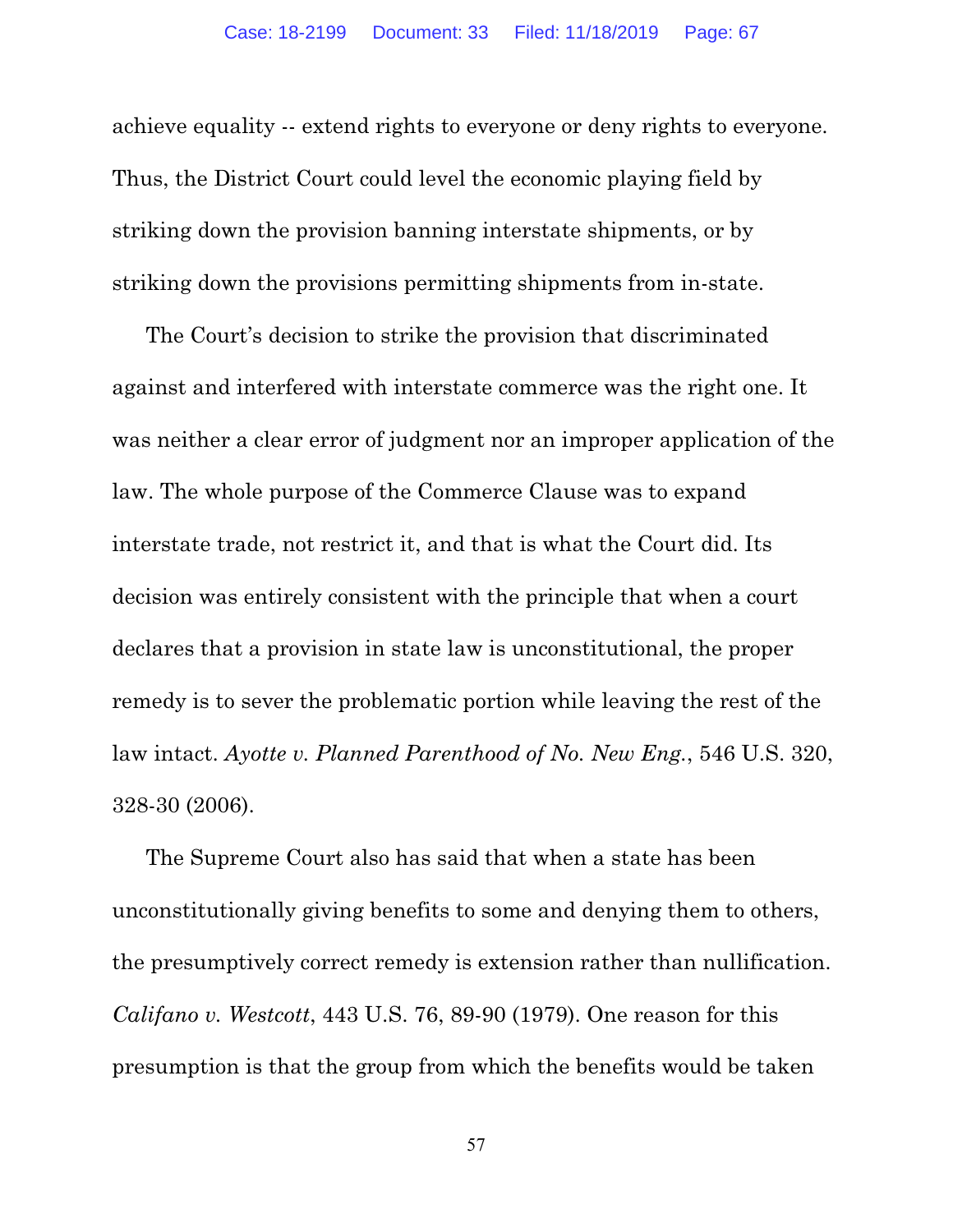achieve equality -- extend rights to everyone or deny rights to everyone. Thus, the District Court could level the economic playing field by striking down the provision banning interstate shipments, or by striking down the provisions permitting shipments from in-state.

The Court's decision to strike the provision that discriminated against and interfered with interstate commerce was the right one. It was neither a clear error of judgment nor an improper application of the law. The whole purpose of the Commerce Clause was to expand interstate trade, not restrict it, and that is what the Court did. Its decision was entirely consistent with the principle that when a court declares that a provision in state law is unconstitutional, the proper remedy is to sever the problematic portion while leaving the rest of the law intact. *Ayotte v. Planned Parenthood of No. New Eng.*, 546 U.S. 320, 328-30 (2006).

The Supreme Court also has said that when a state has been unconstitutionally giving benefits to some and denying them to others, the presumptively correct remedy is extension rather than nullification. *Califano v. Westcott*, 443 U.S. 76, 89-90 (1979). One reason for this presumption is that the group from which the benefits would be taken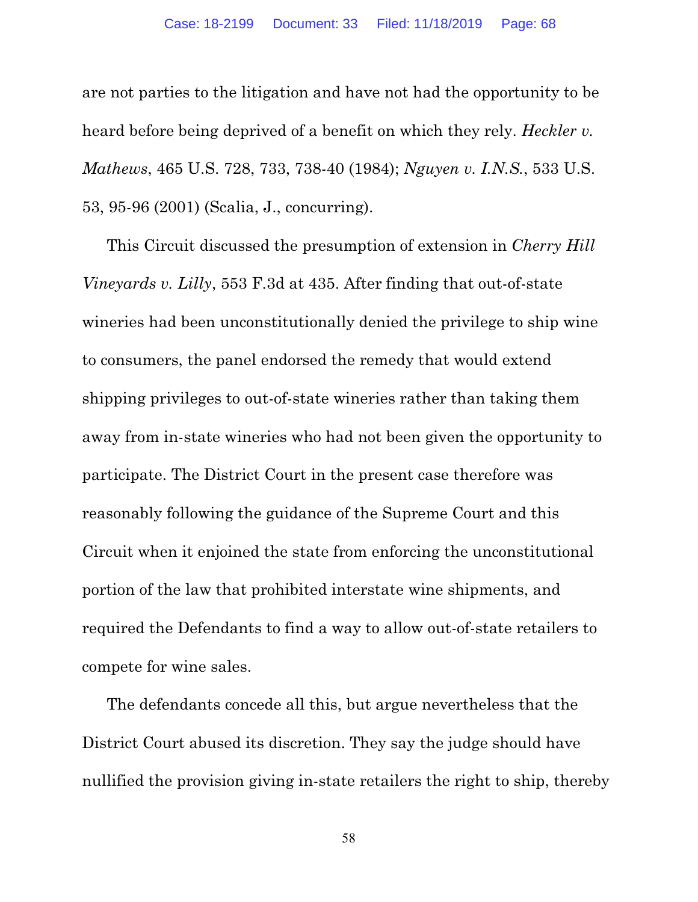are not parties to the litigation and have not had the opportunity to be heard before being deprived of a benefit on which they rely. *Heckler v. Mathews*, 465 U.S. 728, 733, 738-40 (1984); *Nguyen v. I.N.S.*, 533 U.S. 53, 95-96 (2001) (Scalia, J., concurring).

This Circuit discussed the presumption of extension in *Cherry Hill Vineyards v. Lilly*, 553 F.3d at 435. After finding that out-of-state wineries had been unconstitutionally denied the privilege to ship wine to consumers, the panel endorsed the remedy that would extend shipping privileges to out-of-state wineries rather than taking them away from in-state wineries who had not been given the opportunity to participate. The District Court in the present case therefore was reasonably following the guidance of the Supreme Court and this Circuit when it enjoined the state from enforcing the unconstitutional portion of the law that prohibited interstate wine shipments, and required the Defendants to find a way to allow out-of-state retailers to compete for wine sales.

The defendants concede all this, but argue nevertheless that the District Court abused its discretion. They say the judge should have nullified the provision giving in-state retailers the right to ship, thereby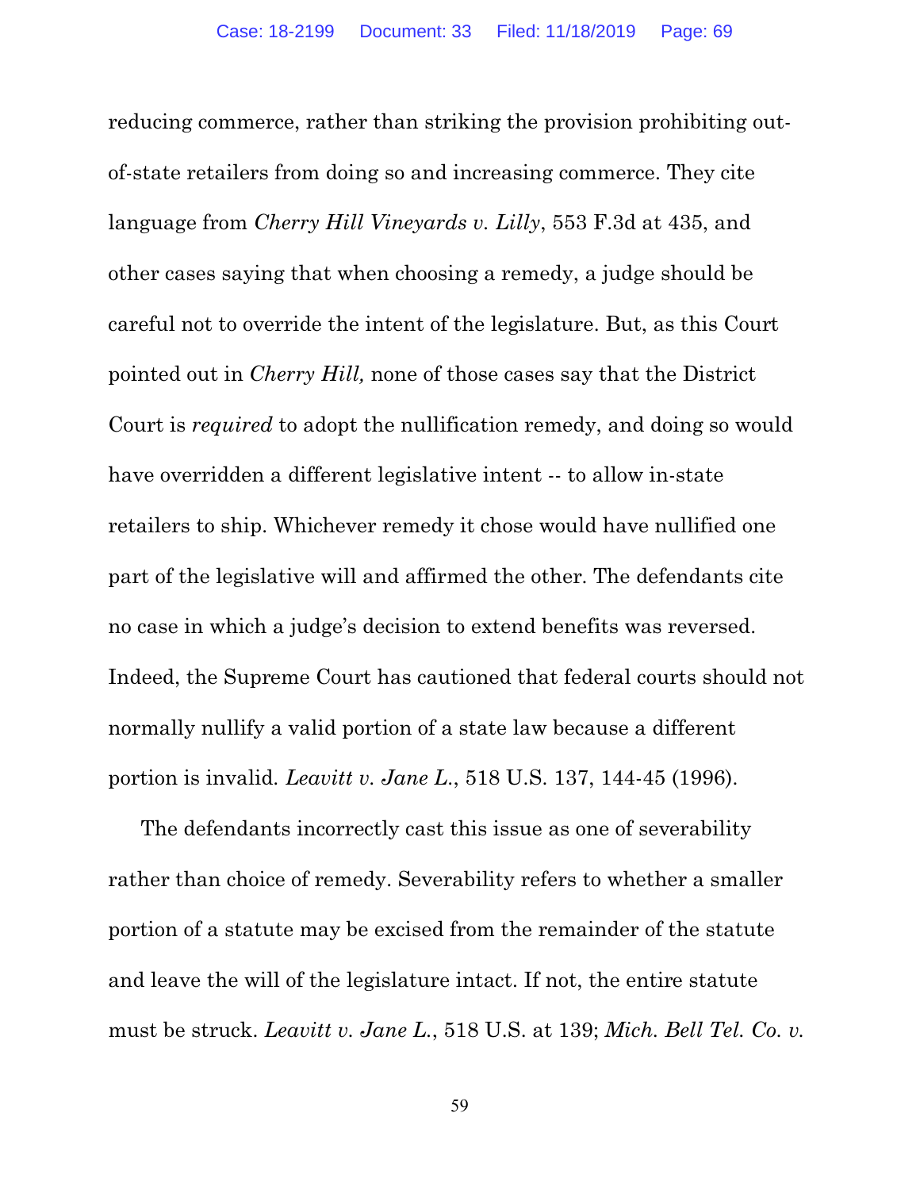reducing commerce, rather than striking the provision prohibiting out-of-state retailers from doing so and increasing commerce. They cite language from *Cherry Hill Vineyards v. Lilly*, 553 F.3d at 435, and other cases saying that when choosing a remedy, a judge should be careful not to override the intent of the legislature. But, as this Court pointed out in *Cherry Hill,* none of those cases say that the District Court is *required* to adopt the nullification remedy, and doing so would have overridden a different legislative intent -- to allow in-state retailers to ship. Whichever remedy it chose would have nullified one part of the legislative will and affirmed the other. The defendants cite no case in which a judge's decision to extend benefits was reversed. Indeed, the Supreme Court has cautioned that federal courts should not normally nullify a valid portion of a state law because a different portion is invalid. *Leavitt v. Jane L.*, 518 U.S. 137, 144-45 (1996).

The defendants incorrectly cast this issue as one of severability rather than choice of remedy. Severability refers to whether a smaller portion of a statute may be excised from the remainder of the statute and leave the will of the legislature intact. If not, the entire statute must be struck. *Leavitt v. Jane L.*, 518 U.S. at 139; *Mich. Bell Tel. Co. v.*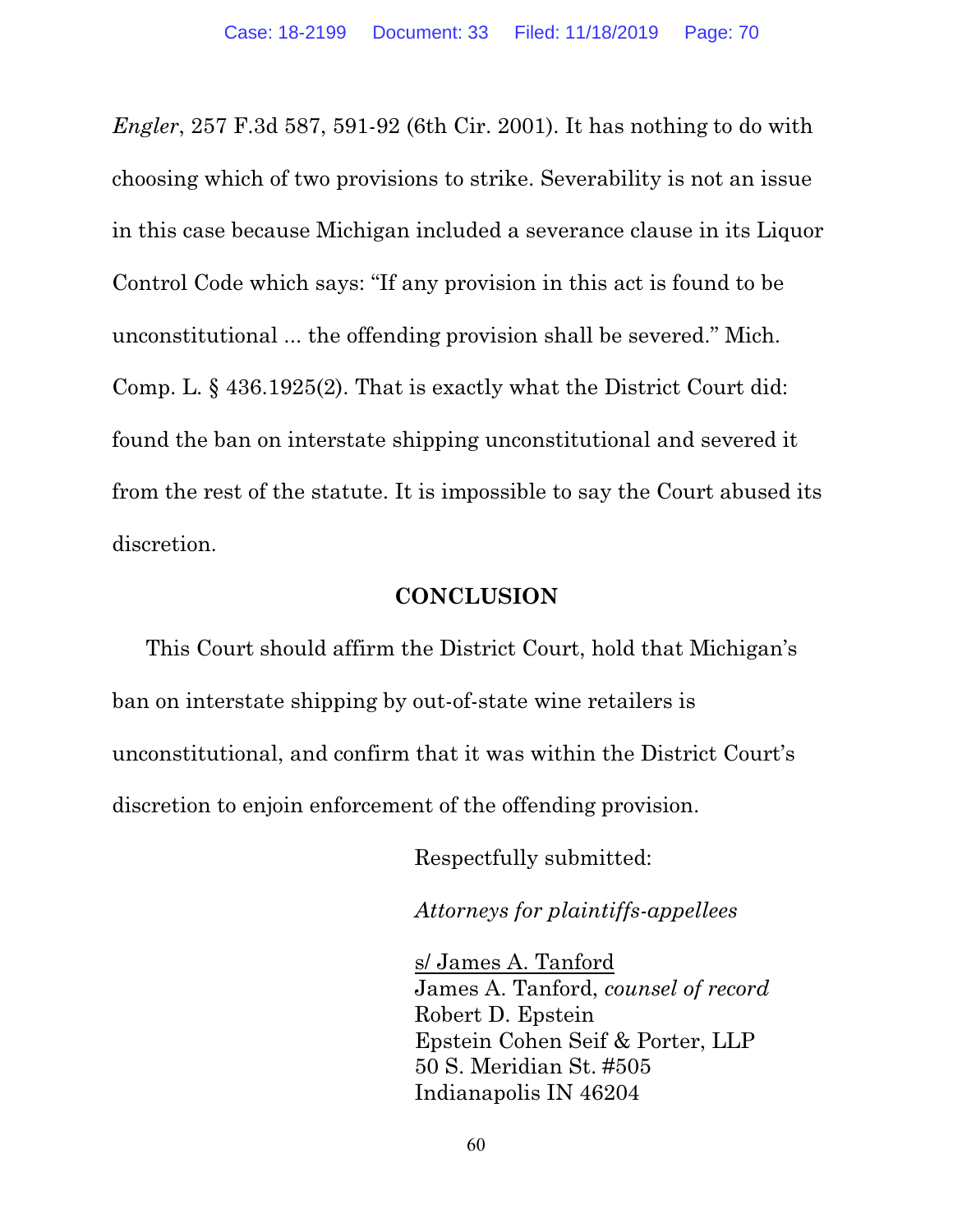*Engler*, 257 F.3d 587, 591-92 (6th Cir. 2001). It has nothing to do with choosing which of two provisions to strike. Severability is not an issue in this case because Michigan included a severance clause in its Liquor Control Code which says: "If any provision in this act is found to be unconstitutional ... the offending provision shall be severed." Mich. Comp. L. § 436.1925(2). That is exactly what the District Court did: found the ban on interstate shipping unconstitutional and severed it from the rest of the statute. It is impossible to say the Court abused its discretion.

## CONCLUSION

This Court should affirm the District Court, hold that Michigan's ban on interstate shipping by out-of-state wine retailers is unconstitutional, and confirm that it was within the District Court's discretion to enjoin enforcement of the offending provision.

Respectfully submitted:

*Attorneys for plaintiffs-appellees*

s/ James A. Tanford
James A. Tanford, *counsel of record*
Robert D. Epstein
Epstein Cohen Seif & Porter, LLP
50 S. Meridian St. #505
Indianapolis IN 46204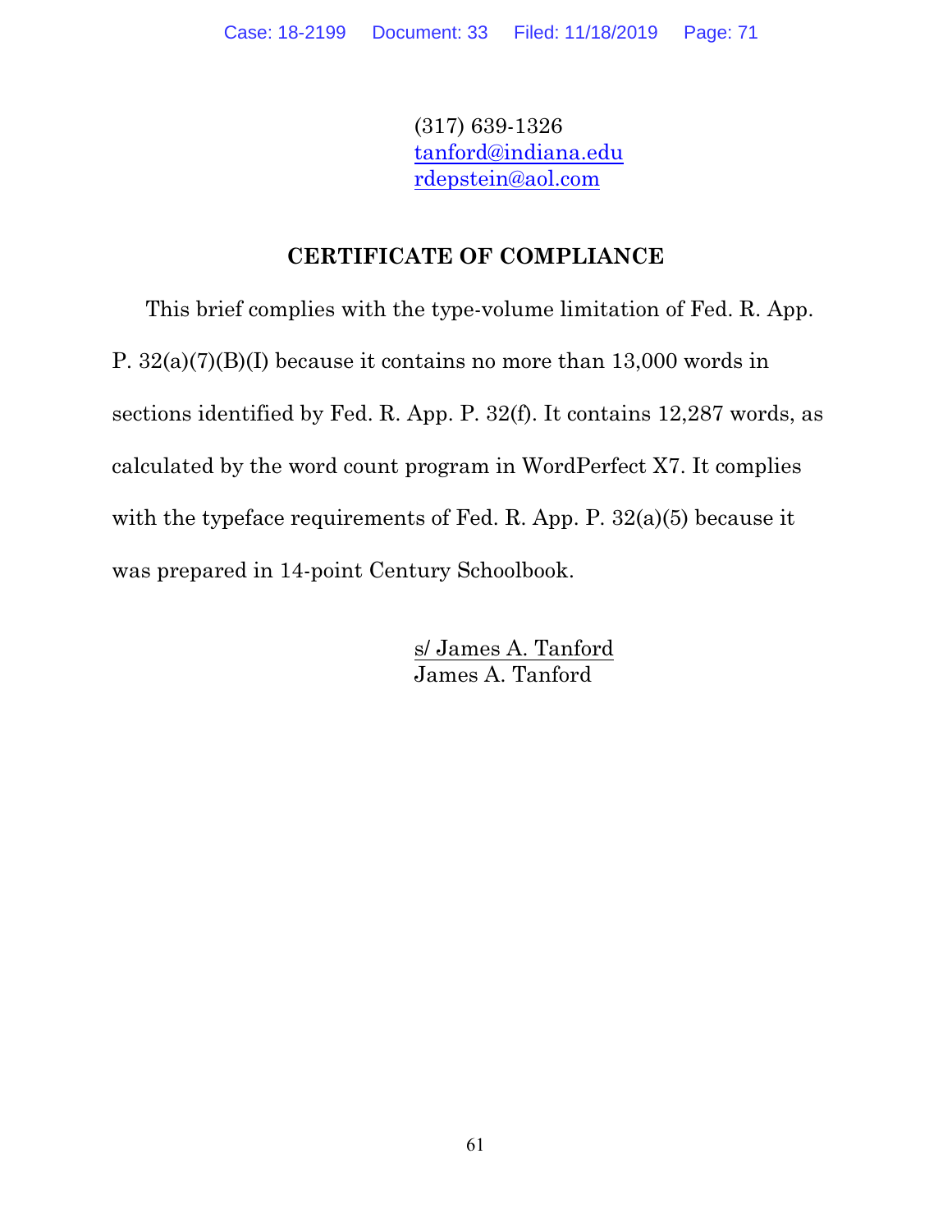(317) 639-1326
tanford@indiana.edu
rdepstein@aol.com

## CERTIFICATE OF COMPLIANCE

This brief complies with the type-volume limitation of Fed. R. App. P. 32(a)(7)(B)(I) because it contains no more than 13,000 words in sections identified by Fed. R. App. P. 32(f). It contains 12,287 words, as calculated by the word count program in WordPerfect X7. It complies with the typeface requirements of Fed. R. App. P. 32(a)(5) because it was prepared in 14-point Century Schoolbook.

s/ James A. Tanford
James A. Tanford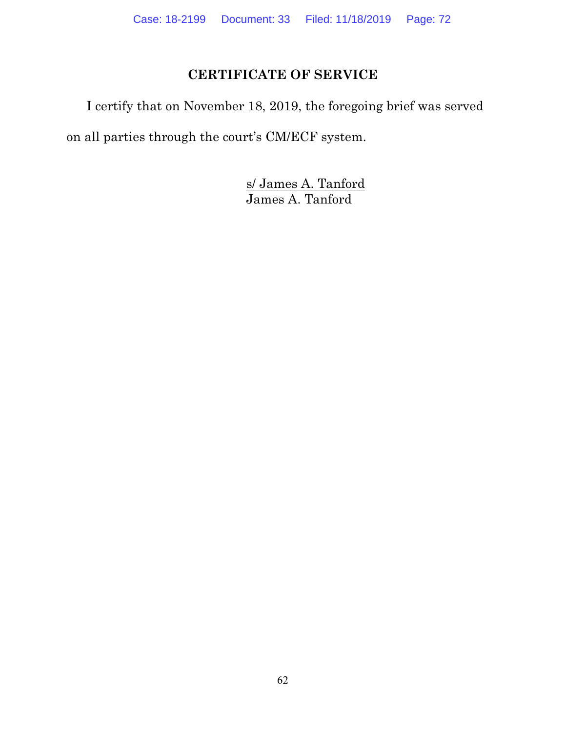## CERTIFICATE OF SERVICE

I certify that on November 18, 2019, the foregoing brief was served on all parties through the court's CM/ECF system.

s/ James A. Tanford
James A. Tanford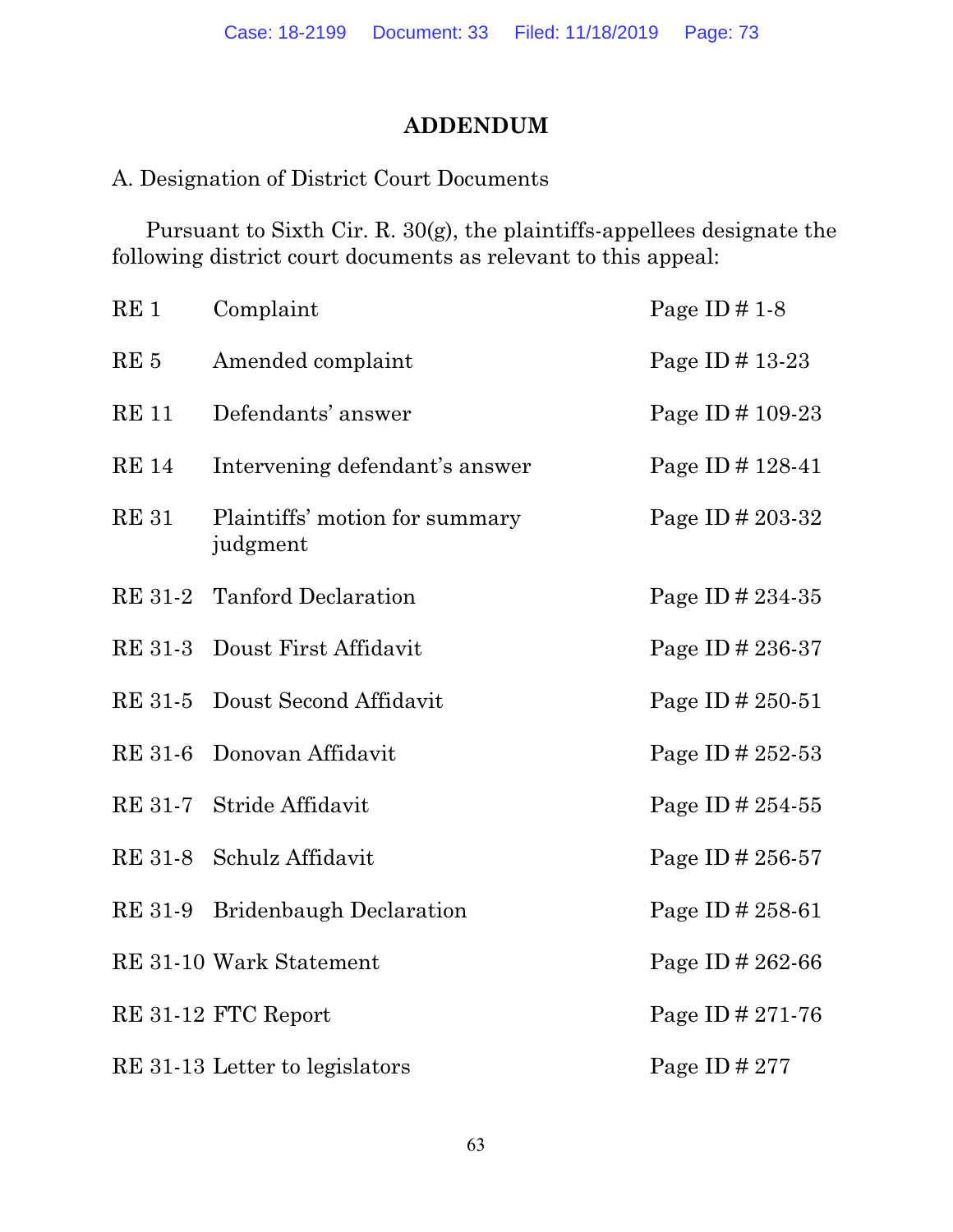# ADDENDUM

A. Designation of District Court Documents

Pursuant to Sixth Cir. R. 30(g), the plaintiffs-appellees designate the following district court documents as relevant to this appeal:

| | | |
|---|---|---|
| RE 1 | Complaint | Page ID # 1-8 |
| RE 5 | Amended complaint | Page ID # 13-23 |
| RE 11 | Defendants' answer | Page ID # 109-23 |
| RE 14 | Intervening defendant's answer | Page ID # 128-41 |
| RE 31 | Plaintiffs' motion for summary judgment | Page ID # 203-32 |
| RE 31-2 | Tanford Declaration | Page ID # 234-35 |
| RE 31-3 | Doust First Affidavit | Page ID # 236-37 |
| RE 31-5 | Doust Second Affidavit | Page ID # 250-51 |
| RE 31-6 | Donovan Affidavit | Page ID # 252-53 |
| RE 31-7 | Stride Affidavit | Page ID # 254-55 |
| RE 31-8 | Schulz Affidavit | Page ID # 256-57 |
| RE 31-9 | Bridenbaugh Declaration | Page ID # 258-61 |
| RE 31-10 | Wark Statement | Page ID # 262-66 |
| RE 31-12 | FTC Report | Page ID # 271-76 |
| RE 31-13 | Letter to legislators | Page ID # 277 |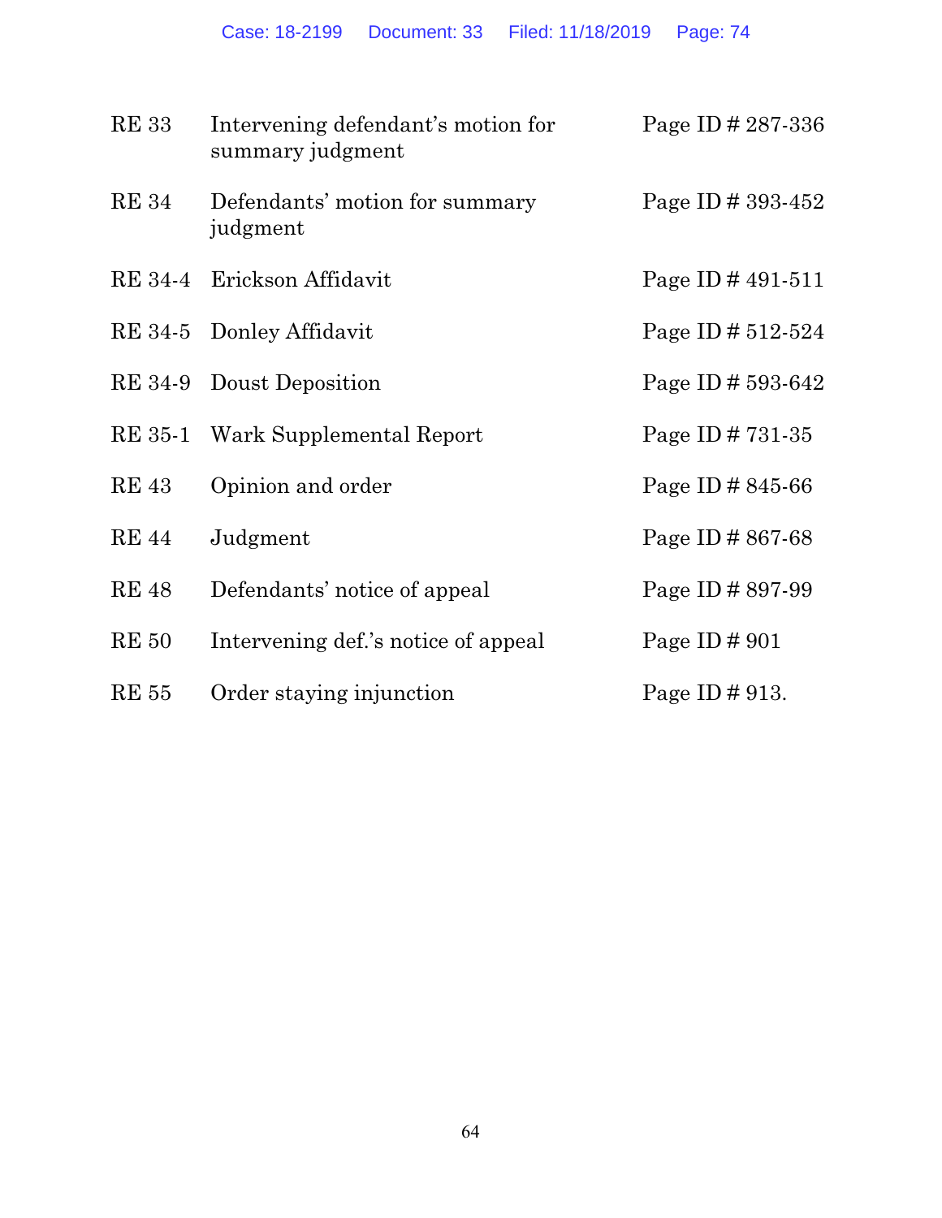| | | |
|---|---|---|
| RE 33 | Intervening defendant's motion for summary judgment | Page ID # 287-336 |
| RE 34 | Defendants' motion for summary judgment | Page ID # 393-452 |
| RE 34-4 | Erickson Affidavit | Page ID # 491-511 |
| RE 34-5 | Donley Affidavit | Page ID # 512-524 |
| RE 34-9 | Doust Deposition | Page ID # 593-642 |
| RE 35-1 | Wark Supplemental Report | Page ID # 731-35 |
| RE 43 | Opinion and order | Page ID # 845-66 |
| RE 44 | Judgment | Page ID # 867-68 |
| RE 48 | Defendants' notice of appeal | Page ID # 897-99 |
| RE 50 | Intervening def.'s notice of appeal | Page ID # 901 |
| RE 55 | Order staying injunction | Page ID # 913. |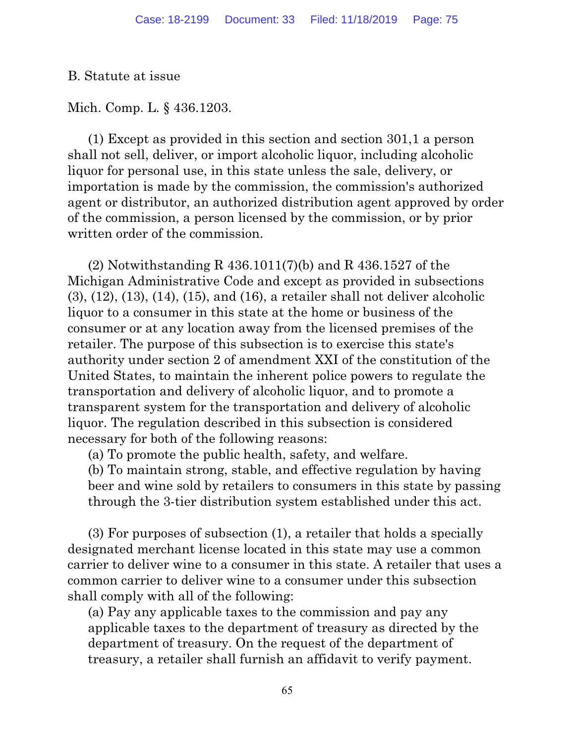## B. Statute at issue

Mich. Comp. L. § 436.1203.

(1) Except as provided in this section and section 301,1 a person shall not sell, deliver, or import alcoholic liquor, including alcoholic liquor for personal use, in this state unless the sale, delivery, or importation is made by the commission, the commission's authorized agent or distributor, an authorized distribution agent approved by order of the commission, a person licensed by the commission, or by prior written order of the commission.

(2) Notwithstanding R 436.1011(7)(b) and R 436.1527 of the Michigan Administrative Code and except as provided in subsections (3), (12), (13), (14), (15), and (16), a retailer shall not deliver alcoholic liquor to a consumer in this state at the home or business of the consumer or at any location away from the licensed premises of the retailer. The purpose of this subsection is to exercise this state's authority under section 2 of amendment XXI of the constitution of the United States, to maintain the inherent police powers to regulate the transportation and delivery of alcoholic liquor, and to promote a transparent system for the transportation and delivery of alcoholic liquor. The regulation described in this subsection is considered necessary for both of the following reasons:

(a) To promote the public health, safety, and welfare.

(b) To maintain strong, stable, and effective regulation by having beer and wine sold by retailers to consumers in this state by passing through the 3-tier distribution system established under this act.

(3) For purposes of subsection (1), a retailer that holds a specially designated merchant license located in this state may use a common carrier to deliver wine to a consumer in this state. A retailer that uses a common carrier to deliver wine to a consumer under this subsection shall comply with all of the following:

(a) Pay any applicable taxes to the commission and pay any applicable taxes to the department of treasury as directed by the department of treasury. On the request of the department of treasury, a retailer shall furnish an affidavit to verify payment.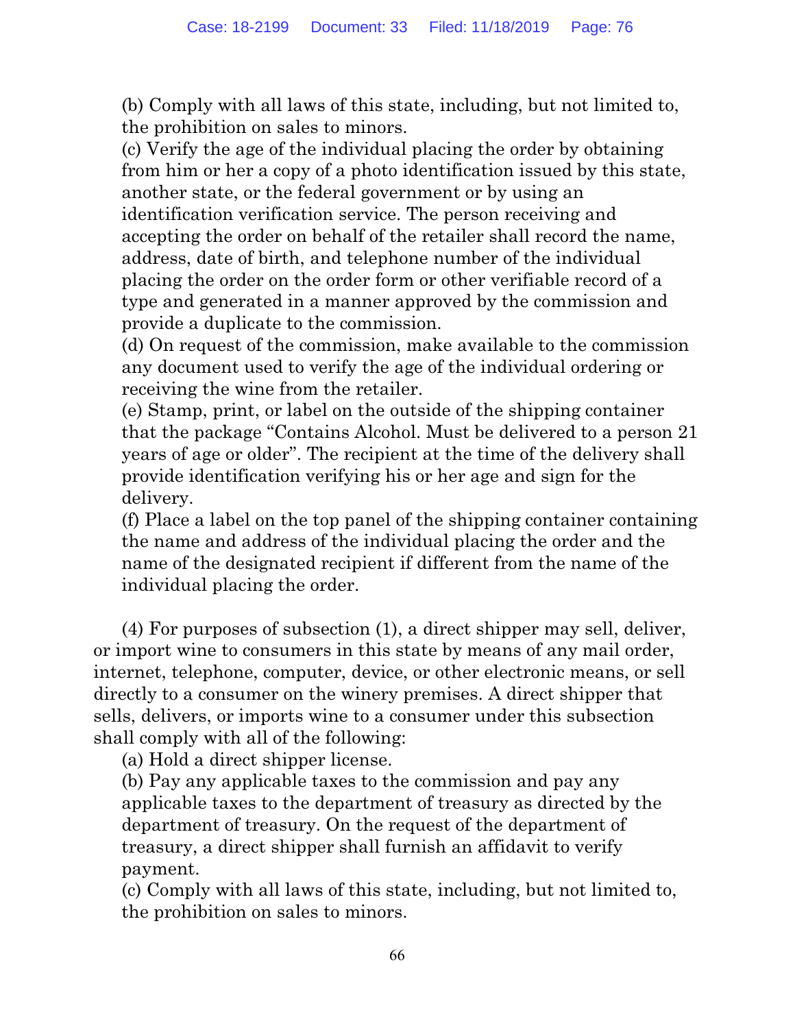(b) Comply with all laws of this state, including, but not limited to, the prohibition on sales to minors.

(c) Verify the age of the individual placing the order by obtaining from him or her a copy of a photo identification issued by this state, another state, or the federal government or by using an identification verification service. The person receiving and accepting the order on behalf of the retailer shall record the name, address, date of birth, and telephone number of the individual placing the order on the order form or other verifiable record of a type and generated in a manner approved by the commission and provide a duplicate to the commission.

(d) On request of the commission, make available to the commission any document used to verify the age of the individual ordering or receiving the wine from the retailer.

(e) Stamp, print, or label on the outside of the shipping container that the package "Contains Alcohol. Must be delivered to a person 21 years of age or older". The recipient at the time of the delivery shall provide identification verifying his or her age and sign for the delivery.

(f) Place a label on the top panel of the shipping container containing the name and address of the individual placing the order and the name of the designated recipient if different from the name of the individual placing the order.

(4) For purposes of subsection (1), a direct shipper may sell, deliver, or import wine to consumers in this state by means of any mail order, internet, telephone, computer, device, or other electronic means, or sell directly to a consumer on the winery premises. A direct shipper that sells, delivers, or imports wine to a consumer under this subsection shall comply with all of the following:

(a) Hold a direct shipper license.

(b) Pay any applicable taxes to the commission and pay any applicable taxes to the department of treasury as directed by the department of treasury. On the request of the department of treasury, a direct shipper shall furnish an affidavit to verify payment.

(c) Comply with all laws of this state, including, but not limited to, the prohibition on sales to minors.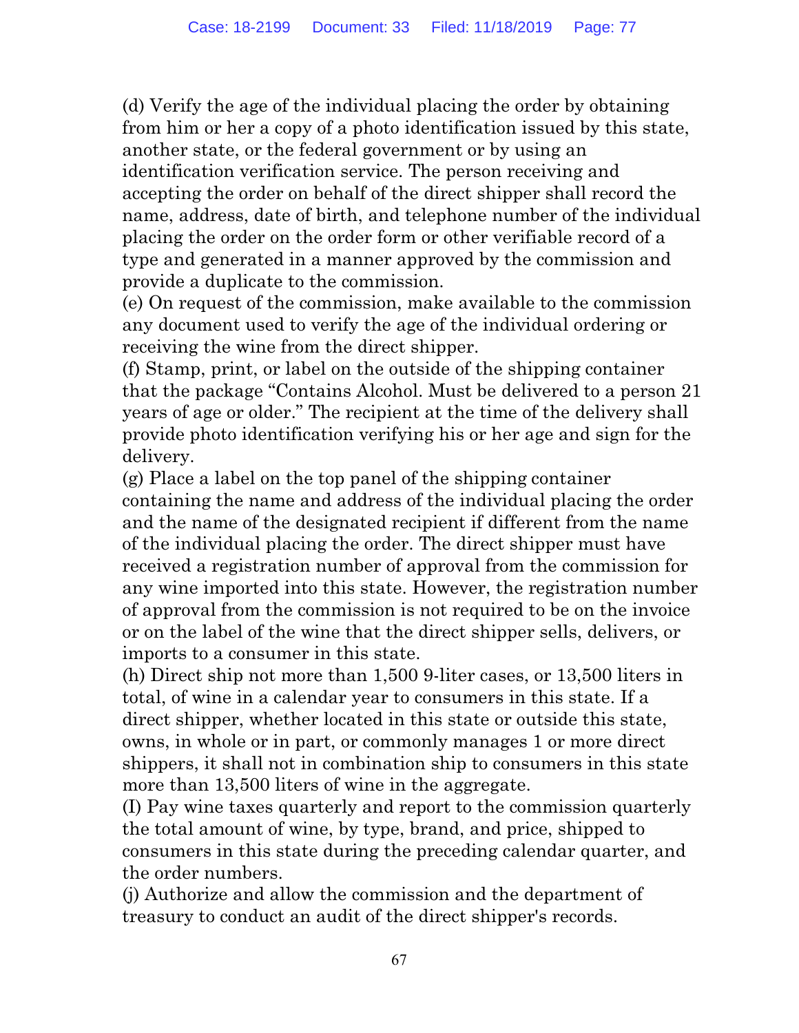(d) Verify the age of the individual placing the order by obtaining from him or her a copy of a photo identification issued by this state, another state, or the federal government or by using an identification verification service. The person receiving and accepting the order on behalf of the direct shipper shall record the name, address, date of birth, and telephone number of the individual placing the order on the order form or other verifiable record of a type and generated in a manner approved by the commission and provide a duplicate to the commission.
(e) On request of the commission, make available to the commission any document used to verify the age of the individual ordering or receiving the wine from the direct shipper.
(f) Stamp, print, or label on the outside of the shipping container that the package "Contains Alcohol. Must be delivered to a person 21 years of age or older." The recipient at the time of the delivery shall provide photo identification verifying his or her age and sign for the delivery.
(g) Place a label on the top panel of the shipping container containing the name and address of the individual placing the order and the name of the designated recipient if different from the name of the individual placing the order. The direct shipper must have received a registration number of approval from the commission for any wine imported into this state. However, the registration number of approval from the commission is not required to be on the invoice or on the label of the wine that the direct shipper sells, delivers, or imports to a consumer in this state.
(h) Direct ship not more than 1,500 9-liter cases, or 13,500 liters in total, of wine in a calendar year to consumers in this state. If a direct shipper, whether located in this state or outside this state, owns, in whole or in part, or commonly manages 1 or more direct shippers, it shall not in combination ship to consumers in this state more than 13,500 liters of wine in the aggregate.
(I) Pay wine taxes quarterly and report to the commission quarterly the total amount of wine, by type, brand, and price, shipped to consumers in this state during the preceding calendar quarter, and the order numbers.
(j) Authorize and allow the commission and the department of treasury to conduct an audit of the direct shipper's records.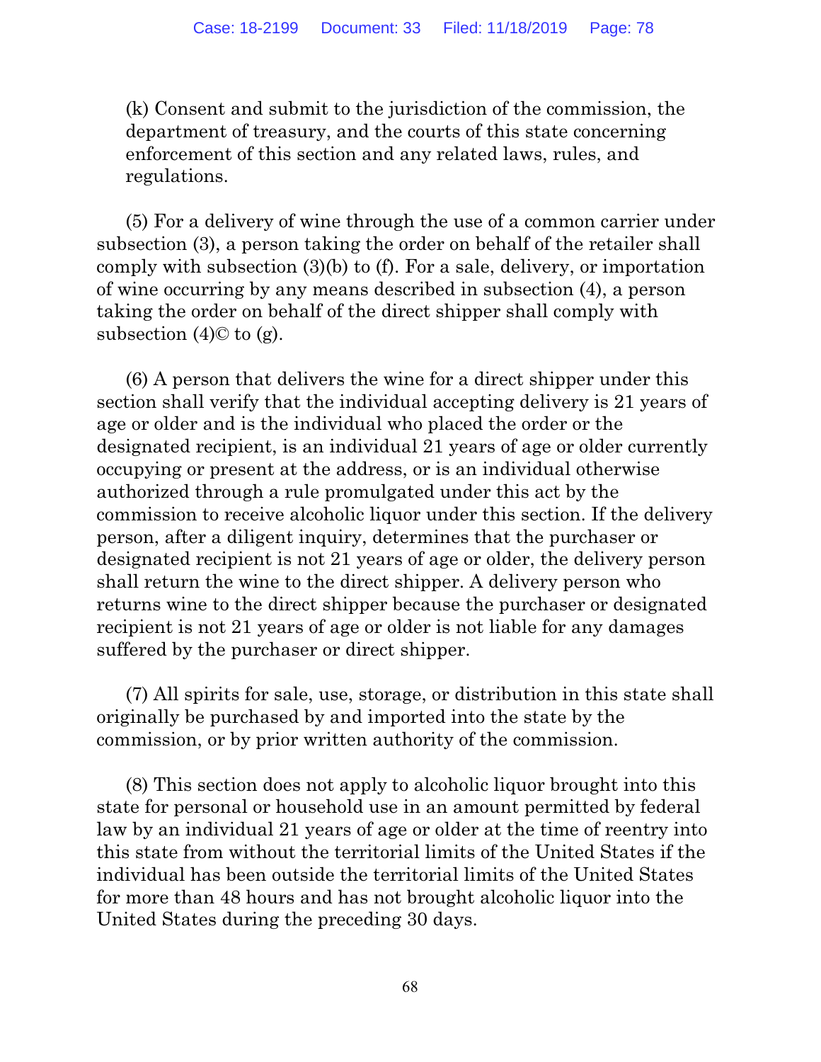(k) Consent and submit to the jurisdiction of the commission, the department of treasury, and the courts of this state concerning enforcement of this section and any related laws, rules, and regulations.

(5) For a delivery of wine through the use of a common carrier under subsection (3), a person taking the order on behalf of the retailer shall comply with subsection (3)(b) to (f). For a sale, delivery, or importation of wine occurring by any means described in subsection (4), a person taking the order on behalf of the direct shipper shall comply with subsection (4)© to (g).

(6) A person that delivers the wine for a direct shipper under this section shall verify that the individual accepting delivery is 21 years of age or older and is the individual who placed the order or the designated recipient, is an individual 21 years of age or older currently occupying or present at the address, or is an individual otherwise authorized through a rule promulgated under this act by the commission to receive alcoholic liquor under this section. If the delivery person, after a diligent inquiry, determines that the purchaser or designated recipient is not 21 years of age or older, the delivery person shall return the wine to the direct shipper. A delivery person who returns wine to the direct shipper because the purchaser or designated recipient is not 21 years of age or older is not liable for any damages suffered by the purchaser or direct shipper.

(7) All spirits for sale, use, storage, or distribution in this state shall originally be purchased by and imported into the state by the commission, or by prior written authority of the commission.

(8) This section does not apply to alcoholic liquor brought into this state for personal or household use in an amount permitted by federal law by an individual 21 years of age or older at the time of reentry into this state from without the territorial limits of the United States if the individual has been outside the territorial limits of the United States for more than 48 hours and has not brought alcoholic liquor into the United States during the preceding 30 days.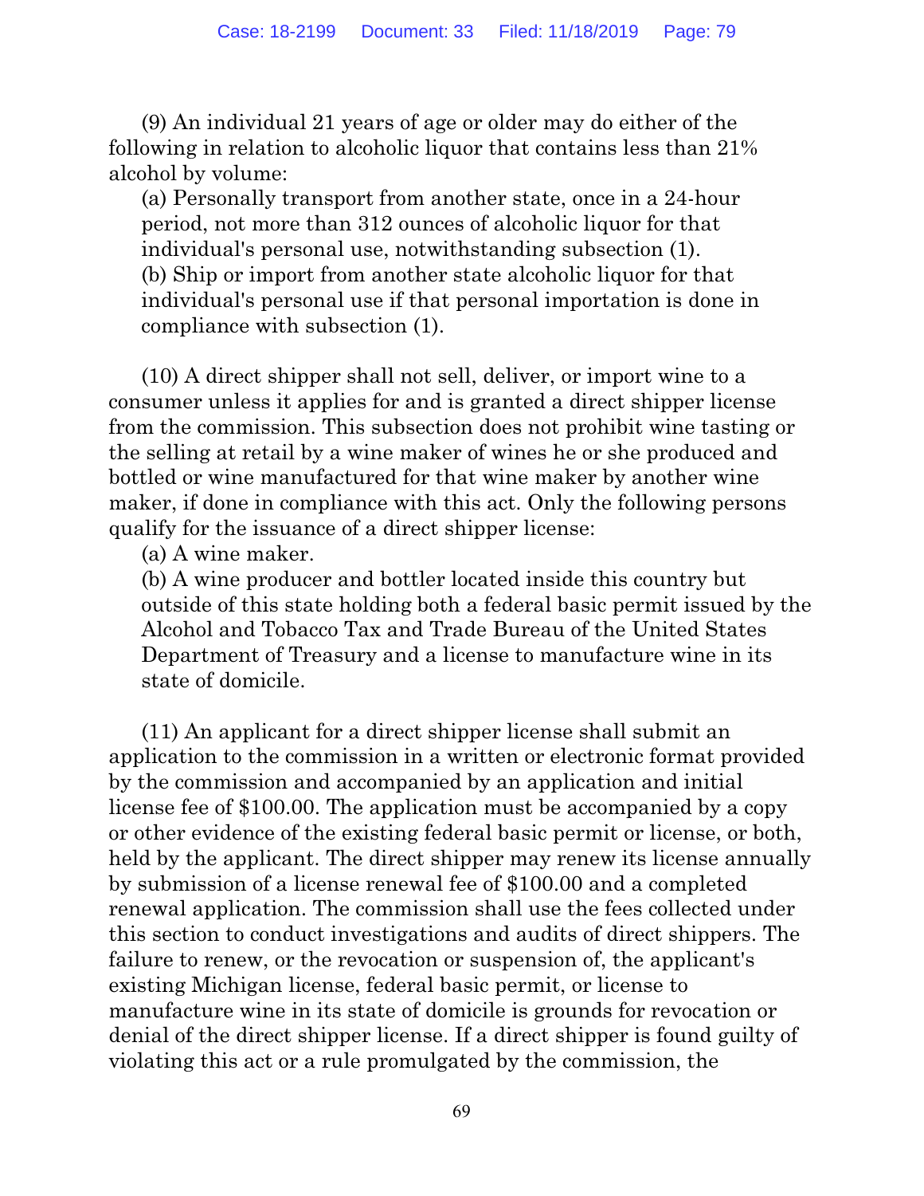(9) An individual 21 years of age or older may do either of the following in relation to alcoholic liquor that contains less than 21% alcohol by volume:

(a) Personally transport from another state, once in a 24-hour period, not more than 312 ounces of alcoholic liquor for that individual's personal use, notwithstanding subsection (1).

(b) Ship or import from another state alcoholic liquor for that individual's personal use if that personal importation is done in compliance with subsection (1).

(10) A direct shipper shall not sell, deliver, or import wine to a consumer unless it applies for and is granted a direct shipper license from the commission. This subsection does not prohibit wine tasting or the selling at retail by a wine maker of wines he or she produced and bottled or wine manufactured for that wine maker by another wine maker, if done in compliance with this act. Only the following persons qualify for the issuance of a direct shipper license:

(a) A wine maker.

(b) A wine producer and bottler located inside this country but outside of this state holding both a federal basic permit issued by the Alcohol and Tobacco Tax and Trade Bureau of the United States Department of Treasury and a license to manufacture wine in its state of domicile.

(11) An applicant for a direct shipper license shall submit an application to the commission in a written or electronic format provided by the commission and accompanied by an application and initial license fee of $100.00. The application must be accompanied by a copy or other evidence of the existing federal basic permit or license, or both, held by the applicant. The direct shipper may renew its license annually by submission of a license renewal fee of $100.00 and a completed renewal application. The commission shall use the fees collected under this section to conduct investigations and audits of direct shippers. The failure to renew, or the revocation or suspension of, the applicant's existing Michigan license, federal basic permit, or license to manufacture wine in its state of domicile is grounds for revocation or denial of the direct shipper license. If a direct shipper is found guilty of violating this act or a rule promulgated by the commission, the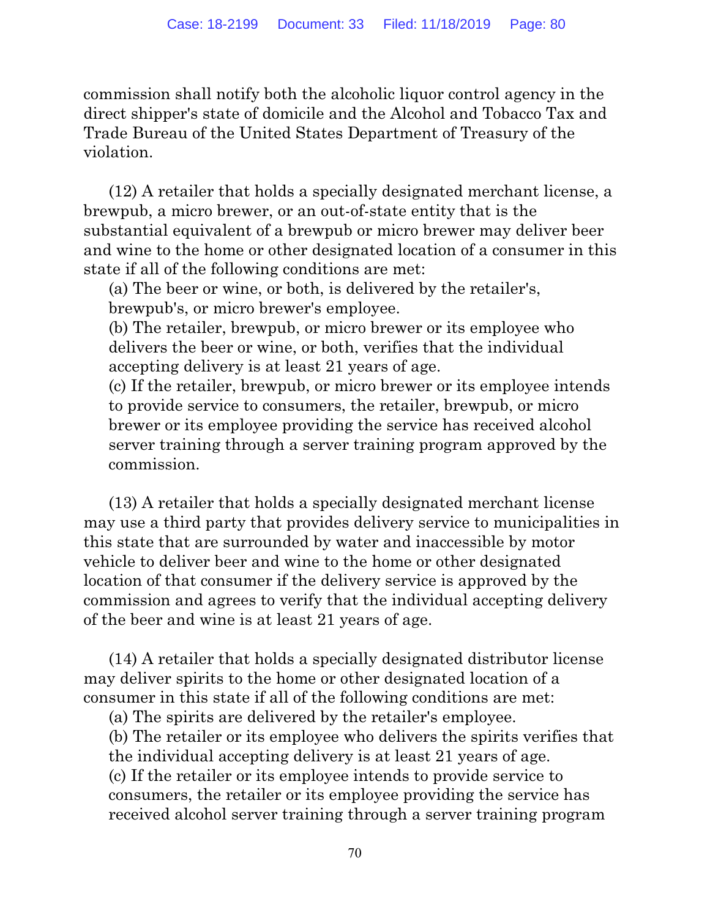commission shall notify both the alcoholic liquor control agency in the direct shipper's state of domicile and the Alcohol and Tobacco Tax and Trade Bureau of the United States Department of Treasury of the violation.

(12) A retailer that holds a specially designated merchant license, a brewpub, a micro brewer, or an out-of-state entity that is the substantial equivalent of a brewpub or micro brewer may deliver beer and wine to the home or other designated location of a consumer in this state if all of the following conditions are met:

(a) The beer or wine, or both, is delivered by the retailer's, brewpub's, or micro brewer's employee.

(b) The retailer, brewpub, or micro brewer or its employee who delivers the beer or wine, or both, verifies that the individual accepting delivery is at least 21 years of age.

(c) If the retailer, brewpub, or micro brewer or its employee intends to provide service to consumers, the retailer, brewpub, or micro brewer or its employee providing the service has received alcohol server training through a server training program approved by the commission.

(13) A retailer that holds a specially designated merchant license may use a third party that provides delivery service to municipalities in this state that are surrounded by water and inaccessible by motor vehicle to deliver beer and wine to the home or other designated location of that consumer if the delivery service is approved by the commission and agrees to verify that the individual accepting delivery of the beer and wine is at least 21 years of age.

(14) A retailer that holds a specially designated distributor license may deliver spirits to the home or other designated location of a consumer in this state if all of the following conditions are met:

(a) The spirits are delivered by the retailer's employee.

(b) The retailer or its employee who delivers the spirits verifies that the individual accepting delivery is at least 21 years of age.

(c) If the retailer or its employee intends to provide service to consumers, the retailer or its employee providing the service has received alcohol server training through a server training program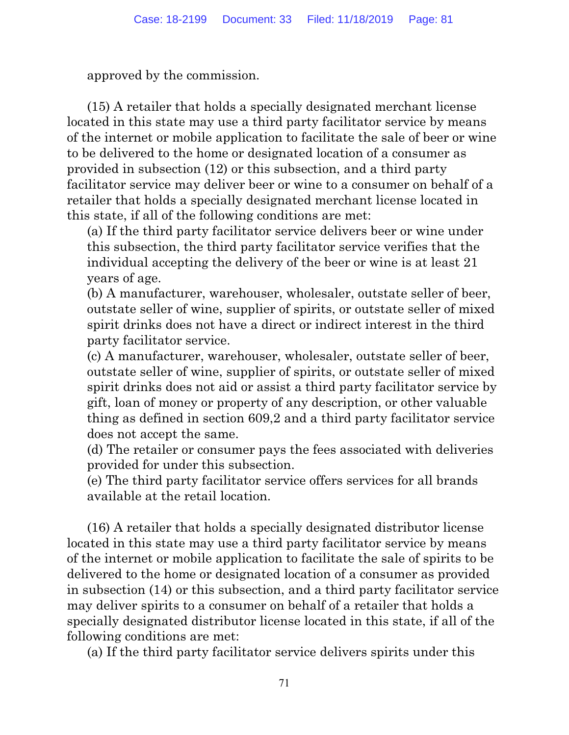approved by the commission.

(15) A retailer that holds a specially designated merchant license located in this state may use a third party facilitator service by means of the internet or mobile application to facilitate the sale of beer or wine to be delivered to the home or designated location of a consumer as provided in subsection (12) or this subsection, and a third party facilitator service may deliver beer or wine to a consumer on behalf of a retailer that holds a specially designated merchant license located in this state, if all of the following conditions are met:

(a) If the third party facilitator service delivers beer or wine under this subsection, the third party facilitator service verifies that the individual accepting the delivery of the beer or wine is at least 21 years of age.

(b) A manufacturer, warehouser, wholesaler, outstate seller of beer, outstate seller of wine, supplier of spirits, or outstate seller of mixed spirit drinks does not have a direct or indirect interest in the third party facilitator service.

(c) A manufacturer, warehouser, wholesaler, outstate seller of beer, outstate seller of wine, supplier of spirits, or outstate seller of mixed spirit drinks does not aid or assist a third party facilitator service by gift, loan of money or property of any description, or other valuable thing as defined in section 609,2 and a third party facilitator service does not accept the same.

(d) The retailer or consumer pays the fees associated with deliveries provided for under this subsection.

(e) The third party facilitator service offers services for all brands available at the retail location.

(16) A retailer that holds a specially designated distributor license located in this state may use a third party facilitator service by means of the internet or mobile application to facilitate the sale of spirits to be delivered to the home or designated location of a consumer as provided in subsection (14) or this subsection, and a third party facilitator service may deliver spirits to a consumer on behalf of a retailer that holds a specially designated distributor license located in this state, if all of the following conditions are met:

(a) If the third party facilitator service delivers spirits under this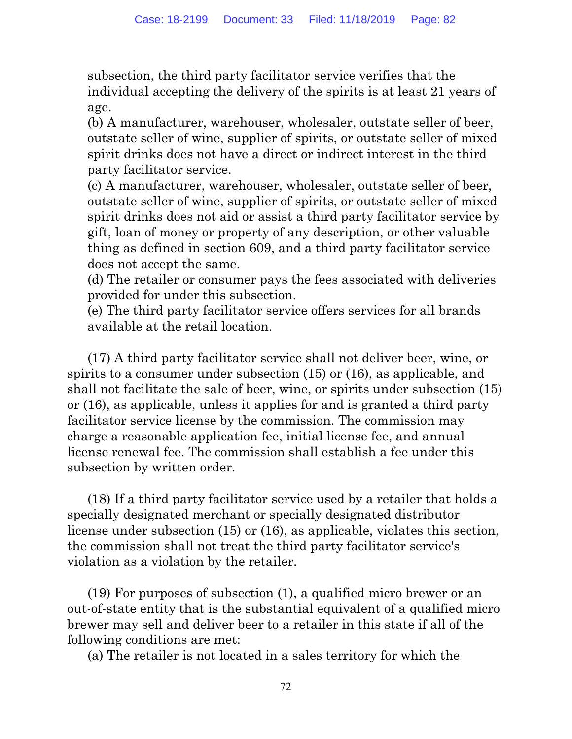subsection, the third party facilitator service verifies that the individual accepting the delivery of the spirits is at least 21 years of age.

(b) A manufacturer, warehouser, wholesaler, outstate seller of beer, outstate seller of wine, supplier of spirits, or outstate seller of mixed spirit drinks does not have a direct or indirect interest in the third party facilitator service.

(c) A manufacturer, warehouser, wholesaler, outstate seller of beer, outstate seller of wine, supplier of spirits, or outstate seller of mixed spirit drinks does not aid or assist a third party facilitator service by gift, loan of money or property of any description, or other valuable thing as defined in section 609, and a third party facilitator service does not accept the same.

(d) The retailer or consumer pays the fees associated with deliveries provided for under this subsection.

(e) The third party facilitator service offers services for all brands available at the retail location.

(17) A third party facilitator service shall not deliver beer, wine, or spirits to a consumer under subsection (15) or (16), as applicable, and shall not facilitate the sale of beer, wine, or spirits under subsection (15) or (16), as applicable, unless it applies for and is granted a third party facilitator service license by the commission. The commission may charge a reasonable application fee, initial license fee, and annual license renewal fee. The commission shall establish a fee under this subsection by written order.

(18) If a third party facilitator service used by a retailer that holds a specially designated merchant or specially designated distributor license under subsection (15) or (16), as applicable, violates this section, the commission shall not treat the third party facilitator service's violation as a violation by the retailer.

(19) For purposes of subsection (1), a qualified micro brewer or an out-of-state entity that is the substantial equivalent of a qualified micro brewer may sell and deliver beer to a retailer in this state if all of the following conditions are met:

(a) The retailer is not located in a sales territory for which the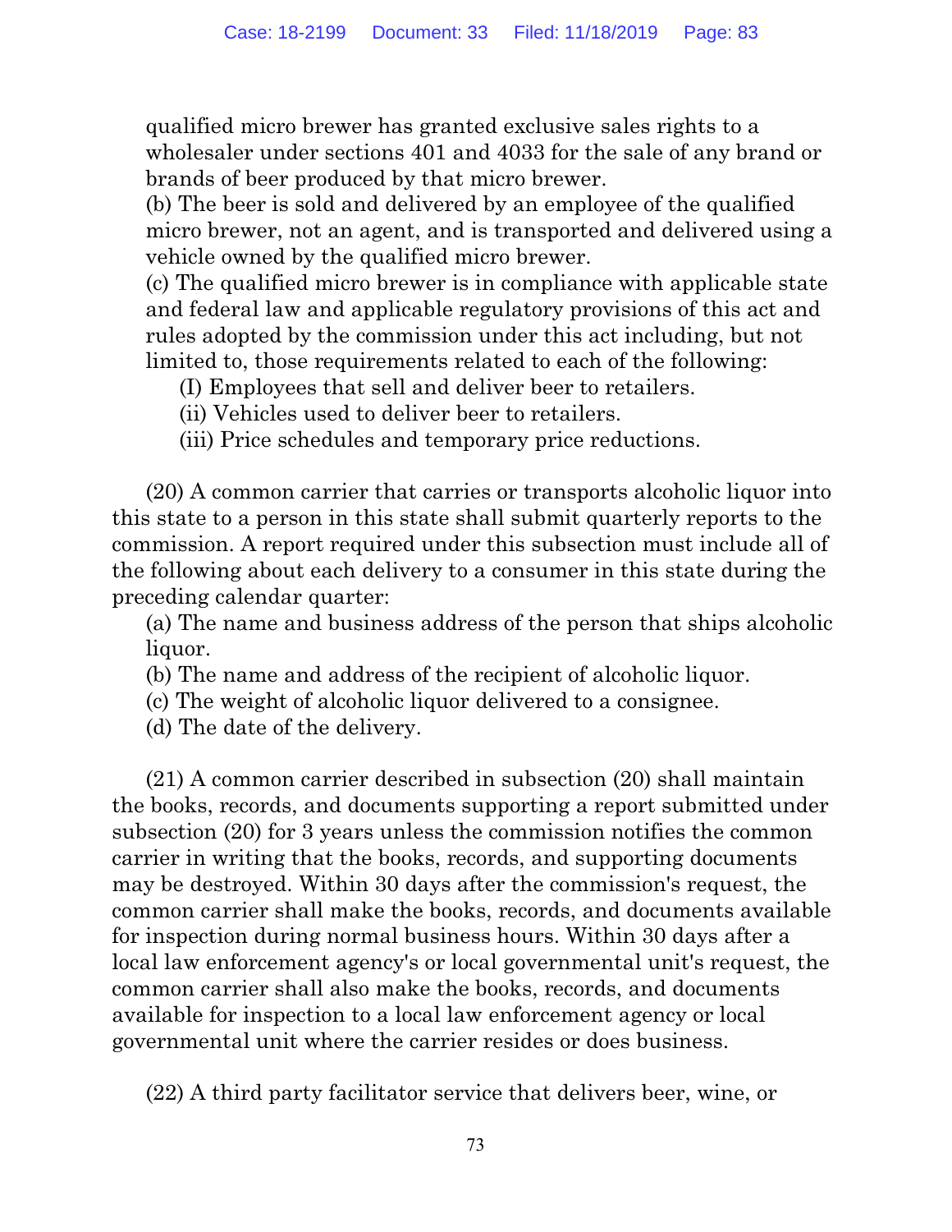qualified micro brewer has granted exclusive sales rights to a wholesaler under sections 401 and 4033 for the sale of any brand or brands of beer produced by that micro brewer.

(b) The beer is sold and delivered by an employee of the qualified micro brewer, not an agent, and is transported and delivered using a vehicle owned by the qualified micro brewer.

(c) The qualified micro brewer is in compliance with applicable state and federal law and applicable regulatory provisions of this act and rules adopted by the commission under this act including, but not limited to, those requirements related to each of the following:

(I) Employees that sell and deliver beer to retailers.

(ii) Vehicles used to deliver beer to retailers.

(iii) Price schedules and temporary price reductions.

(20) A common carrier that carries or transports alcoholic liquor into this state to a person in this state shall submit quarterly reports to the commission. A report required under this subsection must include all of the following about each delivery to a consumer in this state during the preceding calendar quarter:

(a) The name and business address of the person that ships alcoholic liquor.

(b) The name and address of the recipient of alcoholic liquor.

(c) The weight of alcoholic liquor delivered to a consignee.

(d) The date of the delivery.

(21) A common carrier described in subsection (20) shall maintain the books, records, and documents supporting a report submitted under subsection (20) for 3 years unless the commission notifies the common carrier in writing that the books, records, and supporting documents may be destroyed. Within 30 days after the commission's request, the common carrier shall make the books, records, and documents available for inspection during normal business hours. Within 30 days after a local law enforcement agency's or local governmental unit's request, the common carrier shall also make the books, records, and documents available for inspection to a local law enforcement agency or local governmental unit where the carrier resides or does business.

(22) A third party facilitator service that delivers beer, wine, or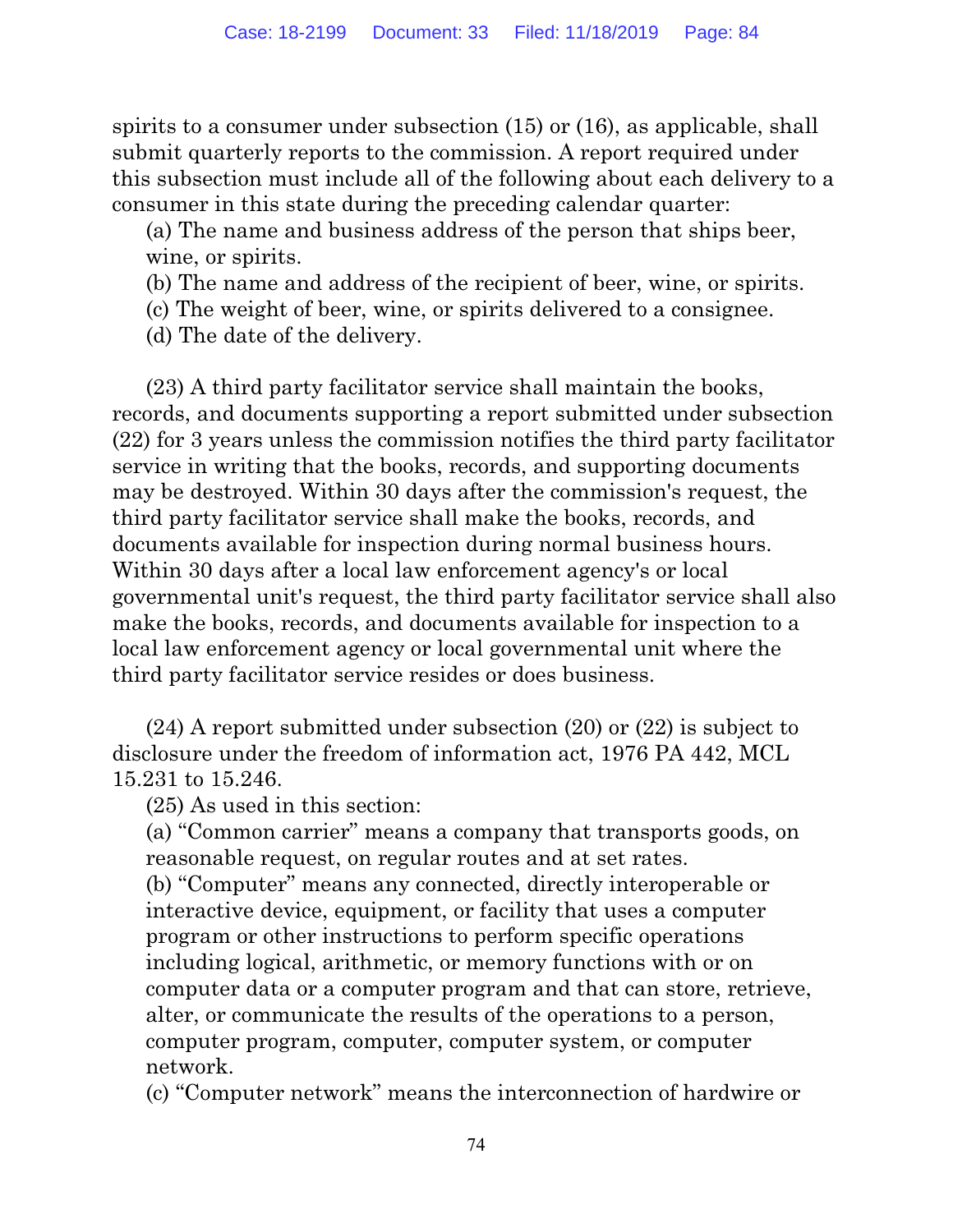spirits to a consumer under subsection (15) or (16), as applicable, shall submit quarterly reports to the commission. A report required under this subsection must include all of the following about each delivery to a consumer in this state during the preceding calendar quarter:

(a) The name and business address of the person that ships beer, wine, or spirits.

(b) The name and address of the recipient of beer, wine, or spirits.

(c) The weight of beer, wine, or spirits delivered to a consignee.

(d) The date of the delivery.

(23) A third party facilitator service shall maintain the books, records, and documents supporting a report submitted under subsection (22) for 3 years unless the commission notifies the third party facilitator service in writing that the books, records, and supporting documents may be destroyed. Within 30 days after the commission's request, the third party facilitator service shall make the books, records, and documents available for inspection during normal business hours. Within 30 days after a local law enforcement agency's or local governmental unit's request, the third party facilitator service shall also make the books, records, and documents available for inspection to a local law enforcement agency or local governmental unit where the third party facilitator service resides or does business.

(24) A report submitted under subsection (20) or (22) is subject to disclosure under the freedom of information act, 1976 PA 442, MCL 15.231 to 15.246.

(25) As used in this section:

(a) "Common carrier" means a company that transports goods, on reasonable request, on regular routes and at set rates.

(b) "Computer" means any connected, directly interoperable or interactive device, equipment, or facility that uses a computer program or other instructions to perform specific operations including logical, arithmetic, or memory functions with or on computer data or a computer program and that can store, retrieve, alter, or communicate the results of the operations to a person, computer program, computer, computer system, or computer network.

(c) "Computer network" means the interconnection of hardwire or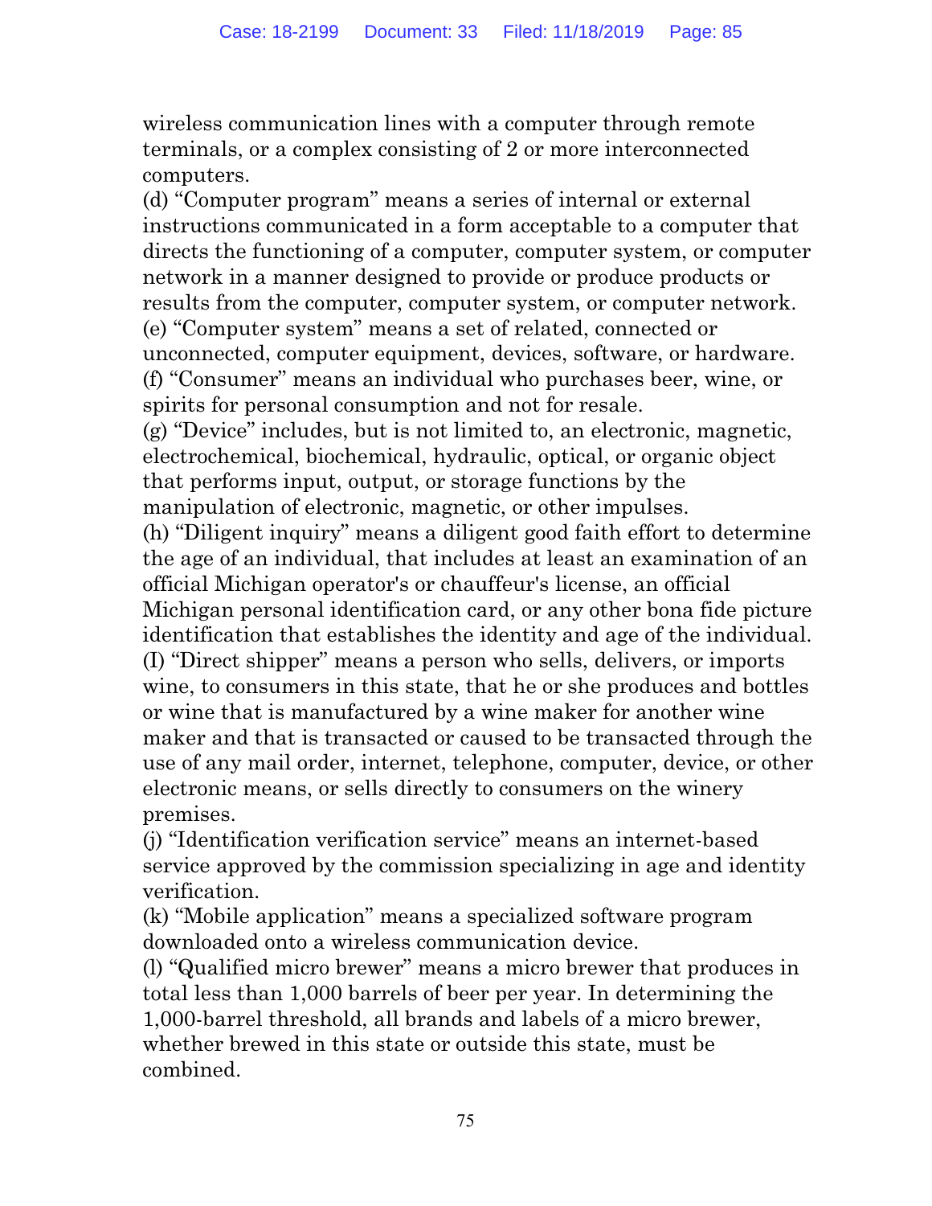wireless communication lines with a computer through remote terminals, or a complex consisting of 2 or more interconnected computers.

(d) “Computer program” means a series of internal or external instructions communicated in a form acceptable to a computer that directs the functioning of a computer, computer system, or computer network in a manner designed to provide or produce products or results from the computer, computer system, or computer network.

(e) “Computer system” means a set of related, connected or unconnected, computer equipment, devices, software, or hardware.

(f) “Consumer” means an individual who purchases beer, wine, or spirits for personal consumption and not for resale.

(g) “Device” includes, but is not limited to, an electronic, magnetic, electrochemical, biochemical, hydraulic, optical, or organic object that performs input, output, or storage functions by the manipulation of electronic, magnetic, or other impulses.

(h) “Diligent inquiry” means a diligent good faith effort to determine the age of an individual, that includes at least an examination of an official Michigan operator's or chauffeur's license, an official Michigan personal identification card, or any other bona fide picture identification that establishes the identity and age of the individual.

(I) “Direct shipper” means a person who sells, delivers, or imports wine, to consumers in this state, that he or she produces and bottles or wine that is manufactured by a wine maker for another wine maker and that is transacted or caused to be transacted through the use of any mail order, internet, telephone, computer, device, or other electronic means, or sells directly to consumers on the winery premises.

(j) “Identification verification service” means an internet-based service approved by the commission specializing in age and identity verification.

(k) “Mobile application” means a specialized software program downloaded onto a wireless communication device.

(l) “Qualified micro brewer” means a micro brewer that produces in total less than 1,000 barrels of beer per year. In determining the 1,000-barrel threshold, all brands and labels of a micro brewer, whether brewed in this state or outside this state, must be combined.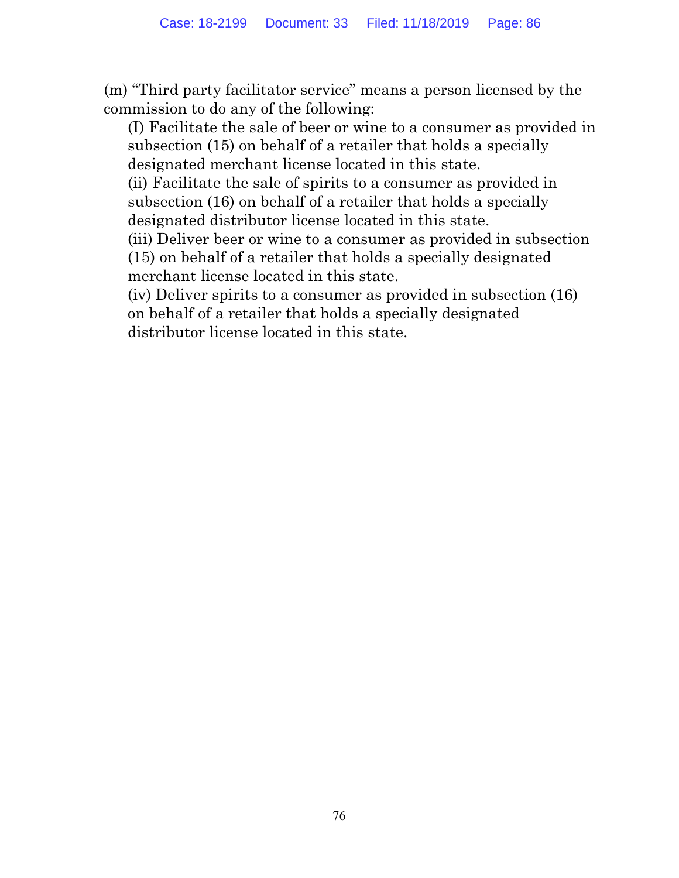(m) "Third party facilitator service" means a person licensed by the commission to do any of the following:

(I) Facilitate the sale of beer or wine to a consumer as provided in subsection (15) on behalf of a retailer that holds a specially designated merchant license located in this state.

(ii) Facilitate the sale of spirits to a consumer as provided in subsection (16) on behalf of a retailer that holds a specially designated distributor license located in this state.

(iii) Deliver beer or wine to a consumer as provided in subsection (15) on behalf of a retailer that holds a specially designated merchant license located in this state.

(iv) Deliver spirits to a consumer as provided in subsection (16) on behalf of a retailer that holds a specially designated distributor license located in this state.